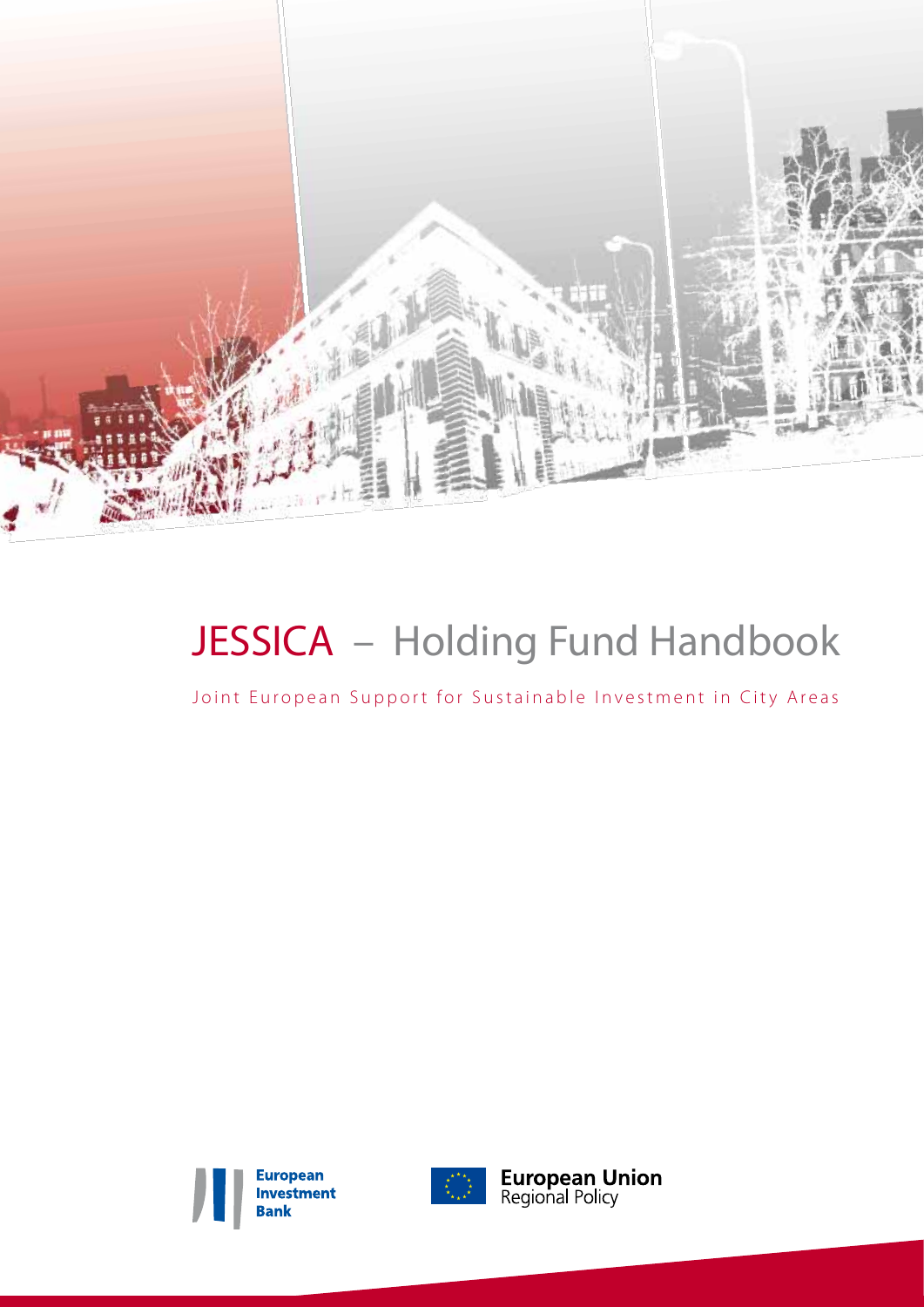# JESSICA – Holding Fund Handbook

Joint European Support for Sustainable Investment in City Areas

European Investment Bank

European Union Regional Policy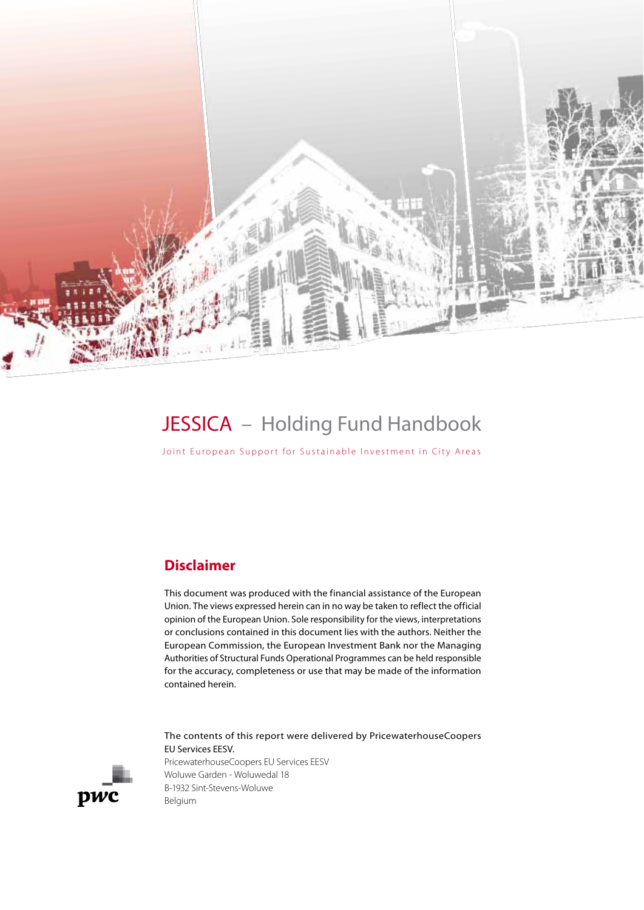# JESSICA – Holding Fund Handbook

Joint European Support for Sustainable Investment in City Areas

## Disclaimer

This document was produced with the financial assistance of the European Union. The views expressed herein can in no way be taken to reflect the official opinion of the European Union. Sole responsibility for the views, interpretations or conclusions contained in this document lies with the authors. Neither the European Commission, the European Investment Bank nor the Managing Authorities of Structural Funds Operational Programmes can be held responsible for the accuracy, completeness or use that may be made of the information contained herein.

The contents of this report were delivered by PricewaterhouseCoopers EU Services EESV.

PricewaterhouseCoopers EU Services EESV
Woluwe Garden - Woluwedal 18
B-1932 Sint-Stevens-Woluwe
Belgium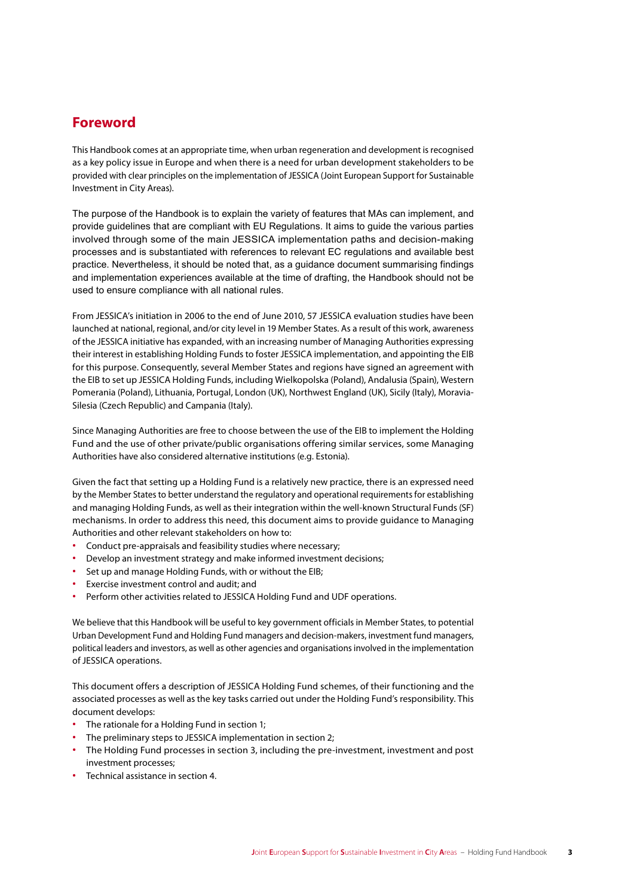## Foreword

This Handbook comes at an appropriate time, when urban regeneration and development is recognised as a key policy issue in Europe and when there is a need for urban development stakeholders to be provided with clear principles on the implementation of JESSICA (Joint European Support for Sustainable Investment in City Areas).

The purpose of the Handbook is to explain the variety of features that MAs can implement, and provide guidelines that are compliant with EU Regulations. It aims to guide the various parties involved through some of the main JESSICA implementation paths and decision-making processes and is substantiated with references to relevant EC regulations and available best practice. Nevertheless, it should be noted that, as a guidance document summarising findings and implementation experiences available at the time of drafting, the Handbook should not be used to ensure compliance with all national rules.

From JESSICA's initiation in 2006 to the end of June 2010, 57 JESSICA evaluation studies have been launched at national, regional, and/or city level in 19 Member States. As a result of this work, awareness of the JESSICA initiative has expanded, with an increasing number of Managing Authorities expressing their interest in establishing Holding Funds to foster JESSICA implementation, and appointing the EIB for this purpose. Consequently, several Member States and regions have signed an agreement with the EIB to set up JESSICA Holding Funds, including Wielkopolska (Poland), Andalusia (Spain), Western Pomerania (Poland), Lithuania, Portugal, London (UK), Northwest England (UK), Sicily (Italy), Moravia-Silesia (Czech Republic) and Campania (Italy).

Since Managing Authorities are free to choose between the use of the EIB to implement the Holding Fund and the use of other private/public organisations offering similar services, some Managing Authorities have also considered alternative institutions (e.g. Estonia).

Given the fact that setting up a Holding Fund is a relatively new practice, there is an expressed need by the Member States to better understand the regulatory and operational requirements for establishing and managing Holding Funds, as well as their integration within the well-known Structural Funds (SF) mechanisms. In order to address this need, this document aims to provide guidance to Managing Authorities and other relevant stakeholders on how to:

- Conduct pre-appraisals and feasibility studies where necessary;
- Develop an investment strategy and make informed investment decisions;
- Set up and manage Holding Funds, with or without the EIB;
- Exercise investment control and audit; and
- Perform other activities related to JESSICA Holding Fund and UDF operations.

We believe that this Handbook will be useful to key government officials in Member States, to potential Urban Development Fund and Holding Fund managers and decision-makers, investment fund managers, political leaders and investors, as well as other agencies and organisations involved in the implementation of JESSICA operations.

This document offers a description of JESSICA Holding Fund schemes, of their functioning and the associated processes as well as the key tasks carried out under the Holding Fund's responsibility. This document develops:

- The rationale for a Holding Fund in section 1;
- The preliminary steps to JESSICA implementation in section 2;
- The Holding Fund processes in section 3, including the pre-investment, investment and post investment processes;
- Technical assistance in section 4.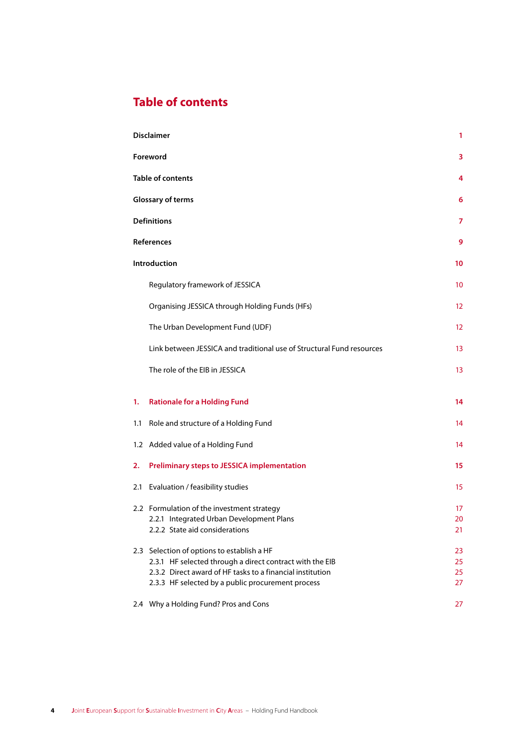# Table of contents

| | |
|---|---|
| **Disclaimer** | **1** |
| **Foreword** | **3** |
| **Table of contents** | **4** |
| **Glossary of terms** | **6** |
| **Definitions** | **7** |
| **References** | **9** |
| **Introduction** | **10** |
| Regulatory framework of JESSICA | 10 |
| Organising JESSICA through Holding Funds (HFs) | 12 |
| The Urban Development Fund (UDF) | 12 |
| Link between JESSICA and traditional use of Structural Fund resources | 13 |
| The role of the EIB in JESSICA | 13 |
| **1. Rationale for a Holding Fund** | **14** |
| 1.1 Role and structure of a Holding Fund | 14 |
| 1.2 Added value of a Holding Fund | 14 |
| **2. Preliminary steps to JESSICA implementation** | **15** |
| 2.1 Evaluation / feasibility studies | 15 |
| 2.2 Formulation of the investment strategy | 17 |
| 2.2.1 Integrated Urban Development Plans | 20 |
| 2.2.2 State aid considerations | 21 |
| 2.3 Selection of options to establish a HF | 23 |
| 2.3.1 HF selected through a direct contract with the EIB | 25 |
| 2.3.2 Direct award of HF tasks to a financial institution | 25 |
| 2.3.3 HF selected by a public procurement process | 27 |
| 2.4 Why a Holding Fund? Pros and Cons | 27 |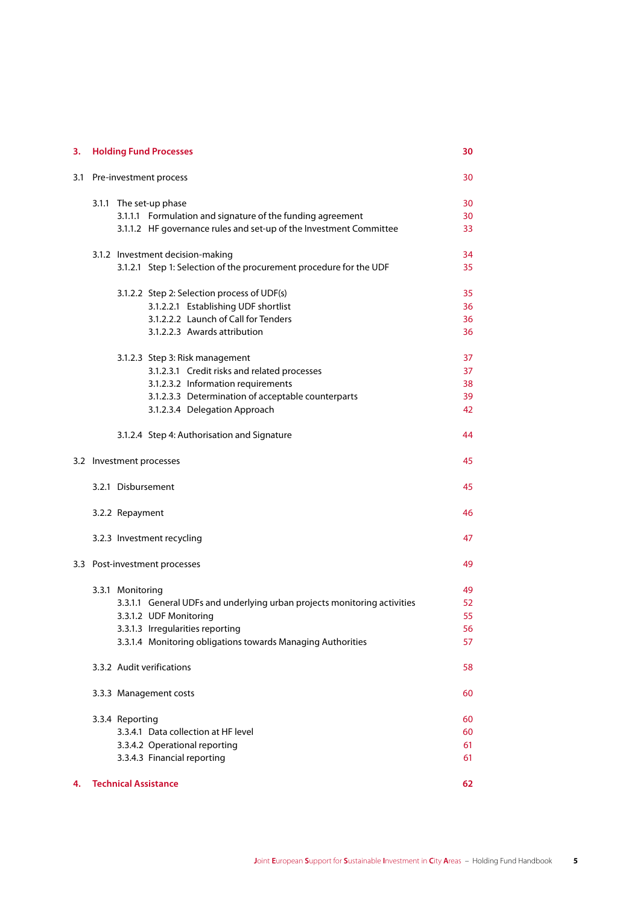| | |
|---|---|
| **3. Holding Fund Processes** | **30** |
| 3.1 Pre-investment process | 30 |
| 3.1.1 The set-up phase | 30 |
| 3.1.1.1 Formulation and signature of the funding agreement | 30 |
| 3.1.1.2 HF governance rules and set-up of the Investment Committee | 33 |
| 3.1.2 Investment decision-making | 34 |
| 3.1.2.1 Step 1: Selection of the procurement procedure for the UDF | 35 |
| 3.1.2.2 Step 2: Selection process of UDF(s) | 35 |
| 3.1.2.2.1 Establishing UDF shortlist | 36 |
| 3.1.2.2.2 Launch of Call for Tenders | 36 |
| 3.1.2.2.3 Awards attribution | 36 |
| 3.1.2.3 Step 3: Risk management | 37 |
| 3.1.2.3.1 Credit risks and related processes | 37 |
| 3.1.2.3.2 Information requirements | 38 |
| 3.1.2.3.3 Determination of acceptable counterparts | 39 |
| 3.1.2.3.4 Delegation Approach | 42 |
| 3.1.2.4 Step 4: Authorisation and Signature | 44 |
| 3.2 Investment processes | 45 |
| 3.2.1 Disbursement | 45 |
| 3.2.2 Repayment | 46 |
| 3.2.3 Investment recycling | 47 |
| 3.3 Post-investment processes | 49 |
| 3.3.1 Monitoring | 49 |
| 3.3.1.1 General UDFs and underlying urban projects monitoring activities | 52 |
| 3.3.1.2 UDF Monitoring | 55 |
| 3.3.1.3 Irregularities reporting | 56 |
| 3.3.1.4 Monitoring obligations towards Managing Authorities | 57 |
| 3.3.2 Audit verifications | 58 |
| 3.3.3 Management costs | 60 |
| 3.3.4 Reporting | 60 |
| 3.3.4.1 Data collection at HF level | 60 |
| 3.3.4.2 Operational reporting | 61 |
| 3.3.4.3 Financial reporting | 61 |
| **4. Technical Assistance** | **62** |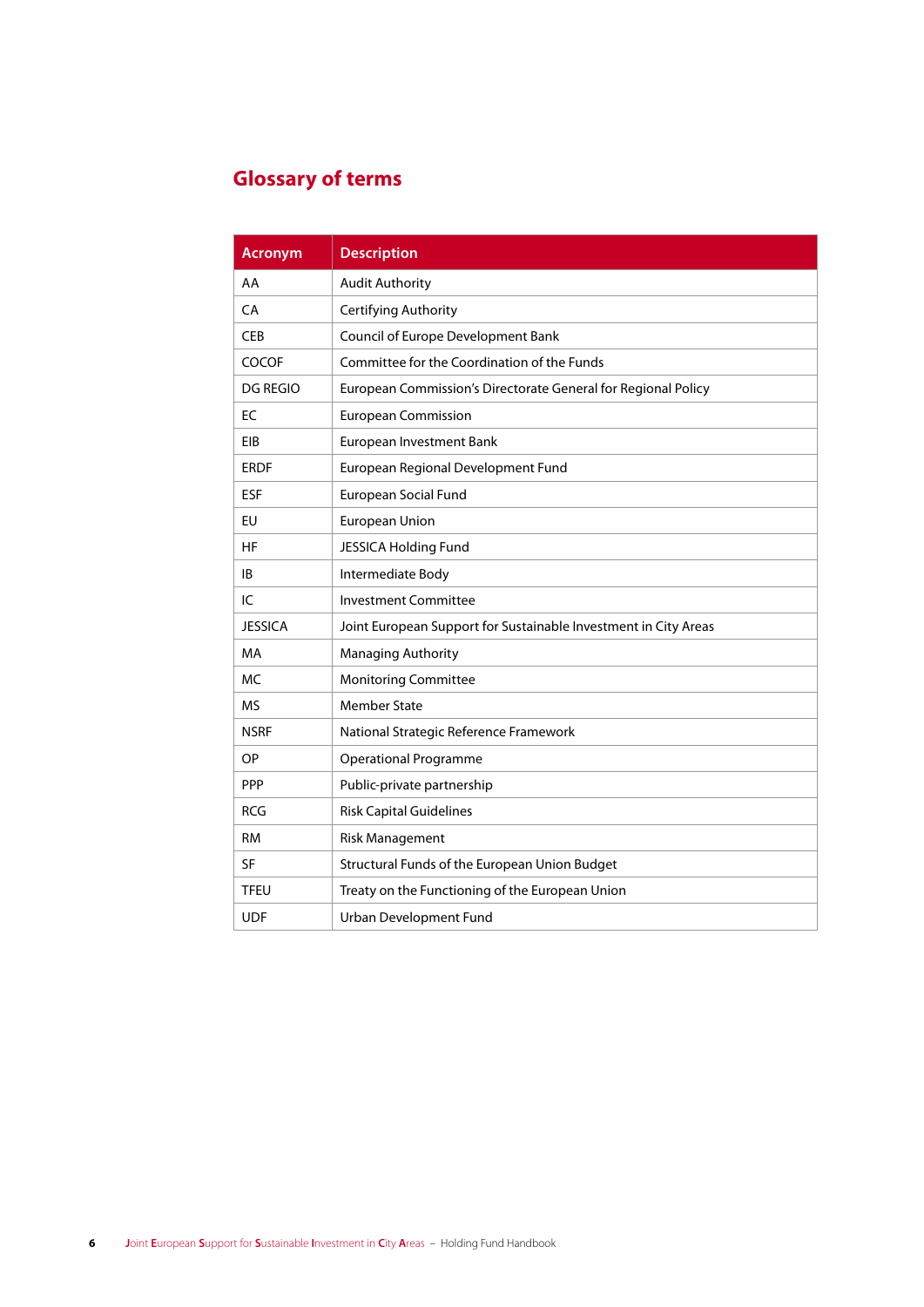# Glossary of terms

| Acronym | Description |
|---|---|
| AA | Audit Authority |
| CA | Certifying Authority |
| CEB | Council of Europe Development Bank |
| COCOF | Committee for the Coordination of the Funds |
| DG REGIO | European Commission’s Directorate General for Regional Policy |
| EC | European Commission |
| EIB | European Investment Bank |
| ERDF | European Regional Development Fund |
| ESF | European Social Fund |
| EU | European Union |
| HF | JESSICA Holding Fund |
| IB | Intermediate Body |
| IC | Investment Committee |
| JESSICA | Joint European Support for Sustainable Investment in City Areas |
| MA | Managing Authority |
| MC | Monitoring Committee |
| MS | Member State |
| NSRF | National Strategic Reference Framework |
| OP | Operational Programme |
| PPP | Public-private partnership |
| RCG | Risk Capital Guidelines |
| RM | Risk Management |
| SF | Structural Funds of the European Union Budget |
| TFEU | Treaty on the Functioning of the European Union |
| UDF | Urban Development Fund |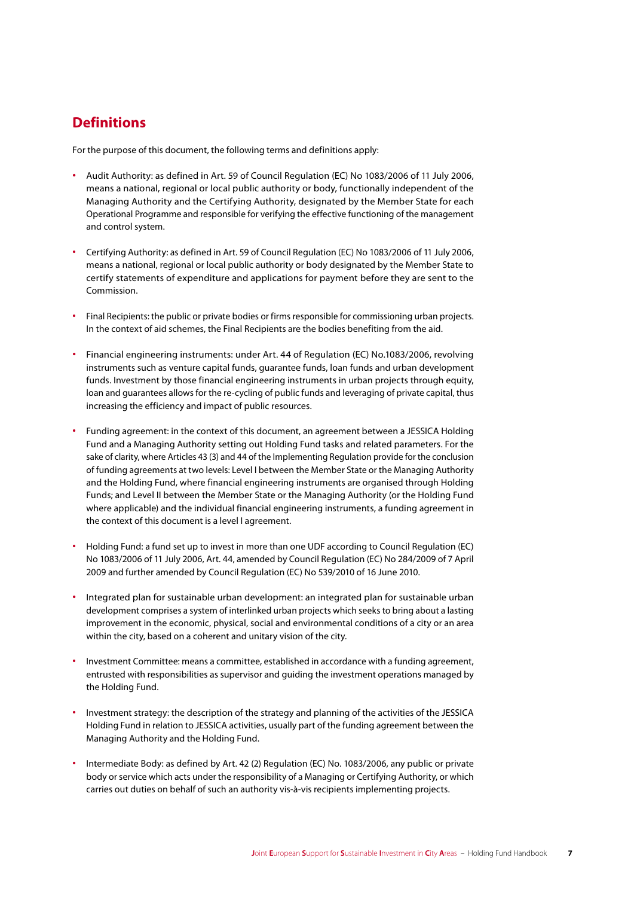## Definitions

For the purpose of this document, the following terms and definitions apply:

- Audit Authority: as defined in Art. 59 of Council Regulation (EC) No 1083/2006 of 11 July 2006, means a national, regional or local public authority or body, functionally independent of the Managing Authority and the Certifying Authority, designated by the Member State for each Operational Programme and responsible for verifying the effective functioning of the management and control system.

- Certifying Authority: as defined in Art. 59 of Council Regulation (EC) No 1083/2006 of 11 July 2006, means a national, regional or local public authority or body designated by the Member State to certify statements of expenditure and applications for payment before they are sent to the Commission.

- Final Recipients: the public or private bodies or firms responsible for commissioning urban projects. In the context of aid schemes, the Final Recipients are the bodies benefiting from the aid.

- Financial engineering instruments: under Art. 44 of Regulation (EC) No.1083/2006, revolving instruments such as venture capital funds, guarantee funds, loan funds and urban development funds. Investment by those financial engineering instruments in urban projects through equity, loan and guarantees allows for the re-cycling of public funds and leveraging of private capital, thus increasing the efficiency and impact of public resources.

- Funding agreement: in the context of this document, an agreement between a JESSICA Holding Fund and a Managing Authority setting out Holding Fund tasks and related parameters. For the sake of clarity, where Articles 43 (3) and 44 of the Implementing Regulation provide for the conclusion of funding agreements at two levels: Level I between the Member State or the Managing Authority and the Holding Fund, where financial engineering instruments are organised through Holding Funds; and Level II between the Member State or the Managing Authority (or the Holding Fund where applicable) and the individual financial engineering instruments, a funding agreement in the context of this document is a level I agreement.

- Holding Fund: a fund set up to invest in more than one UDF according to Council Regulation (EC) No 1083/2006 of 11 July 2006, Art. 44, amended by Council Regulation (EC) No 284/2009 of 7 April 2009 and further amended by Council Regulation (EC) No 539/2010 of 16 June 2010.

- Integrated plan for sustainable urban development: an integrated plan for sustainable urban development comprises a system of interlinked urban projects which seeks to bring about a lasting improvement in the economic, physical, social and environmental conditions of a city or an area within the city, based on a coherent and unitary vision of the city.

- Investment Committee: means a committee, established in accordance with a funding agreement, entrusted with responsibilities as supervisor and guiding the investment operations managed by the Holding Fund.

- Investment strategy: the description of the strategy and planning of the activities of the JESSICA Holding Fund in relation to JESSICA activities, usually part of the funding agreement between the Managing Authority and the Holding Fund.

- Intermediate Body: as defined by Art. 42 (2) Regulation (EC) No. 1083/2006, any public or private body or service which acts under the responsibility of a Managing or Certifying Authority, or which carries out duties on behalf of such an authority vis-à-vis recipients implementing projects.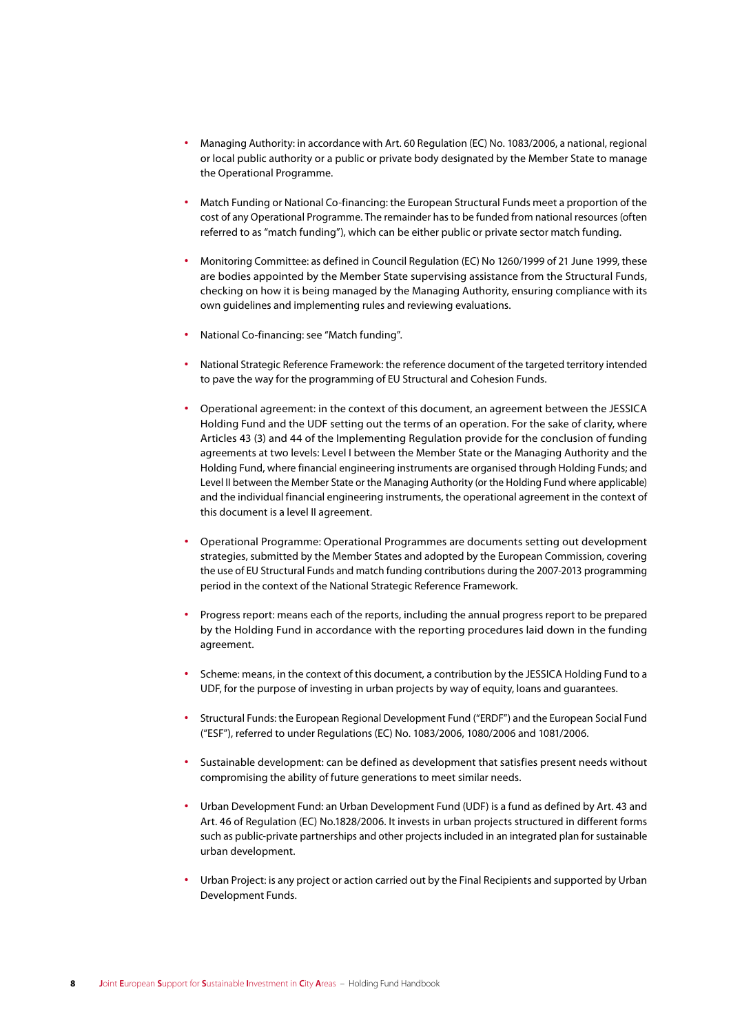- Managing Authority: in accordance with Art. 60 Regulation (EC) No. 1083/2006, a national, regional or local public authority or a public or private body designated by the Member State to manage the Operational Programme.

- Match Funding or National Co-financing: the European Structural Funds meet a proportion of the cost of any Operational Programme. The remainder has to be funded from national resources (often referred to as "match funding"), which can be either public or private sector match funding.

- Monitoring Committee: as defined in Council Regulation (EC) No 1260/1999 of 21 June 1999, these are bodies appointed by the Member State supervising assistance from the Structural Funds, checking on how it is being managed by the Managing Authority, ensuring compliance with its own guidelines and implementing rules and reviewing evaluations.

- National Co-financing: see "Match funding".

- National Strategic Reference Framework: the reference document of the targeted territory intended to pave the way for the programming of EU Structural and Cohesion Funds.

- Operational agreement: in the context of this document, an agreement between the JESSICA Holding Fund and the UDF setting out the terms of an operation. For the sake of clarity, where Articles 43 (3) and 44 of the Implementing Regulation provide for the conclusion of funding agreements at two levels: Level I between the Member State or the Managing Authority and the Holding Fund, where financial engineering instruments are organised through Holding Funds; and Level II between the Member State or the Managing Authority (or the Holding Fund where applicable) and the individual financial engineering instruments, the operational agreement in the context of this document is a level II agreement.

- Operational Programme: Operational Programmes are documents setting out development strategies, submitted by the Member States and adopted by the European Commission, covering the use of EU Structural Funds and match funding contributions during the 2007-2013 programming period in the context of the National Strategic Reference Framework.

- Progress report: means each of the reports, including the annual progress report to be prepared by the Holding Fund in accordance with the reporting procedures laid down in the funding agreement.

- Scheme: means, in the context of this document, a contribution by the JESSICA Holding Fund to a UDF, for the purpose of investing in urban projects by way of equity, loans and guarantees.

- Structural Funds: the European Regional Development Fund ("ERDF") and the European Social Fund ("ESF"), referred to under Regulations (EC) No. 1083/2006, 1080/2006 and 1081/2006.

- Sustainable development: can be defined as development that satisfies present needs without compromising the ability of future generations to meet similar needs.

- Urban Development Fund: an Urban Development Fund (UDF) is a fund as defined by Art. 43 and Art. 46 of Regulation (EC) No.1828/2006. It invests in urban projects structured in different forms such as public-private partnerships and other projects included in an integrated plan for sustainable urban development.

- Urban Project: is any project or action carried out by the Final Recipients and supported by Urban Development Funds.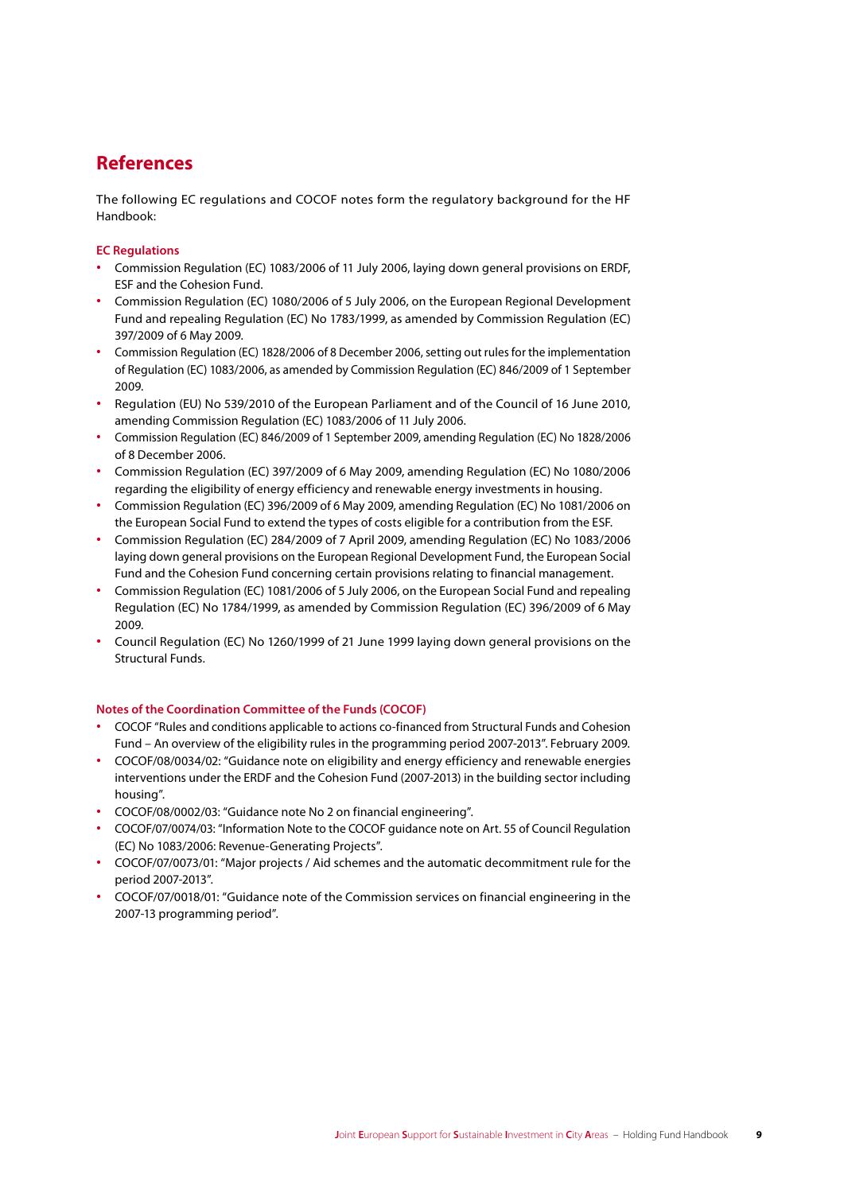# References

The following EC regulations and COCOF notes form the regulatory background for the HF Handbook:

### EC Regulations

- Commission Regulation (EC) 1083/2006 of 11 July 2006, laying down general provisions on ERDF, ESF and the Cohesion Fund.
- Commission Regulation (EC) 1080/2006 of 5 July 2006, on the European Regional Development Fund and repealing Regulation (EC) No 1783/1999, as amended by Commission Regulation (EC) 397/2009 of 6 May 2009.
- Commission Regulation (EC) 1828/2006 of 8 December 2006, setting out rules for the implementation of Regulation (EC) 1083/2006, as amended by Commission Regulation (EC) 846/2009 of 1 September 2009.
- Regulation (EU) No 539/2010 of the European Parliament and of the Council of 16 June 2010, amending Commission Regulation (EC) 1083/2006 of 11 July 2006.
- Commission Regulation (EC) 846/2009 of 1 September 2009, amending Regulation (EC) No 1828/2006 of 8 December 2006.
- Commission Regulation (EC) 397/2009 of 6 May 2009, amending Regulation (EC) No 1080/2006 regarding the eligibility of energy efficiency and renewable energy investments in housing.
- Commission Regulation (EC) 396/2009 of 6 May 2009, amending Regulation (EC) No 1081/2006 on the European Social Fund to extend the types of costs eligible for a contribution from the ESF.
- Commission Regulation (EC) 284/2009 of 7 April 2009, amending Regulation (EC) No 1083/2006 laying down general provisions on the European Regional Development Fund, the European Social Fund and the Cohesion Fund concerning certain provisions relating to financial management.
- Commission Regulation (EC) 1081/2006 of 5 July 2006, on the European Social Fund and repealing Regulation (EC) No 1784/1999, as amended by Commission Regulation (EC) 396/2009 of 6 May 2009.
- Council Regulation (EC) No 1260/1999 of 21 June 1999 laying down general provisions on the Structural Funds.

### Notes of the Coordination Committee of the Funds (COCOF)

- COCOF "Rules and conditions applicable to actions co-financed from Structural Funds and Cohesion Fund – An overview of the eligibility rules in the programming period 2007-2013". February 2009.
- COCOF/08/0034/02: "Guidance note on eligibility and energy efficiency and renewable energies interventions under the ERDF and the Cohesion Fund (2007-2013) in the building sector including housing".
- COCOF/08/0002/03: "Guidance note No 2 on financial engineering".
- COCOF/07/0074/03: "Information Note to the COCOF guidance note on Art. 55 of Council Regulation (EC) No 1083/2006: Revenue-Generating Projects".
- COCOF/07/0073/01: "Major projects / Aid schemes and the automatic decommitment rule for the period 2007-2013".
- COCOF/07/0018/01: "Guidance note of the Commission services on financial engineering in the 2007-13 programming period".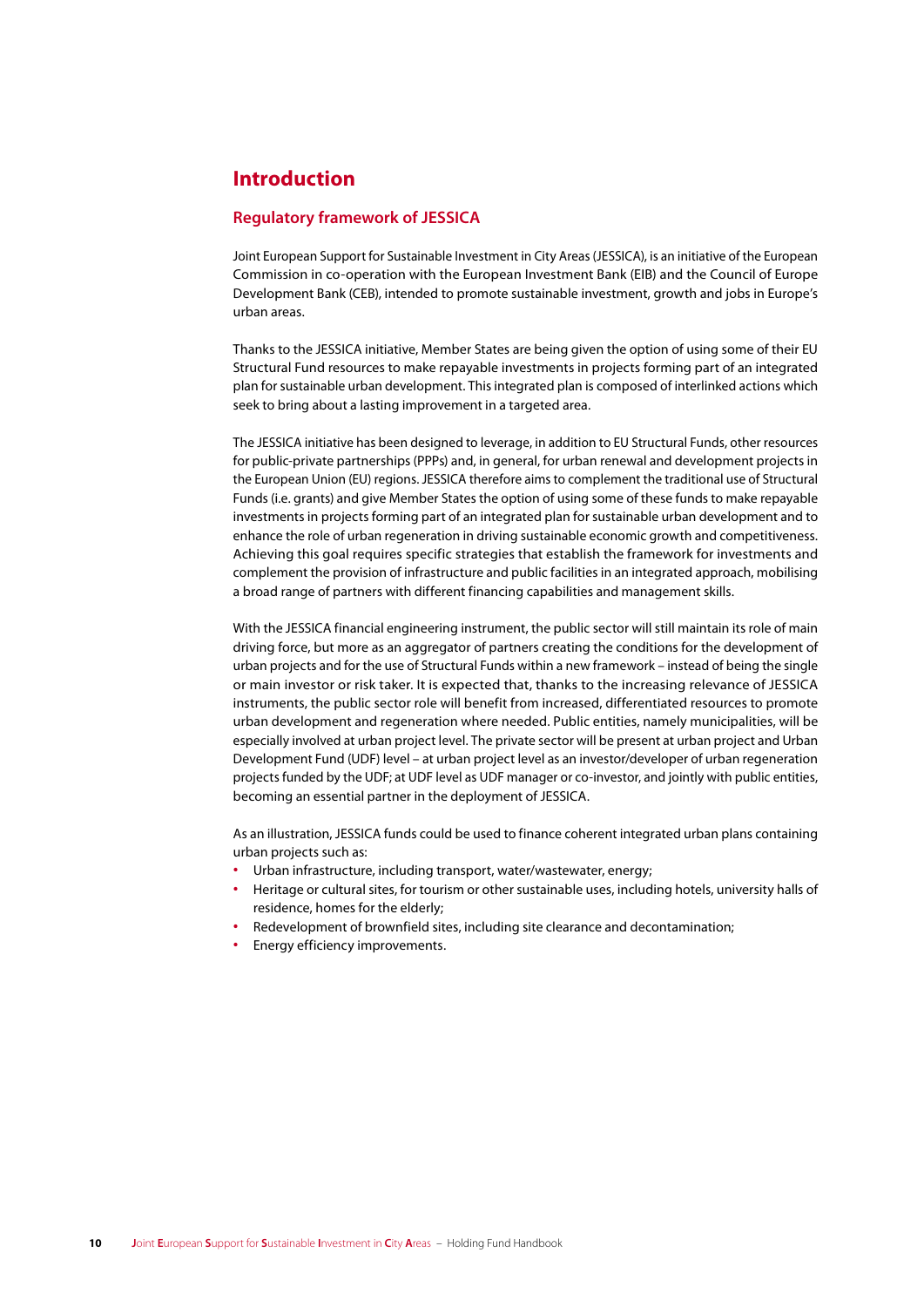# Introduction

## Regulatory framework of JESSICA

Joint European Support for Sustainable Investment in City Areas (JESSICA), is an initiative of the European Commission in co-operation with the European Investment Bank (EIB) and the Council of Europe Development Bank (CEB), intended to promote sustainable investment, growth and jobs in Europe's urban areas.

Thanks to the JESSICA initiative, Member States are being given the option of using some of their EU Structural Fund resources to make repayable investments in projects forming part of an integrated plan for sustainable urban development. This integrated plan is composed of interlinked actions which seek to bring about a lasting improvement in a targeted area.

The JESSICA initiative has been designed to leverage, in addition to EU Structural Funds, other resources for public-private partnerships (PPPs) and, in general, for urban renewal and development projects in the European Union (EU) regions. JESSICA therefore aims to complement the traditional use of Structural Funds (i.e. grants) and give Member States the option of using some of these funds to make repayable investments in projects forming part of an integrated plan for sustainable urban development and to enhance the role of urban regeneration in driving sustainable economic growth and competitiveness. Achieving this goal requires specific strategies that establish the framework for investments and complement the provision of infrastructure and public facilities in an integrated approach, mobilising a broad range of partners with different financing capabilities and management skills.

With the JESSICA financial engineering instrument, the public sector will still maintain its role of main driving force, but more as an aggregator of partners creating the conditions for the development of urban projects and for the use of Structural Funds within a new framework – instead of being the single or main investor or risk taker. It is expected that, thanks to the increasing relevance of JESSICA instruments, the public sector role will benefit from increased, differentiated resources to promote urban development and regeneration where needed. Public entities, namely municipalities, will be especially involved at urban project level. The private sector will be present at urban project and Urban Development Fund (UDF) level – at urban project level as an investor/developer of urban regeneration projects funded by the UDF; at UDF level as UDF manager or co-investor, and jointly with public entities, becoming an essential partner in the deployment of JESSICA.

As an illustration, JESSICA funds could be used to finance coherent integrated urban plans containing urban projects such as:

- Urban infrastructure, including transport, water/wastewater, energy;
- Heritage or cultural sites, for tourism or other sustainable uses, including hotels, university halls of residence, homes for the elderly;
- Redevelopment of brownfield sites, including site clearance and decontamination;
- Energy efficiency improvements.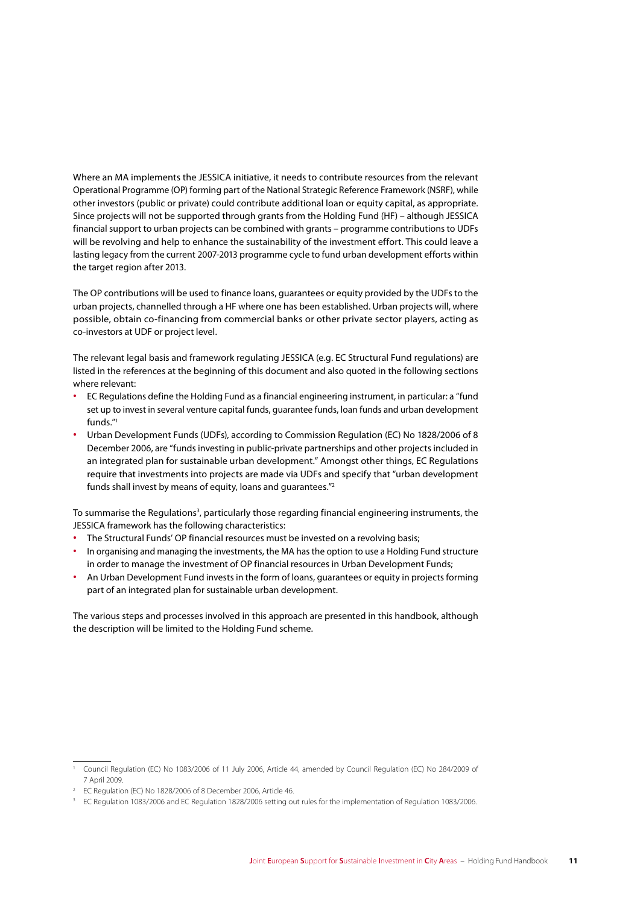Where an MA implements the JESSICA initiative, it needs to contribute resources from the relevant Operational Programme (OP) forming part of the National Strategic Reference Framework (NSRF), while other investors (public or private) could contribute additional loan or equity capital, as appropriate. Since projects will not be supported through grants from the Holding Fund (HF) – although JESSICA financial support to urban projects can be combined with grants – programme contributions to UDFs will be revolving and help to enhance the sustainability of the investment effort. This could leave a lasting legacy from the current 2007-2013 programme cycle to fund urban development efforts within the target region after 2013.

The OP contributions will be used to finance loans, guarantees or equity provided by the UDFs to the urban projects, channelled through a HF where one has been established. Urban projects will, where possible, obtain co-financing from commercial banks or other private sector players, acting as co-investors at UDF or project level.

The relevant legal basis and framework regulating JESSICA (e.g. EC Structural Fund regulations) are listed in the references at the beginning of this document and also quoted in the following sections where relevant:

- EC Regulations define the Holding Fund as a financial engineering instrument, in particular: a "fund set up to invest in several venture capital funds, guarantee funds, loan funds and urban development funds."[1]
- Urban Development Funds (UDFs), according to Commission Regulation (EC) No 1828/2006 of 8 December 2006, are "funds investing in public-private partnerships and other projects included in an integrated plan for sustainable urban development." Amongst other things, EC Regulations require that investments into projects are made via UDFs and specify that "urban development funds shall invest by means of equity, loans and guarantees."[2]

To summarise the Regulations[3], particularly those regarding financial engineering instruments, the JESSICA framework has the following characteristics:

- The Structural Funds' OP financial resources must be invested on a revolving basis;
- In organising and managing the investments, the MA has the option to use a Holding Fund structure in order to manage the investment of OP financial resources in Urban Development Funds;
- An Urban Development Fund invests in the form of loans, guarantees or equity in projects forming part of an integrated plan for sustainable urban development.

The various steps and processes involved in this approach are presented in this handbook, although the description will be limited to the Holding Fund scheme.

---

[1] Council Regulation (EC) No 1083/2006 of 11 July 2006, Article 44, amended by Council Regulation (EC) No 284/2009 of 7 April 2009.

[2] EC Regulation (EC) No 1828/2006 of 8 December 2006, Article 46.

[3] EC Regulation 1083/2006 and EC Regulation 1828/2006 setting out rules for the implementation of Regulation 1083/2006.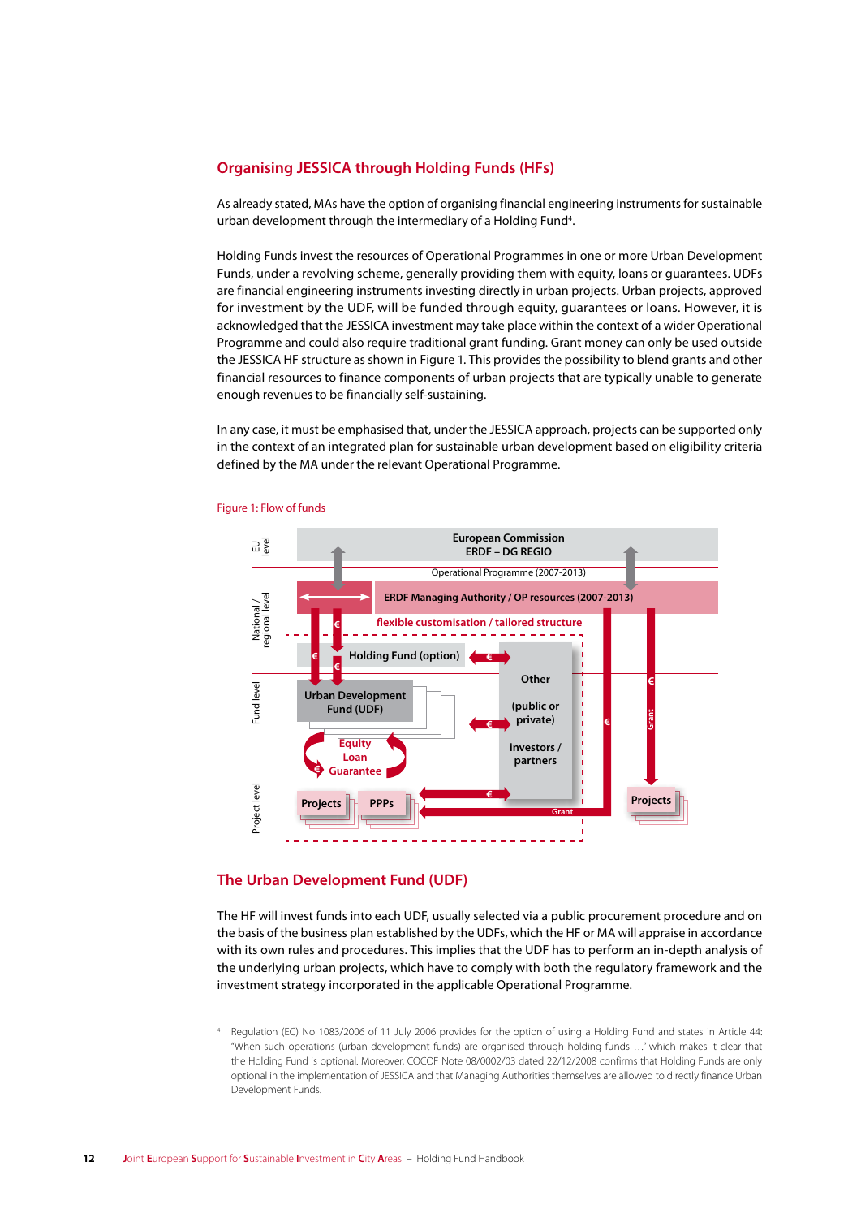## Organising JESSICA through Holding Funds (HFs)

As already stated, MAs have the option of organising financial engineering instruments for sustainable urban development through the intermediary of a Holding Fund[4].

Holding Funds invest the resources of Operational Programmes in one or more Urban Development Funds, under a revolving scheme, generally providing them with equity, loans or guarantees. UDFs are financial engineering instruments investing directly in urban projects. Urban projects, approved for investment by the UDF, will be funded through equity, guarantees or loans. However, it is acknowledged that the JESSICA investment may take place within the context of a wider Operational Programme and could also require traditional grant funding. Grant money can only be used outside the JESSICA HF structure as shown in Figure 1. This provides the possibility to blend grants and other financial resources to finance components of urban projects that are typically unable to generate enough revenues to be financially self-sustaining.

In any case, it must be emphasised that, under the JESSICA approach, projects can be supported only in the context of an integrated plan for sustainable urban development based on eligibility criteria defined by the MA under the relevant Operational Programme.

Figure 1: Flow of funds

EU level
National / regional level
Fund level
Project level

European Commission
ERDF – DG REGIO

Operational Programme (2007-2013)

ERDF Managing Authority / OP resources (2007-2013)

flexible customisation / tailored structure

Holding Fund (option)

Urban Development Fund (UDF)

Equity
Loan
Guarantee

Other
(public or private)
investors / partners

Projects
PPPs
Projects

€
Grant

## The Urban Development Fund (UDF)

The HF will invest funds into each UDF, usually selected via a public procurement procedure and on the basis of the business plan established by the UDFs, which the HF or MA will appraise in accordance with its own rules and procedures. This implies that the UDF has to perform an in-depth analysis of the underlying urban projects, which have to comply with both the regulatory framework and the investment strategy incorporated in the applicable Operational Programme.

---

[4] Regulation (EC) No 1083/2006 of 11 July 2006 provides for the option of using a Holding Fund and states in Article 44: "When such operations (urban development funds) are organised through holding funds …" which makes it clear that the Holding Fund is optional. Moreover, COCOF Note 08/0002/03 dated 22/12/2008 confirms that Holding Funds are only optional in the implementation of JESSICA and that Managing Authorities themselves are allowed to directly finance Urban Development Funds.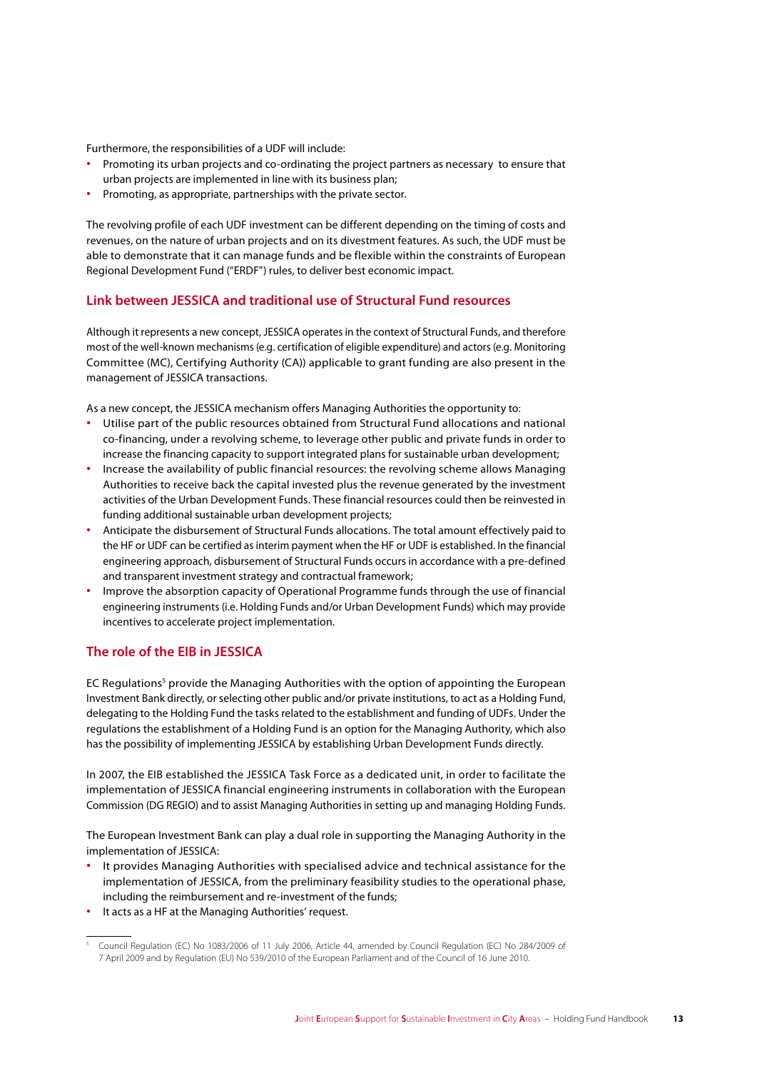Furthermore, the responsibilities of a UDF will include:

- Promoting its urban projects and co-ordinating the project partners as necessary to ensure that urban projects are implemented in line with its business plan;
- Promoting, as appropriate, partnerships with the private sector.

The revolving profile of each UDF investment can be different depending on the timing of costs and revenues, on the nature of urban projects and on its divestment features. As such, the UDF must be able to demonstrate that it can manage funds and be flexible within the constraints of European Regional Development Fund ("ERDF") rules, to deliver best economic impact.

## Link between JESSICA and traditional use of Structural Fund resources

Although it represents a new concept, JESSICA operates in the context of Structural Funds, and therefore most of the well-known mechanisms (e.g. certification of eligible expenditure) and actors (e.g. Monitoring Committee (MC), Certifying Authority (CA)) applicable to grant funding are also present in the management of JESSICA transactions.

As a new concept, the JESSICA mechanism offers Managing Authorities the opportunity to:

- Utilise part of the public resources obtained from Structural Fund allocations and national co-financing, under a revolving scheme, to leverage other public and private funds in order to increase the financing capacity to support integrated plans for sustainable urban development;
- Increase the availability of public financial resources: the revolving scheme allows Managing Authorities to receive back the capital invested plus the revenue generated by the investment activities of the Urban Development Funds. These financial resources could then be reinvested in funding additional sustainable urban development projects;
- Anticipate the disbursement of Structural Funds allocations. The total amount effectively paid to the HF or UDF can be certified as interim payment when the HF or UDF is established. In the financial engineering approach, disbursement of Structural Funds occurs in accordance with a pre-defined and transparent investment strategy and contractual framework;
- Improve the absorption capacity of Operational Programme funds through the use of financial engineering instruments (i.e. Holding Funds and/or Urban Development Funds) which may provide incentives to accelerate project implementation.

## The role of the EIB in JESSICA

EC Regulations[5] provide the Managing Authorities with the option of appointing the European Investment Bank directly, or selecting other public and/or private institutions, to act as a Holding Fund, delegating to the Holding Fund the tasks related to the establishment and funding of UDFs. Under the regulations the establishment of a Holding Fund is an option for the Managing Authority, which also has the possibility of implementing JESSICA by establishing Urban Development Funds directly.

In 2007, the EIB established the JESSICA Task Force as a dedicated unit, in order to facilitate the implementation of JESSICA financial engineering instruments in collaboration with the European Commission (DG REGIO) and to assist Managing Authorities in setting up and managing Holding Funds.

The European Investment Bank can play a dual role in supporting the Managing Authority in the implementation of JESSICA:

- It provides Managing Authorities with specialised advice and technical assistance for the implementation of JESSICA, from the preliminary feasibility studies to the operational phase, including the reimbursement and re-investment of the funds;
- It acts as a HF at the Managing Authorities' request.

[5] Council Regulation (EC) No 1083/2006 of 11 July 2006, Article 44, amended by Council Regulation (EC) No 284/2009 of 7 April 2009 and by Regulation (EU) No 539/2010 of the European Parliament and of the Council of 16 June 2010.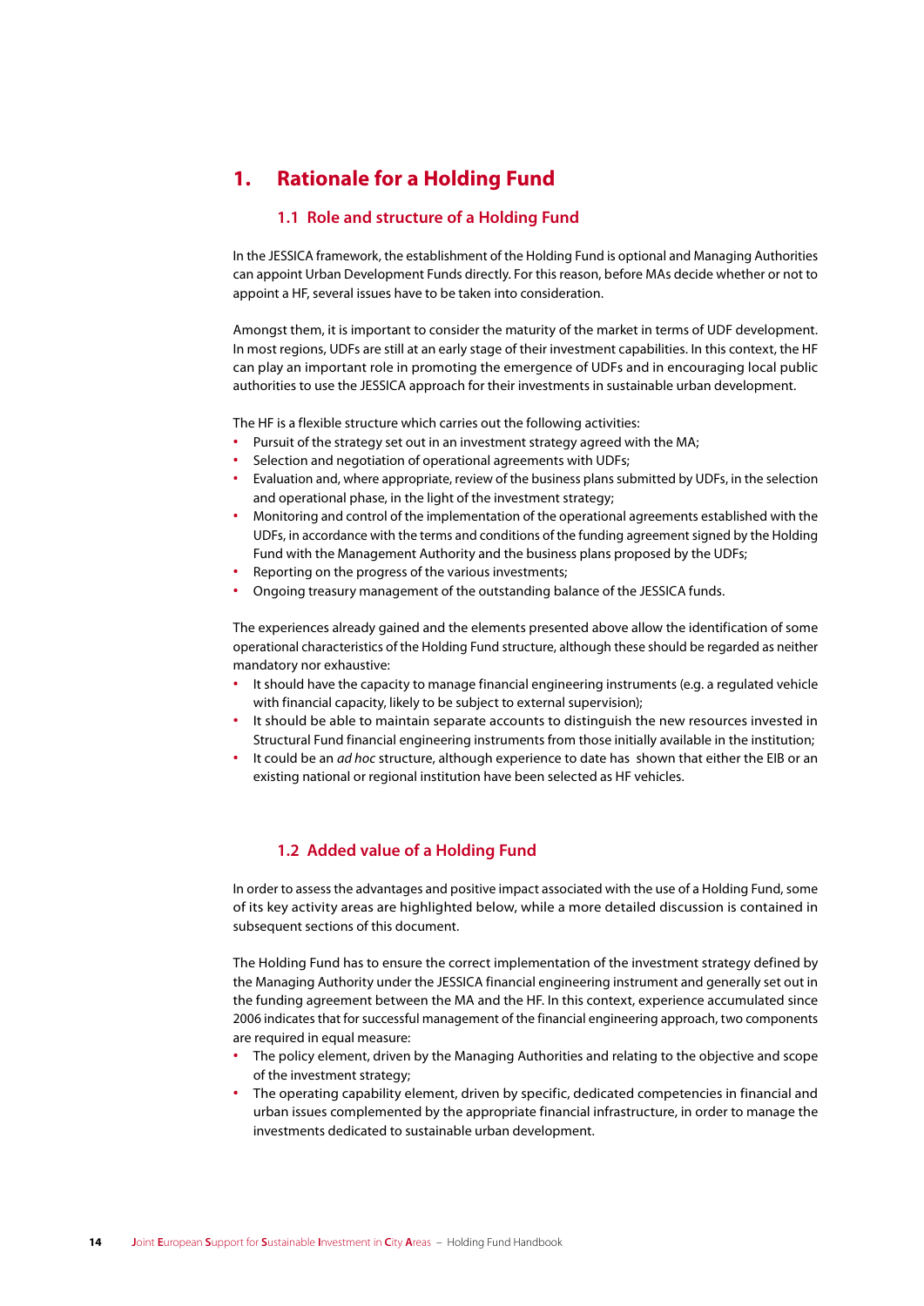# 1. Rationale for a Holding Fund

## 1.1 Role and structure of a Holding Fund

In the JESSICA framework, the establishment of the Holding Fund is optional and Managing Authorities can appoint Urban Development Funds directly. For this reason, before MAs decide whether or not to appoint a HF, several issues have to be taken into consideration.

Amongst them, it is important to consider the maturity of the market in terms of UDF development. In most regions, UDFs are still at an early stage of their investment capabilities. In this context, the HF can play an important role in promoting the emergence of UDFs and in encouraging local public authorities to use the JESSICA approach for their investments in sustainable urban development.

The HF is a flexible structure which carries out the following activities:

- Pursuit of the strategy set out in an investment strategy agreed with the MA;
- Selection and negotiation of operational agreements with UDFs;
- Evaluation and, where appropriate, review of the business plans submitted by UDFs, in the selection and operational phase, in the light of the investment strategy;
- Monitoring and control of the implementation of the operational agreements established with the UDFs, in accordance with the terms and conditions of the funding agreement signed by the Holding Fund with the Management Authority and the business plans proposed by the UDFs;
- Reporting on the progress of the various investments;
- Ongoing treasury management of the outstanding balance of the JESSICA funds.

The experiences already gained and the elements presented above allow the identification of some operational characteristics of the Holding Fund structure, although these should be regarded as neither mandatory nor exhaustive:

- It should have the capacity to manage financial engineering instruments (e.g. a regulated vehicle with financial capacity, likely to be subject to external supervision);
- It should be able to maintain separate accounts to distinguish the new resources invested in Structural Fund financial engineering instruments from those initially available in the institution;
- It could be an *ad hoc* structure, although experience to date has shown that either the EIB or an existing national or regional institution have been selected as HF vehicles.

## 1.2 Added value of a Holding Fund

In order to assess the advantages and positive impact associated with the use of a Holding Fund, some of its key activity areas are highlighted below, while a more detailed discussion is contained in subsequent sections of this document.

The Holding Fund has to ensure the correct implementation of the investment strategy defined by the Managing Authority under the JESSICA financial engineering instrument and generally set out in the funding agreement between the MA and the HF. In this context, experience accumulated since 2006 indicates that for successful management of the financial engineering approach, two components are required in equal measure:

- The policy element, driven by the Managing Authorities and relating to the objective and scope of the investment strategy;
- The operating capability element, driven by specific, dedicated competencies in financial and urban issues complemented by the appropriate financial infrastructure, in order to manage the investments dedicated to sustainable urban development.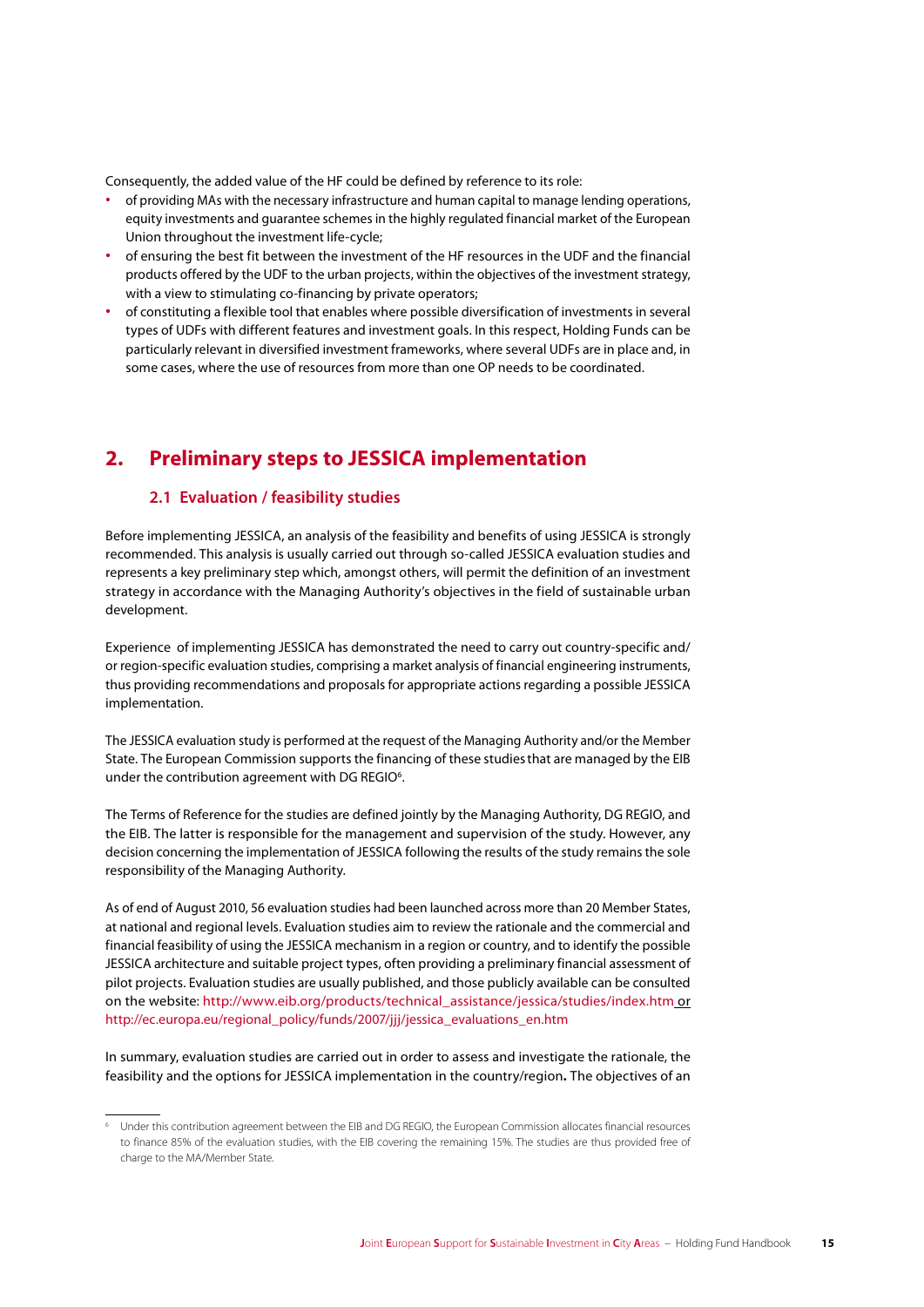Consequently, the added value of the HF could be defined by reference to its role:

- of providing MAs with the necessary infrastructure and human capital to manage lending operations, equity investments and guarantee schemes in the highly regulated financial market of the European Union throughout the investment life-cycle;
- of ensuring the best fit between the investment of the HF resources in the UDF and the financial products offered by the UDF to the urban projects, within the objectives of the investment strategy, with a view to stimulating co-financing by private operators;
- of constituting a flexible tool that enables where possible diversification of investments in several types of UDFs with different features and investment goals. In this respect, Holding Funds can be particularly relevant in diversified investment frameworks, where several UDFs are in place and, in some cases, where the use of resources from more than one OP needs to be coordinated.

# 2. Preliminary steps to JESSICA implementation

## 2.1 Evaluation / feasibility studies

Before implementing JESSICA, an analysis of the feasibility and benefits of using JESSICA is strongly recommended. This analysis is usually carried out through so-called JESSICA evaluation studies and represents a key preliminary step which, amongst others, will permit the definition of an investment strategy in accordance with the Managing Authority's objectives in the field of sustainable urban development.

Experience of implementing JESSICA has demonstrated the need to carry out country-specific and/or region-specific evaluation studies, comprising a market analysis of financial engineering instruments, thus providing recommendations and proposals for appropriate actions regarding a possible JESSICA implementation.

The JESSICA evaluation study is performed at the request of the Managing Authority and/or the Member State. The European Commission supports the financing of these studies that are managed by the EIB under the contribution agreement with DG REGIO[6].

The Terms of Reference for the studies are defined jointly by the Managing Authority, DG REGIO, and the EIB. The latter is responsible for the management and supervision of the study. However, any decision concerning the implementation of JESSICA following the results of the study remains the sole responsibility of the Managing Authority.

As of end of August 2010, 56 evaluation studies had been launched across more than 20 Member States, at national and regional levels. Evaluation studies aim to review the rationale and the commercial and financial feasibility of using the JESSICA mechanism in a region or country, and to identify the possible JESSICA architecture and suitable project types, often providing a preliminary financial assessment of pilot projects. Evaluation studies are usually published, and those publicly available can be consulted on the website: http://www.eib.org/products/technical_assistance/jessica/studies/index.htm or http://ec.europa.eu/regional_policy/funds/2007/jjj/jessica_evaluations_en.htm

In summary, evaluation studies are carried out in order to assess and investigate the rationale, the feasibility and the options for JESSICA implementation in the country/region**.** The objectives of an

---

[6] Under this contribution agreement between the EIB and DG REGIO, the European Commission allocates financial resources to finance 85% of the evaluation studies, with the EIB covering the remaining 15%. The studies are thus provided free of charge to the MA/Member State.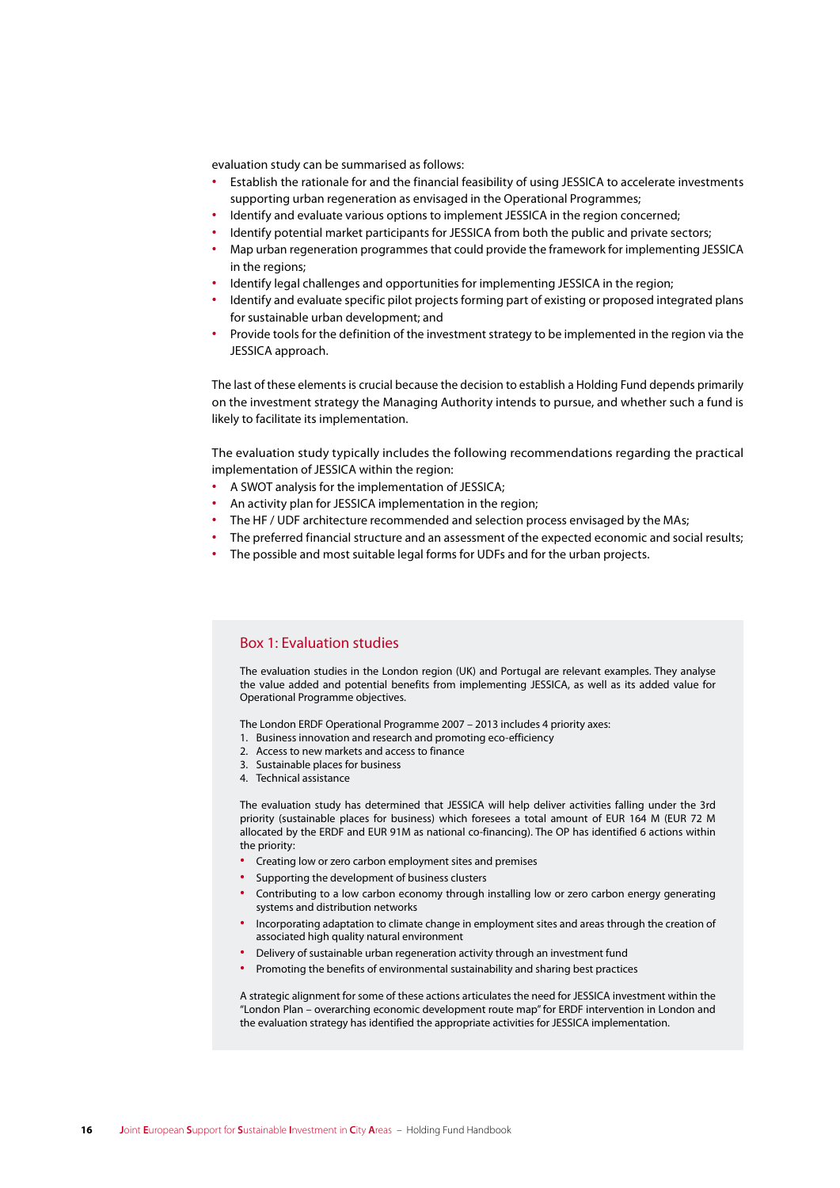evaluation study can be summarised as follows:

- Establish the rationale for and the financial feasibility of using JESSICA to accelerate investments supporting urban regeneration as envisaged in the Operational Programmes;
- Identify and evaluate various options to implement JESSICA in the region concerned;
- Identify potential market participants for JESSICA from both the public and private sectors;
- Map urban regeneration programmes that could provide the framework for implementing JESSICA in the regions;
- Identify legal challenges and opportunities for implementing JESSICA in the region;
- Identify and evaluate specific pilot projects forming part of existing or proposed integrated plans for sustainable urban development; and
- Provide tools for the definition of the investment strategy to be implemented in the region via the JESSICA approach.

The last of these elements is crucial because the decision to establish a Holding Fund depends primarily on the investment strategy the Managing Authority intends to pursue, and whether such a fund is likely to facilitate its implementation.

The evaluation study typically includes the following recommendations regarding the practical implementation of JESSICA within the region:

- A SWOT analysis for the implementation of JESSICA;
- An activity plan for JESSICA implementation in the region;
- The HF / UDF architecture recommended and selection process envisaged by the MAs;
- The preferred financial structure and an assessment of the expected economic and social results;
- The possible and most suitable legal forms for UDFs and for the urban projects.

### Box 1: Evaluation studies

The evaluation studies in the London region (UK) and Portugal are relevant examples. They analyse the value added and potential benefits from implementing JESSICA, as well as its added value for Operational Programme objectives.

The London ERDF Operational Programme 2007 – 2013 includes 4 priority axes:

1. Business innovation and research and promoting eco-efficiency
2. Access to new markets and access to finance
3. Sustainable places for business
4. Technical assistance

The evaluation study has determined that JESSICA will help deliver activities falling under the 3rd priority (sustainable places for business) which foresees a total amount of EUR 164 M (EUR 72 M allocated by the ERDF and EUR 91M as national co-financing). The OP has identified 6 actions within the priority:

- Creating low or zero carbon employment sites and premises
- Supporting the development of business clusters
- Contributing to a low carbon economy through installing low or zero carbon energy generating systems and distribution networks
- Incorporating adaptation to climate change in employment sites and areas through the creation of associated high quality natural environment
- Delivery of sustainable urban regeneration activity through an investment fund
- Promoting the benefits of environmental sustainability and sharing best practices

A strategic alignment for some of these actions articulates the need for JESSICA investment within the "London Plan – overarching economic development route map" for ERDF intervention in London and the evaluation strategy has identified the appropriate activities for JESSICA implementation.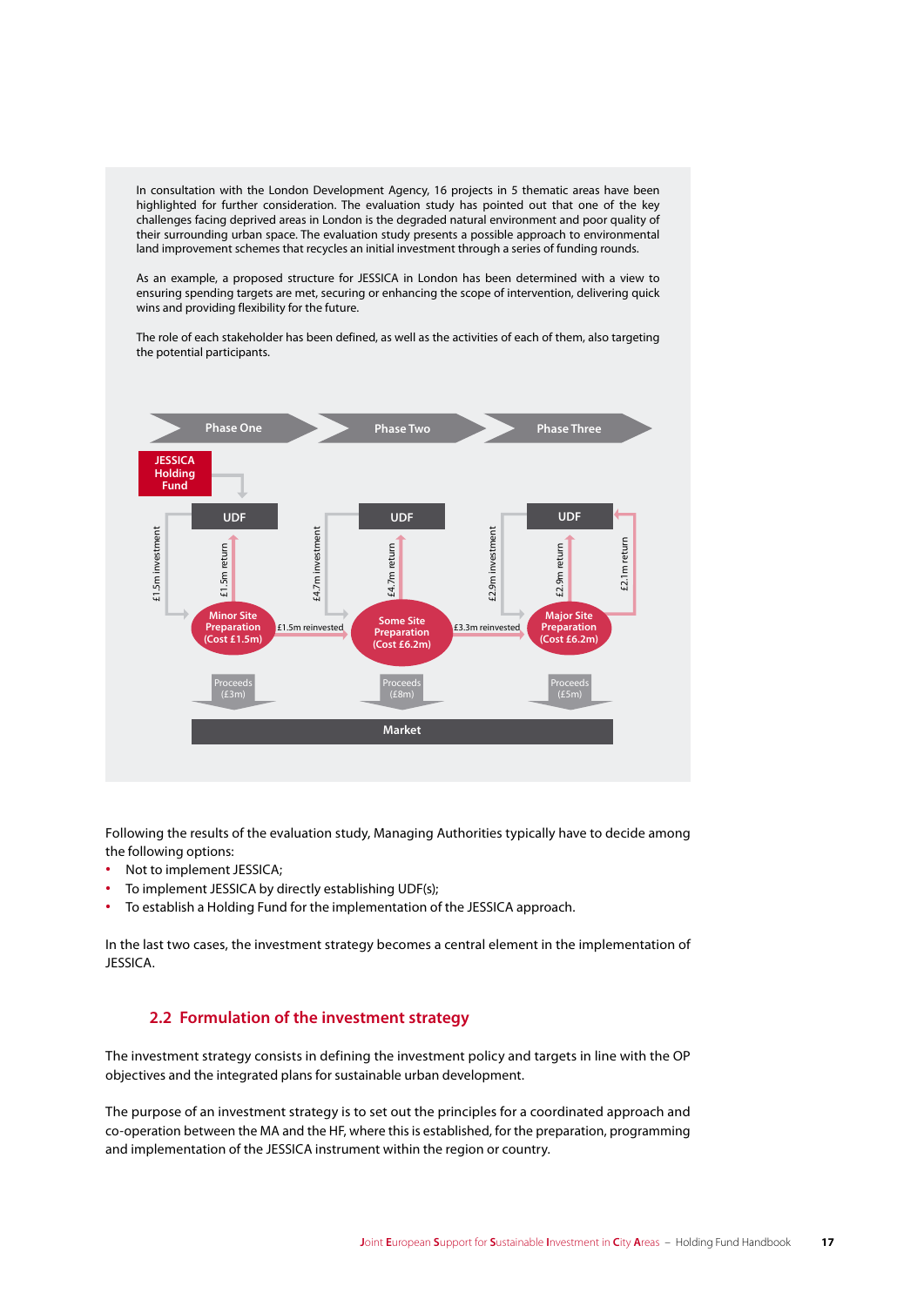In consultation with the London Development Agency, 16 projects in 5 thematic areas have been highlighted for further consideration. The evaluation study has pointed out that one of the key challenges facing deprived areas in London is the degraded natural environment and poor quality of their surrounding urban space. The evaluation study presents a possible approach to environmental land improvement schemes that recycles an initial investment through a series of funding rounds.

As an example, a proposed structure for JESSICA in London has been determined with a view to ensuring spending targets are met, securing or enhancing the scope of intervention, delivering quick wins and providing flexibility for the future.

The role of each stakeholder has been defined, as well as the activities of each of them, also targeting the potential participants.

Phase One
Phase Two
Phase Three
JESSICA Holding Fund
UDF
UDF
UDF
£1.5m investment
£1.5m return
£4.7m investment
£4.7m return
£2.9m investment
£2.9m return
£2.1m return
Minor Site Preparation (Cost £1.5m)
£1.5m reinvested
Some Site Preparation (Cost £6.2m)
£3.3m reinvested
Major Site Preparation (Cost £6.2m)
Proceeds (£3m)
Proceeds (£8m)
Proceeds (£5m)
Market

Following the results of the evaluation study, Managing Authorities typically have to decide among the following options:

- Not to implement JESSICA;
- To implement JESSICA by directly establishing UDF(s);
- To establish a Holding Fund for the implementation of the JESSICA approach.

In the last two cases, the investment strategy becomes a central element in the implementation of JESSICA.

## 2.2 Formulation of the investment strategy

The investment strategy consists in defining the investment policy and targets in line with the OP objectives and the integrated plans for sustainable urban development.

The purpose of an investment strategy is to set out the principles for a coordinated approach and co-operation between the MA and the HF, where this is established, for the preparation, programming and implementation of the JESSICA instrument within the region or country.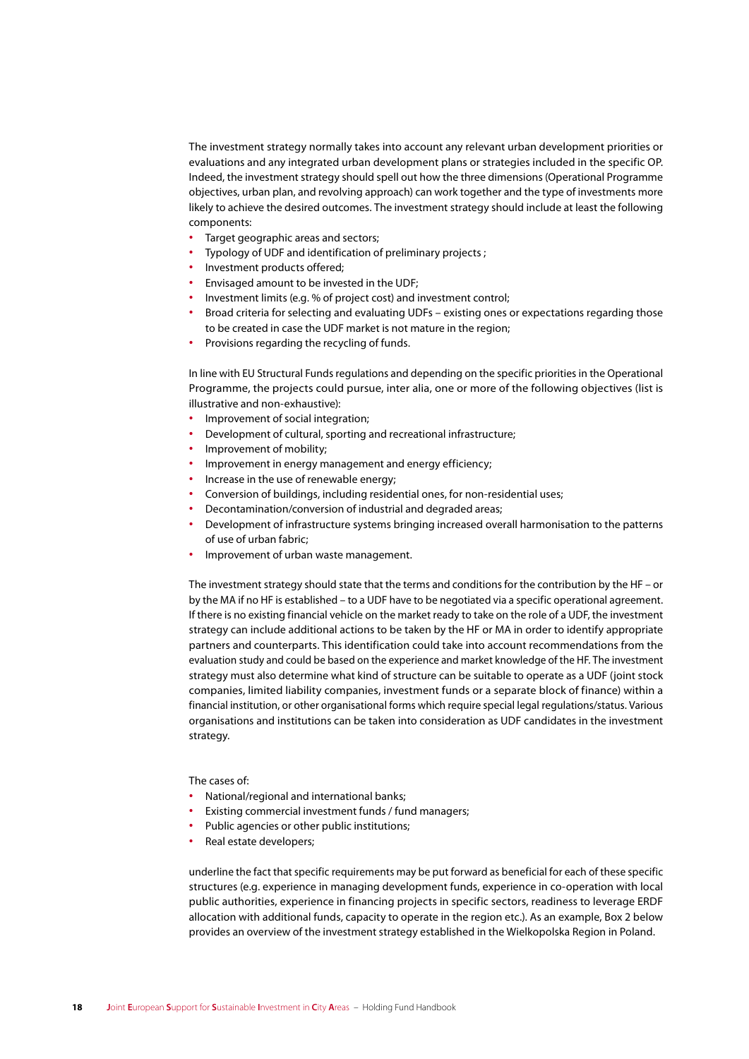The investment strategy normally takes into account any relevant urban development priorities or evaluations and any integrated urban development plans or strategies included in the specific OP. Indeed, the investment strategy should spell out how the three dimensions (Operational Programme objectives, urban plan, and revolving approach) can work together and the type of investments more likely to achieve the desired outcomes. The investment strategy should include at least the following components:

- Target geographic areas and sectors;
- Typology of UDF and identification of preliminary projects ;
- Investment products offered;
- Envisaged amount to be invested in the UDF;
- Investment limits (e.g. % of project cost) and investment control;
- Broad criteria for selecting and evaluating UDFs – existing ones or expectations regarding those to be created in case the UDF market is not mature in the region;
- Provisions regarding the recycling of funds.

In line with EU Structural Funds regulations and depending on the specific priorities in the Operational Programme, the projects could pursue, inter alia, one or more of the following objectives (list is illustrative and non-exhaustive):

- Improvement of social integration;
- Development of cultural, sporting and recreational infrastructure;
- Improvement of mobility;
- Improvement in energy management and energy efficiency;
- Increase in the use of renewable energy;
- Conversion of buildings, including residential ones, for non-residential uses;
- Decontamination/conversion of industrial and degraded areas;
- Development of infrastructure systems bringing increased overall harmonisation to the patterns of use of urban fabric;
- Improvement of urban waste management.

The investment strategy should state that the terms and conditions for the contribution by the HF – or by the MA if no HF is established – to a UDF have to be negotiated via a specific operational agreement. If there is no existing financial vehicle on the market ready to take on the role of a UDF, the investment strategy can include additional actions to be taken by the HF or MA in order to identify appropriate partners and counterparts. This identification could take into account recommendations from the evaluation study and could be based on the experience and market knowledge of the HF. The investment strategy must also determine what kind of structure can be suitable to operate as a UDF (joint stock companies, limited liability companies, investment funds or a separate block of finance) within a financial institution, or other organisational forms which require special legal regulations/status. Various organisations and institutions can be taken into consideration as UDF candidates in the investment strategy.

The cases of:

- National/regional and international banks;
- Existing commercial investment funds / fund managers;
- Public agencies or other public institutions;
- Real estate developers;

underline the fact that specific requirements may be put forward as beneficial for each of these specific structures (e.g. experience in managing development funds, experience in co-operation with local public authorities, experience in financing projects in specific sectors, readiness to leverage ERDF allocation with additional funds, capacity to operate in the region etc.). As an example, Box 2 below provides an overview of the investment strategy established in the Wielkopolska Region in Poland.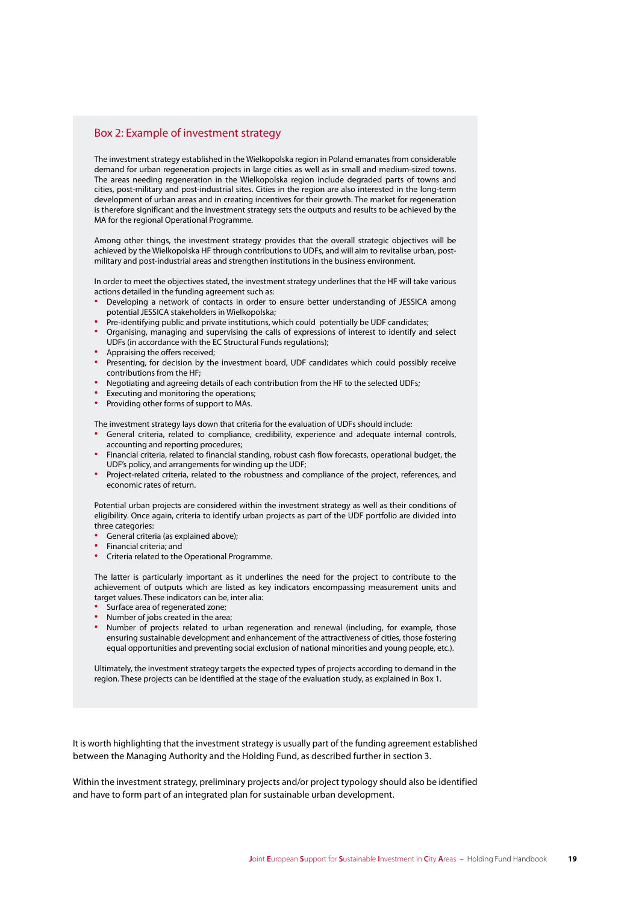## Box 2: Example of investment strategy

The investment strategy established in the Wielkopolska region in Poland emanates from considerable demand for urban regeneration projects in large cities as well as in small and medium-sized towns. The areas needing regeneration in the Wielkopolska region include degraded parts of towns and cities, post-military and post-industrial sites. Cities in the region are also interested in the long-term development of urban areas and in creating incentives for their growth. The market for regeneration is therefore significant and the investment strategy sets the outputs and results to be achieved by the MA for the regional Operational Programme.

Among other things, the investment strategy provides that the overall strategic objectives will be achieved by the Wielkopolska HF through contributions to UDFs, and will aim to revitalise urban, post-military and post-industrial areas and strengthen institutions in the business environment.

In order to meet the objectives stated, the investment strategy underlines that the HF will take various actions detailed in the funding agreement such as:

- Developing a network of contacts in order to ensure better understanding of JESSICA among potential JESSICA stakeholders in Wielkopolska;
- Pre-identifying public and private institutions, which could potentially be UDF candidates;
- Organising, managing and supervising the calls of expressions of interest to identify and select UDFs (in accordance with the EC Structural Funds regulations);
- Appraising the offers received;
- Presenting, for decision by the investment board, UDF candidates which could possibly receive contributions from the HF;
- Negotiating and agreeing details of each contribution from the HF to the selected UDFs;
- Executing and monitoring the operations;
- Providing other forms of support to MAs.

The investment strategy lays down that criteria for the evaluation of UDFs should include:

- General criteria, related to compliance, credibility, experience and adequate internal controls, accounting and reporting procedures;
- Financial criteria, related to financial standing, robust cash flow forecasts, operational budget, the UDF's policy, and arrangements for winding up the UDF;
- Project-related criteria, related to the robustness and compliance of the project, references, and economic rates of return.

Potential urban projects are considered within the investment strategy as well as their conditions of eligibility. Once again, criteria to identify urban projects as part of the UDF portfolio are divided into three categories:

- General criteria (as explained above);
- Financial criteria; and
- Criteria related to the Operational Programme.

The latter is particularly important as it underlines the need for the project to contribute to the achievement of outputs which are listed as key indicators encompassing measurement units and target values. These indicators can be, inter alia:

- Surface area of regenerated zone;
- Number of jobs created in the area;
- Number of projects related to urban regeneration and renewal (including, for example, those ensuring sustainable development and enhancement of the attractiveness of cities, those fostering equal opportunities and preventing social exclusion of national minorities and young people, etc.).

Ultimately, the investment strategy targets the expected types of projects according to demand in the region. These projects can be identified at the stage of the evaluation study, as explained in Box 1.

It is worth highlighting that the investment strategy is usually part of the funding agreement established between the Managing Authority and the Holding Fund, as described further in section 3.

Within the investment strategy, preliminary projects and/or project typology should also be identified and have to form part of an integrated plan for sustainable urban development.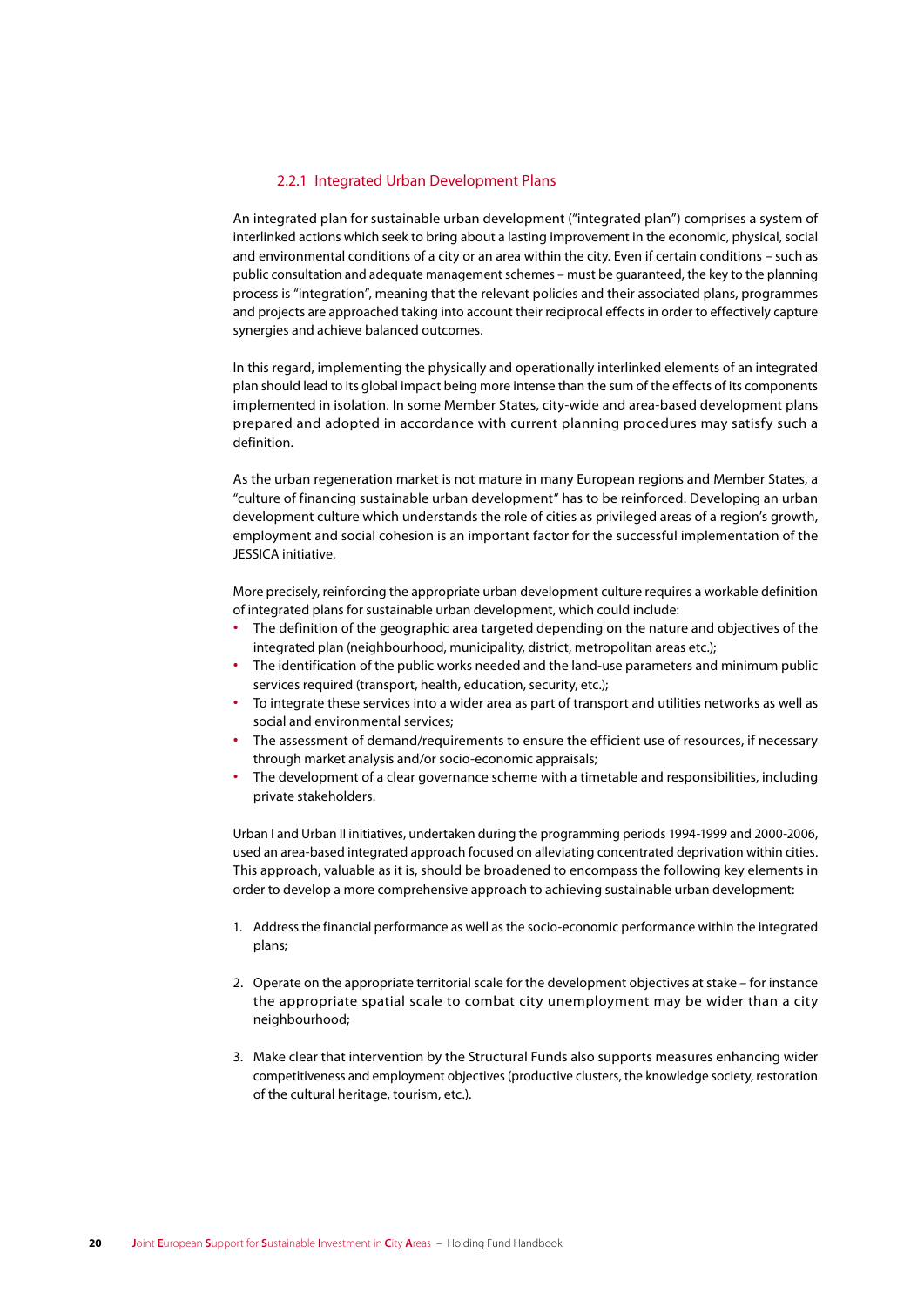### 2.2.1 Integrated Urban Development Plans

An integrated plan for sustainable urban development ("integrated plan") comprises a system of interlinked actions which seek to bring about a lasting improvement in the economic, physical, social and environmental conditions of a city or an area within the city. Even if certain conditions – such as public consultation and adequate management schemes – must be guaranteed, the key to the planning process is "integration", meaning that the relevant policies and their associated plans, programmes and projects are approached taking into account their reciprocal effects in order to effectively capture synergies and achieve balanced outcomes.

In this regard, implementing the physically and operationally interlinked elements of an integrated plan should lead to its global impact being more intense than the sum of the effects of its components implemented in isolation. In some Member States, city-wide and area-based development plans prepared and adopted in accordance with current planning procedures may satisfy such a definition.

As the urban regeneration market is not mature in many European regions and Member States, a "culture of financing sustainable urban development" has to be reinforced. Developing an urban development culture which understands the role of cities as privileged areas of a region's growth, employment and social cohesion is an important factor for the successful implementation of the JESSICA initiative.

More precisely, reinforcing the appropriate urban development culture requires a workable definition of integrated plans for sustainable urban development, which could include:

- The definition of the geographic area targeted depending on the nature and objectives of the integrated plan (neighbourhood, municipality, district, metropolitan areas etc.);
- The identification of the public works needed and the land-use parameters and minimum public services required (transport, health, education, security, etc.);
- To integrate these services into a wider area as part of transport and utilities networks as well as social and environmental services;
- The assessment of demand/requirements to ensure the efficient use of resources, if necessary through market analysis and/or socio-economic appraisals;
- The development of a clear governance scheme with a timetable and responsibilities, including private stakeholders.

Urban I and Urban II initiatives, undertaken during the programming periods 1994-1999 and 2000-2006, used an area-based integrated approach focused on alleviating concentrated deprivation within cities. This approach, valuable as it is, should be broadened to encompass the following key elements in order to develop a more comprehensive approach to achieving sustainable urban development:

1. Address the financial performance as well as the socio-economic performance within the integrated plans;

2. Operate on the appropriate territorial scale for the development objectives at stake – for instance the appropriate spatial scale to combat city unemployment may be wider than a city neighbourhood;

3. Make clear that intervention by the Structural Funds also supports measures enhancing wider competitiveness and employment objectives (productive clusters, the knowledge society, restoration of the cultural heritage, tourism, etc.).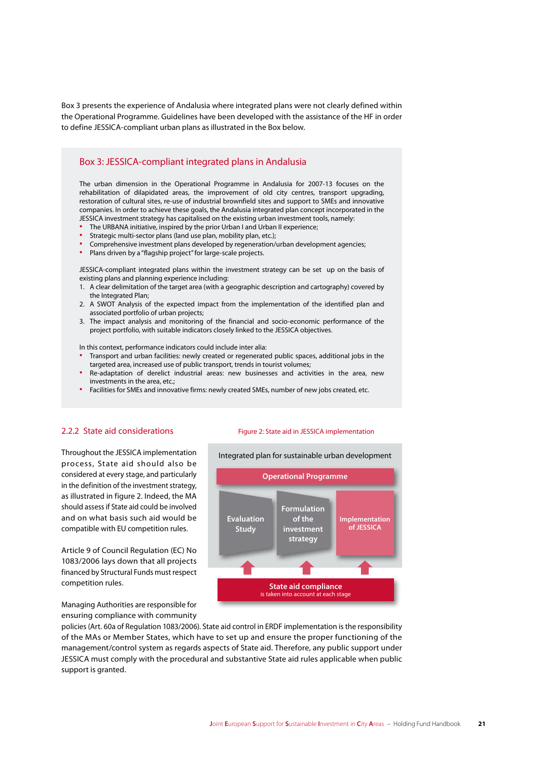Box 3 presents the experience of Andalusia where integrated plans were not clearly defined within the Operational Programme. Guidelines have been developed with the assistance of the HF in order to define JESSICA-compliant urban plans as illustrated in the Box below.

## Box 3: JESSICA-compliant integrated plans in Andalusia

The urban dimension in the Operational Programme in Andalusia for 2007-13 focuses on the rehabilitation of dilapidated areas, the improvement of old city centres, transport upgrading, restoration of cultural sites, re-use of industrial brownfield sites and support to SMEs and innovative companies. In order to achieve these goals, the Andalusia integrated plan concept incorporated in the JESSICA investment strategy has capitalised on the existing urban investment tools, namely:

- The URBANA initiative, inspired by the prior Urban I and Urban II experience;
- Strategic multi-sector plans (land use plan, mobility plan, etc.);
- Comprehensive investment plans developed by regeneration/urban development agencies;
- Plans driven by a "flagship project" for large-scale projects.

JESSICA-compliant integrated plans within the investment strategy can be set up on the basis of existing plans and planning experience including:

1. A clear delimitation of the target area (with a geographic description and cartography) covered by the Integrated Plan;
2. A SWOT Analysis of the expected impact from the implementation of the identified plan and associated portfolio of urban projects;
3. The impact analysis and monitoring of the financial and socio-economic performance of the project portfolio, with suitable indicators closely linked to the JESSICA objectives.

In this context, performance indicators could include inter alia:

- Transport and urban facilities: newly created or regenerated public spaces, additional jobs in the targeted area, increased use of public transport, trends in tourist volumes;
- Re-adaptation of derelict industrial areas: new businesses and activities in the area, new investments in the area, etc.;
- Facilities for SMEs and innovative firms: newly created SMEs, number of new jobs created, etc.

### 2.2.2 State aid considerations

Throughout the JESSICA implementation process, State aid should also be considered at every stage, and particularly in the definition of the investment strategy, as illustrated in figure 2. Indeed, the MA should assess if State aid could be involved and on what basis such aid would be compatible with EU competition rules.

Figure 2: State aid in JESSICA implementation

Integrated plan for sustainable urban development

Operational Programme

Evaluation Study

Formulation of the investment strategy

Implementation of JESSICA

State aid compliance
is taken into account at each stage

Article 9 of Council Regulation (EC) No 1083/2006 lays down that all projects financed by Structural Funds must respect competition rules.

Managing Authorities are responsible for ensuring compliance with community policies (Art. 60a of Regulation 1083/2006). State aid control in ERDF implementation is the responsibility of the MAs or Member States, which have to set up and ensure the proper functioning of the management/control system as regards aspects of State aid. Therefore, any public support under JESSICA must comply with the procedural and substantive State aid rules applicable when public support is granted.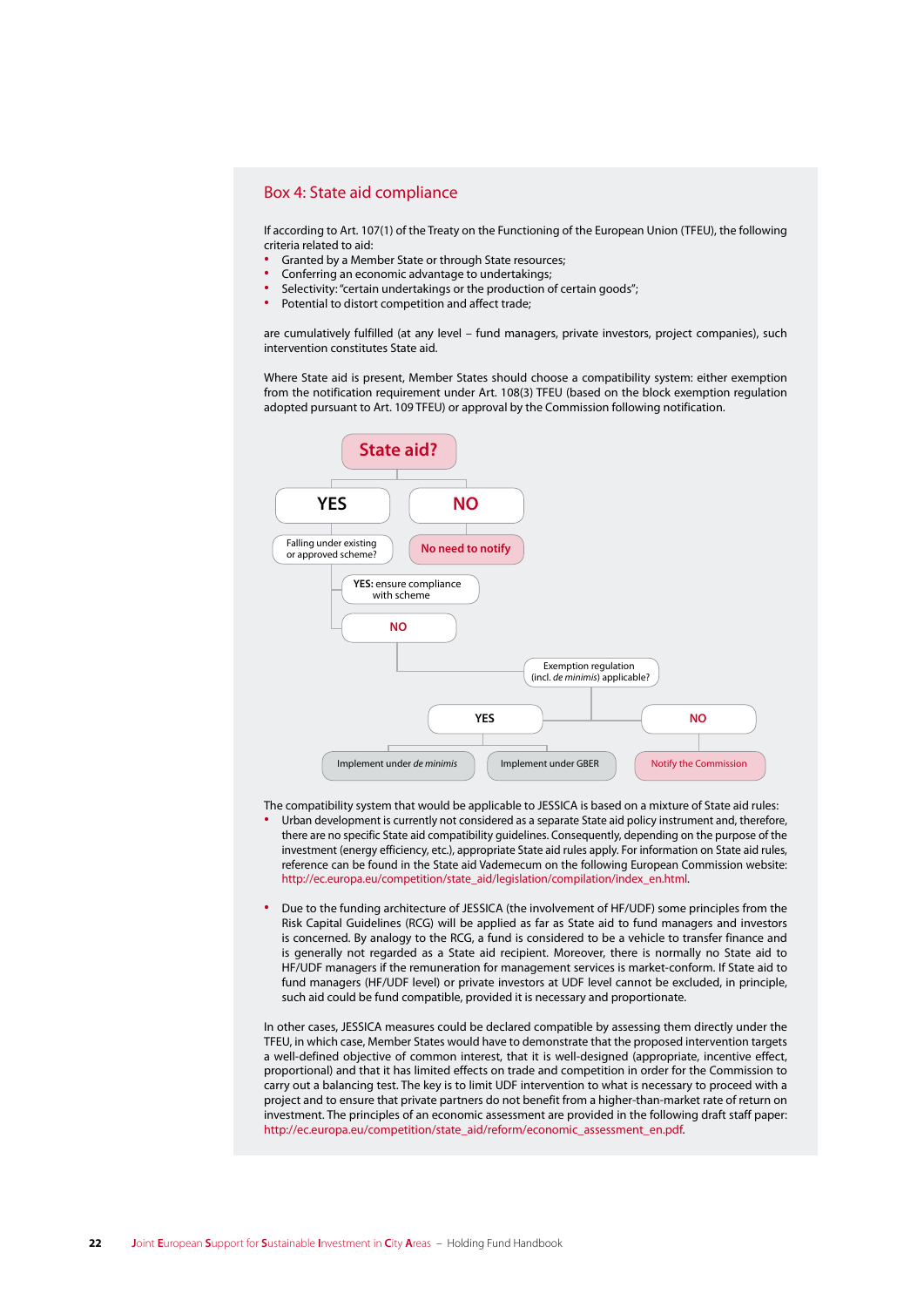## Box 4: State aid compliance

If according to Art. 107(1) of the Treaty on the Functioning of the European Union (TFEU), the following criteria related to aid:

- Granted by a Member State or through State resources;
- Conferring an economic advantage to undertakings;
- Selectivity: "certain undertakings or the production of certain goods";
- Potential to distort competition and affect trade;

are cumulatively fulfilled (at any level – fund managers, private investors, project companies), such intervention constitutes State aid.

Where State aid is present, Member States should choose a compatibility system: either exemption from the notification requirement under Art. 108(3) TFEU (based on the block exemption regulation adopted pursuant to Art. 109 TFEU) or approval by the Commission following notification.

State aid?

YES

NO

Falling under existing or approved scheme?

No need to notify

**YES:** ensure compliance with scheme

NO

Exemption regulation (incl. *de minimis*) applicable?

YES

NO

Implement under *de minimis*

Implement under GBER

Notify the Commission

The compatibility system that would be applicable to JESSICA is based on a mixture of State aid rules:

- Urban development is currently not considered as a separate State aid policy instrument and, therefore, there are no specific State aid compatibility guidelines. Consequently, depending on the purpose of the investment (energy efficiency, etc.), appropriate State aid rules apply. For information on State aid rules, reference can be found in the State aid Vademecum on the following European Commission website: http://ec.europa.eu/competition/state_aid/legislation/compilation/index_en.html.

- Due to the funding architecture of JESSICA (the involvement of HF/UDF) some principles from the Risk Capital Guidelines (RCG) will be applied as far as State aid to fund managers and investors is concerned. By analogy to the RCG, a fund is considered to be a vehicle to transfer finance and is generally not regarded as a State aid recipient. Moreover, there is normally no State aid to HF/UDF managers if the remuneration for management services is market-conform. If State aid to fund managers (HF/UDF level) or private investors at UDF level cannot be excluded, in principle, such aid could be fund compatible, provided it is necessary and proportionate.

In other cases, JESSICA measures could be declared compatible by assessing them directly under the TFEU, in which case, Member States would have to demonstrate that the proposed intervention targets a well-defined objective of common interest, that it is well-designed (appropriate, incentive effect, proportional) and that it has limited effects on trade and competition in order for the Commission to carry out a balancing test. The key is to limit UDF intervention to what is necessary to proceed with a project and to ensure that private partners do not benefit from a higher-than-market rate of return on investment. The principles of an economic assessment are provided in the following draft staff paper: http://ec.europa.eu/competition/state_aid/reform/economic_assessment_en.pdf.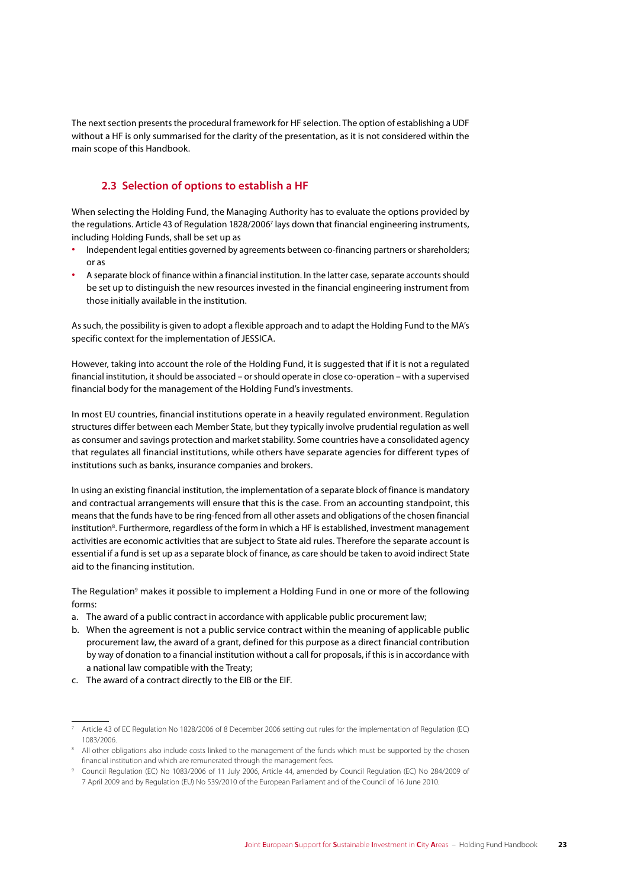The next section presents the procedural framework for HF selection. The option of establishing a UDF without a HF is only summarised for the clarity of the presentation, as it is not considered within the main scope of this Handbook.

## 2.3 Selection of options to establish a HF

When selecting the Holding Fund, the Managing Authority has to evaluate the options provided by the regulations. Article 43 of Regulation 1828/2006[7] lays down that financial engineering instruments, including Holding Funds, shall be set up as

- Independent legal entities governed by agreements between co-financing partners or shareholders; or as
- A separate block of finance within a financial institution. In the latter case, separate accounts should be set up to distinguish the new resources invested in the financial engineering instrument from those initially available in the institution.

As such, the possibility is given to adopt a flexible approach and to adapt the Holding Fund to the MA's specific context for the implementation of JESSICA.

However, taking into account the role of the Holding Fund, it is suggested that if it is not a regulated financial institution, it should be associated – or should operate in close co-operation – with a supervised financial body for the management of the Holding Fund's investments.

In most EU countries, financial institutions operate in a heavily regulated environment. Regulation structures differ between each Member State, but they typically involve prudential regulation as well as consumer and savings protection and market stability. Some countries have a consolidated agency that regulates all financial institutions, while others have separate agencies for different types of institutions such as banks, insurance companies and brokers.

In using an existing financial institution, the implementation of a separate block of finance is mandatory and contractual arrangements will ensure that this is the case. From an accounting standpoint, this means that the funds have to be ring-fenced from all other assets and obligations of the chosen financial institution[8]. Furthermore, regardless of the form in which a HF is established, investment management activities are economic activities that are subject to State aid rules. Therefore the separate account is essential if a fund is set up as a separate block of finance, as care should be taken to avoid indirect State aid to the financing institution.

The Regulation[9] makes it possible to implement a Holding Fund in one or more of the following forms:

a. The award of a public contract in accordance with applicable public procurement law;
b. When the agreement is not a public service contract within the meaning of applicable public procurement law, the award of a grant, defined for this purpose as a direct financial contribution by way of donation to a financial institution without a call for proposals, if this is in accordance with a national law compatible with the Treaty;
c. The award of a contract directly to the EIB or the EIF.

---

[7] Article 43 of EC Regulation No 1828/2006 of 8 December 2006 setting out rules for the implementation of Regulation (EC) 1083/2006.

[8] All other obligations also include costs linked to the management of the funds which must be supported by the chosen financial institution and which are remunerated through the management fees.

[9] Council Regulation (EC) No 1083/2006 of 11 July 2006, Article 44, amended by Council Regulation (EC) No 284/2009 of 7 April 2009 and by Regulation (EU) No 539/2010 of the European Parliament and of the Council of 16 June 2010.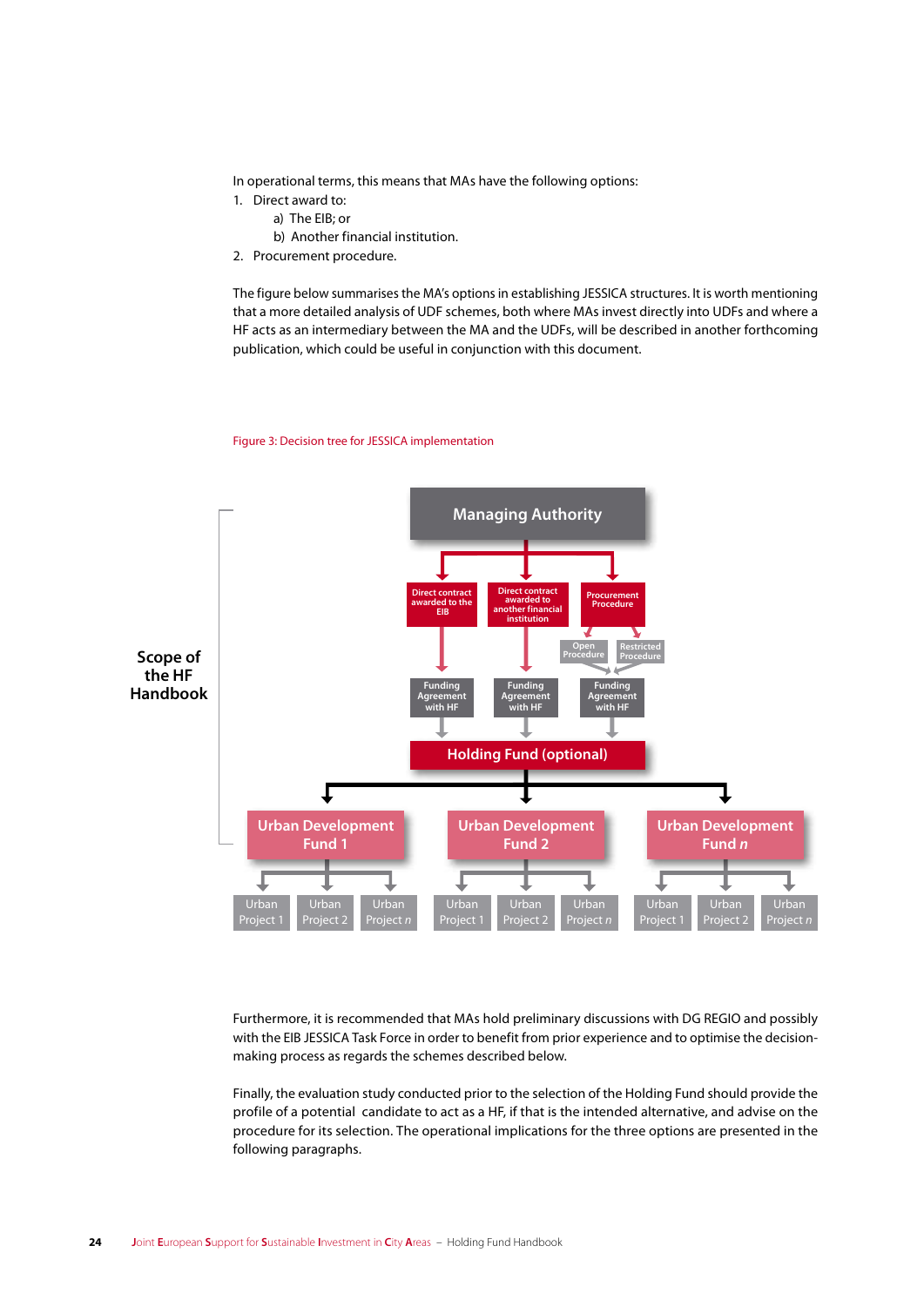In operational terms, this means that MAs have the following options:

1. Direct award to:
   a) The EIB; or
   b) Another financial institution.
2. Procurement procedure.

The figure below summarises the MA's options in establishing JESSICA structures. It is worth mentioning that a more detailed analysis of UDF schemes, both where MAs invest directly into UDFs and where a HF acts as an intermediary between the MA and the UDFs, will be described in another forthcoming publication, which could be useful in conjunction with this document.

Figure 3: Decision tree for JESSICA implementation

Scope of the HF Handbook

Managing Authority

Direct contract awarded to the EIB

Direct contract awarded to another financial institution

Procurement Procedure

Open Procedure

Restricted Procedure

Funding Agreement with HF

Funding Agreement with HF

Funding Agreement with HF

Holding Fund (optional)

Urban Development Fund 1

Urban Development Fund 2

Urban Development Fund *n*

Urban Project 1

Urban Project 2

Urban Project *n*

Urban Project 1

Urban Project 2

Urban Project *n*

Urban Project 1

Urban Project 2

Urban Project *n*

Furthermore, it is recommended that MAs hold preliminary discussions with DG REGIO and possibly with the EIB JESSICA Task Force in order to benefit from prior experience and to optimise the decision-making process as regards the schemes described below.

Finally, the evaluation study conducted prior to the selection of the Holding Fund should provide the profile of a potential candidate to act as a HF, if that is the intended alternative, and advise on the procedure for its selection. The operational implications for the three options are presented in the following paragraphs.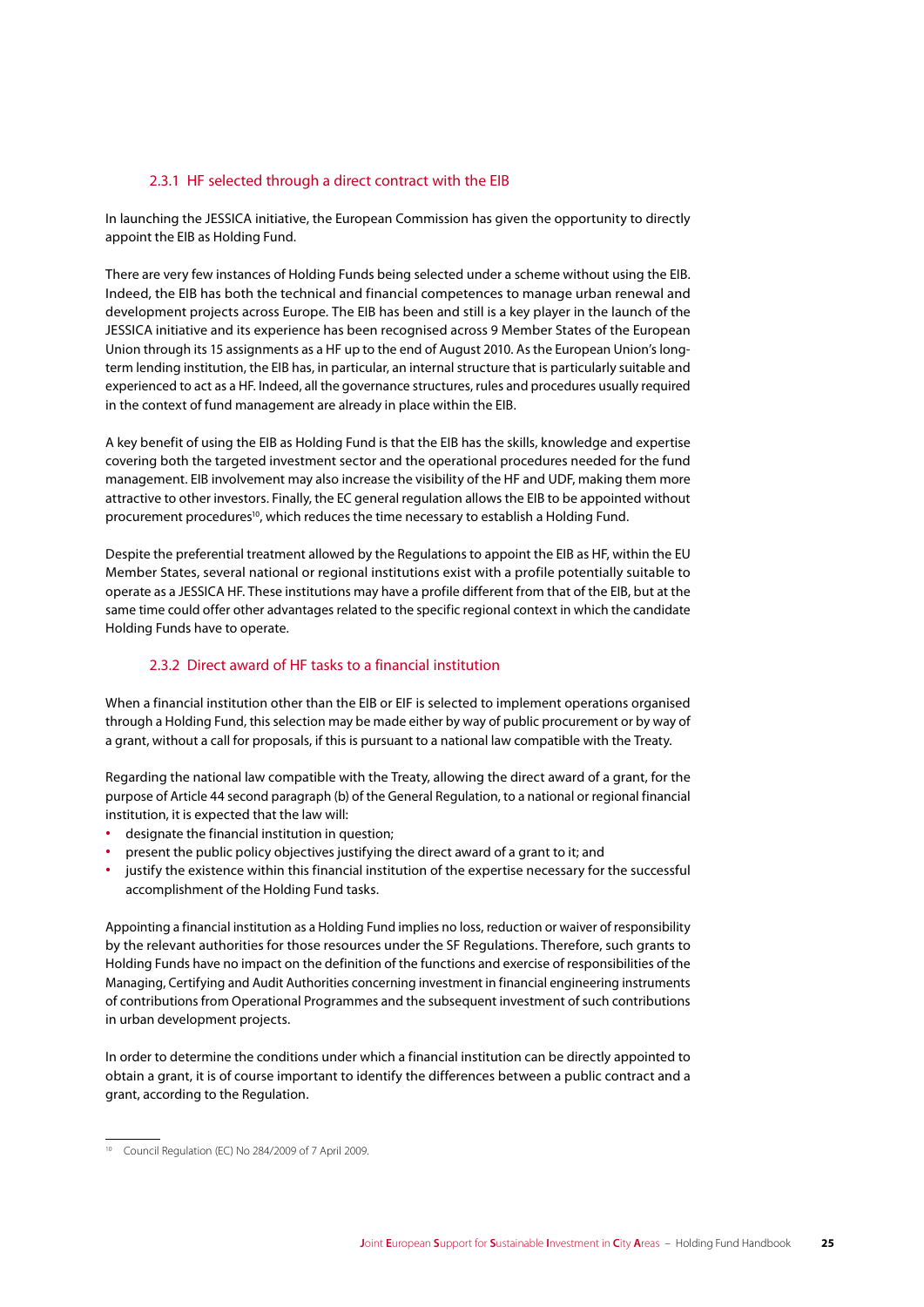### 2.3.1 HF selected through a direct contract with the EIB

In launching the JESSICA initiative, the European Commission has given the opportunity to directly appoint the EIB as Holding Fund.

There are very few instances of Holding Funds being selected under a scheme without using the EIB. Indeed, the EIB has both the technical and financial competences to manage urban renewal and development projects across Europe. The EIB has been and still is a key player in the launch of the JESSICA initiative and its experience has been recognised across 9 Member States of the European Union through its 15 assignments as a HF up to the end of August 2010. As the European Union's long-term lending institution, the EIB has, in particular, an internal structure that is particularly suitable and experienced to act as a HF. Indeed, all the governance structures, rules and procedures usually required in the context of fund management are already in place within the EIB.

A key benefit of using the EIB as Holding Fund is that the EIB has the skills, knowledge and expertise covering both the targeted investment sector and the operational procedures needed for the fund management. EIB involvement may also increase the visibility of the HF and UDF, making them more attractive to other investors. Finally, the EC general regulation allows the EIB to be appointed without procurement procedures[10], which reduces the time necessary to establish a Holding Fund.

Despite the preferential treatment allowed by the Regulations to appoint the EIB as HF, within the EU Member States, several national or regional institutions exist with a profile potentially suitable to operate as a JESSICA HF. These institutions may have a profile different from that of the EIB, but at the same time could offer other advantages related to the specific regional context in which the candidate Holding Funds have to operate.

### 2.3.2 Direct award of HF tasks to a financial institution

When a financial institution other than the EIB or EIF is selected to implement operations organised through a Holding Fund, this selection may be made either by way of public procurement or by way of a grant, without a call for proposals, if this is pursuant to a national law compatible with the Treaty.

Regarding the national law compatible with the Treaty, allowing the direct award of a grant, for the purpose of Article 44 second paragraph (b) of the General Regulation, to a national or regional financial institution, it is expected that the law will:

- designate the financial institution in question;
- present the public policy objectives justifying the direct award of a grant to it; and
- justify the existence within this financial institution of the expertise necessary for the successful accomplishment of the Holding Fund tasks.

Appointing a financial institution as a Holding Fund implies no loss, reduction or waiver of responsibility by the relevant authorities for those resources under the SF Regulations. Therefore, such grants to Holding Funds have no impact on the definition of the functions and exercise of responsibilities of the Managing, Certifying and Audit Authorities concerning investment in financial engineering instruments of contributions from Operational Programmes and the subsequent investment of such contributions in urban development projects.

In order to determine the conditions under which a financial institution can be directly appointed to obtain a grant, it is of course important to identify the differences between a public contract and a grant, according to the Regulation.

[10] Council Regulation (EC) No 284/2009 of 7 April 2009.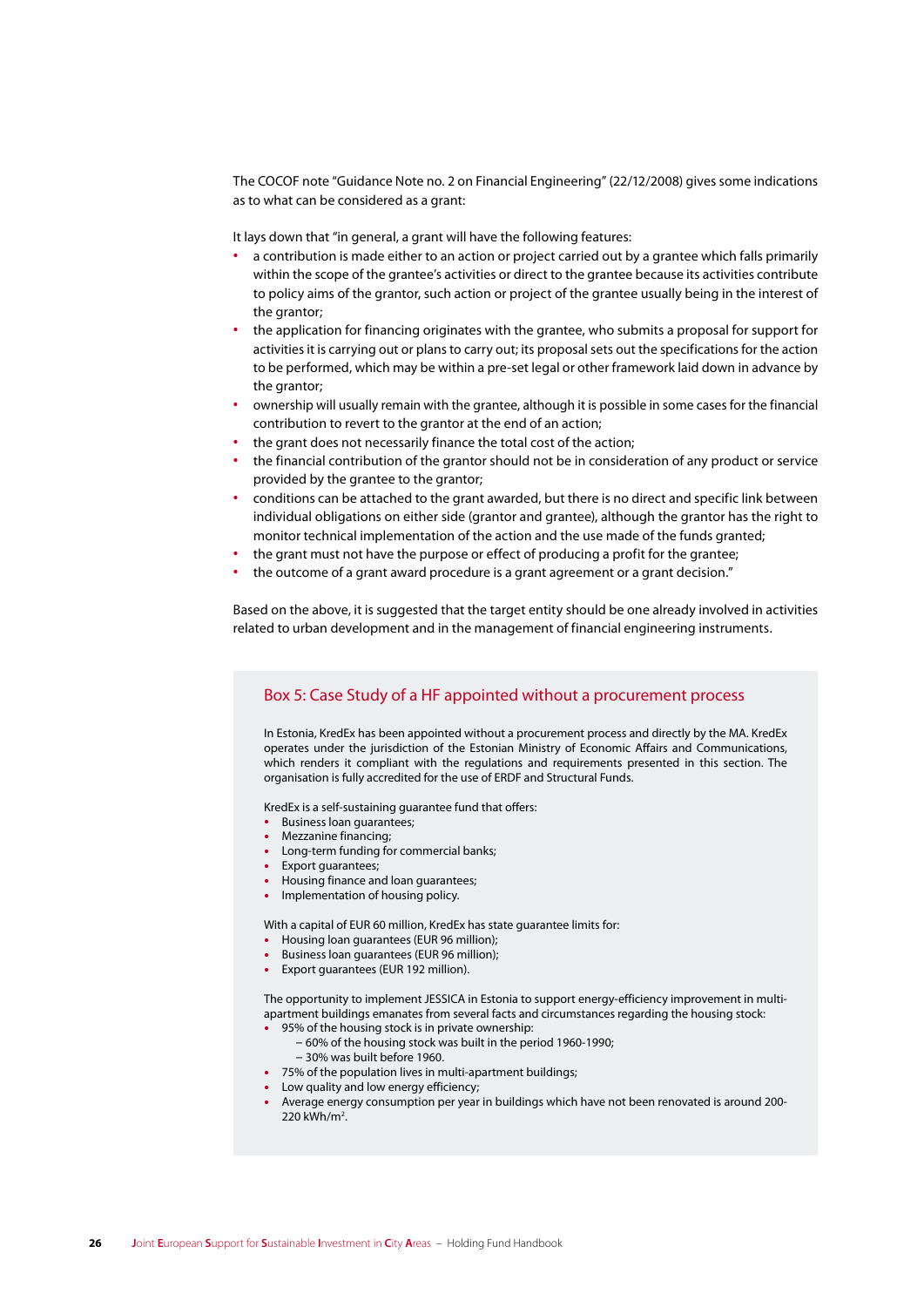The COCOF note "Guidance Note no. 2 on Financial Engineering" (22/12/2008) gives some indications as to what can be considered as a grant:

It lays down that "in general, a grant will have the following features:

- a contribution is made either to an action or project carried out by a grantee which falls primarily within the scope of the grantee's activities or direct to the grantee because its activities contribute to policy aims of the grantor, such action or project of the grantee usually being in the interest of the grantor;
- the application for financing originates with the grantee, who submits a proposal for support for activities it is carrying out or plans to carry out; its proposal sets out the specifications for the action to be performed, which may be within a pre-set legal or other framework laid down in advance by the grantor;
- ownership will usually remain with the grantee, although it is possible in some cases for the financial contribution to revert to the grantor at the end of an action;
- the grant does not necessarily finance the total cost of the action;
- the financial contribution of the grantor should not be in consideration of any product or service provided by the grantee to the grantor;
- conditions can be attached to the grant awarded, but there is no direct and specific link between individual obligations on either side (grantor and grantee), although the grantor has the right to monitor technical implementation of the action and the use made of the funds granted;
- the grant must not have the purpose or effect of producing a profit for the grantee;
- the outcome of a grant award procedure is a grant agreement or a grant decision."

Based on the above, it is suggested that the target entity should be one already involved in activities related to urban development and in the management of financial engineering instruments.

## Box 5: Case Study of a HF appointed without a procurement process

In Estonia, KredEx has been appointed without a procurement process and directly by the MA. KredEx operates under the jurisdiction of the Estonian Ministry of Economic Affairs and Communications, which renders it compliant with the regulations and requirements presented in this section. The organisation is fully accredited for the use of ERDF and Structural Funds.

KredEx is a self-sustaining guarantee fund that offers:

- Business loan guarantees;
- Mezzanine financing;
- Long-term funding for commercial banks;
- Export guarantees;
- Housing finance and loan guarantees;
- Implementation of housing policy.

With a capital of EUR 60 million, KredEx has state guarantee limits for:

- Housing loan guarantees (EUR 96 million);
- Business loan guarantees (EUR 96 million);
- Export guarantees (EUR 192 million).

The opportunity to implement JESSICA in Estonia to support energy-efficiency improvement in multi-apartment buildings emanates from several facts and circumstances regarding the housing stock:

- 95% of the housing stock is in private ownership:
  - 60% of the housing stock was built in the period 1960-1990;
  - 30% was built before 1960.
- 75% of the population lives in multi-apartment buildings;
- Low quality and low energy efficiency;
- Average energy consumption per year in buildings which have not been renovated is around 200-220 kWh/m$^2$.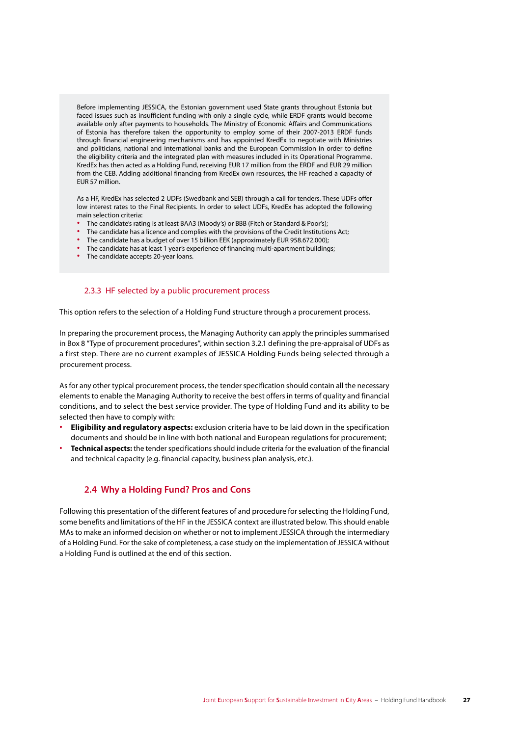Before implementing JESSICA, the Estonian government used State grants throughout Estonia but faced issues such as insufficient funding with only a single cycle, while ERDF grants would become available only after payments to households. The Ministry of Economic Affairs and Communications of Estonia has therefore taken the opportunity to employ some of their 2007-2013 ERDF funds through financial engineering mechanisms and has appointed KredEx to negotiate with Ministries and politicians, national and international banks and the European Commission in order to define the eligibility criteria and the integrated plan with measures included in its Operational Programme. KredEx has then acted as a Holding Fund, receiving EUR 17 million from the ERDF and EUR 29 million from the CEB. Adding additional financing from KredEx own resources, the HF reached a capacity of EUR 57 million.

As a HF, KredEx has selected 2 UDFs (Swedbank and SEB) through a call for tenders. These UDFs offer low interest rates to the Final Recipients. In order to select UDFs, KredEx has adopted the following main selection criteria:

- The candidate's rating is at least BAA3 (Moody's) or BBB (Fitch or Standard & Poor's);
- The candidate has a licence and complies with the provisions of the Credit Institutions Act;
- The candidate has a budget of over 15 billion EEK (approximately EUR 958.672.000);
- The candidate has at least 1 year's experience of financing multi-apartment buildings;
- The candidate accepts 20-year loans.

### 2.3.3 HF selected by a public procurement process

This option refers to the selection of a Holding Fund structure through a procurement process.

In preparing the procurement process, the Managing Authority can apply the principles summarised in Box 8 "Type of procurement procedures", within section 3.2.1 defining the pre-appraisal of UDFs as a first step. There are no current examples of JESSICA Holding Funds being selected through a procurement process.

As for any other typical procurement process, the tender specification should contain all the necessary elements to enable the Managing Authority to receive the best offers in terms of quality and financial conditions, and to select the best service provider. The type of Holding Fund and its ability to be selected then have to comply with:

- **Eligibility and regulatory aspects:** exclusion criteria have to be laid down in the specification documents and should be in line with both national and European regulations for procurement;
- **Technical aspects:** the tender specifications should include criteria for the evaluation of the financial and technical capacity (e.g. financial capacity, business plan analysis, etc.).

## 2.4 Why a Holding Fund? Pros and Cons

Following this presentation of the different features of and procedure for selecting the Holding Fund, some benefits and limitations of the HF in the JESSICA context are illustrated below. This should enable MAs to make an informed decision on whether or not to implement JESSICA through the intermediary of a Holding Fund. For the sake of completeness, a case study on the implementation of JESSICA without a Holding Fund is outlined at the end of this section.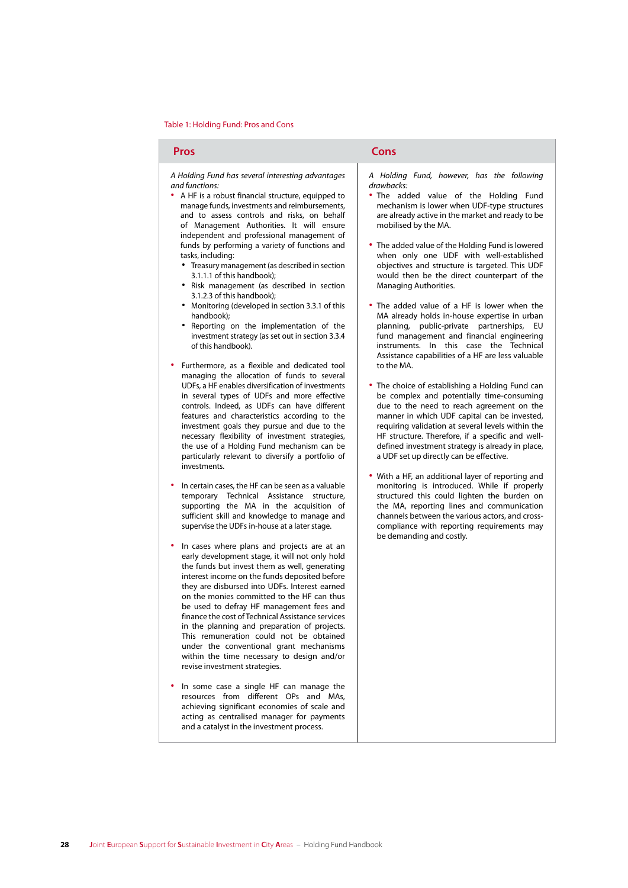Table 1: Holding Fund: Pros and Cons

| Pros | Cons |
|---|---|
| *A Holding Fund has several interesting advantages and functions:*<br>• A HF is a robust financial structure, equipped to manage funds, investments and reimbursements, and to assess controls and risks, on behalf of Management Authorities. It will ensure independent and professional management of funds by performing a variety of functions and tasks, including:<br>  • Treasury management (as described in section 3.1.1.1 of this handbook);<br>  • Risk management (as described in section 3.1.2.3 of this handbook);<br>  • Monitoring (developed in section 3.3.1 of this handbook);<br>  • Reporting on the implementation of the investment strategy (as set out in section 3.3.4 of this handbook).<br>• Furthermore, as a flexible and dedicated tool managing the allocation of funds to several UDFs, a HF enables diversification of investments in several types of UDFs and more effective controls. Indeed, as UDFs can have different features and characteristics according to the investment goals they pursue and due to the necessary flexibility of investment strategies, the use of a Holding Fund mechanism can be particularly relevant to diversify a portfolio of investments.<br>• In certain cases, the HF can be seen as a valuable temporary Technical Assistance structure, supporting the MA in the acquisition of sufficient skill and knowledge to manage and supervise the UDFs in-house at a later stage.<br>• In cases where plans and projects are at an early development stage, it will not only hold the funds but invest them as well, generating interest income on the funds deposited before they are disbursed into UDFs. Interest earned on the monies committed to the HF can thus be used to defray HF management fees and finance the cost of Technical Assistance services in the planning and preparation of projects. This remuneration could not be obtained under the conventional grant mechanisms within the time necessary to design and/or revise investment strategies.<br>• In some case a single HF can manage the resources from different OPs and MAs, achieving significant economies of scale and acting as centralised manager for payments and a catalyst in the investment process. | *A Holding Fund, however, has the following drawbacks:*<br>• The added value of the Holding Fund mechanism is lower when UDF-type structures are already active in the market and ready to be mobilised by the MA.<br>• The added value of the Holding Fund is lowered when only one UDF with well-established objectives and structure is targeted. This UDF would then be the direct counterpart of the Managing Authorities.<br>• The added value of a HF is lower when the MA already holds in-house expertise in urban planning, public-private partnerships, EU fund management and financial engineering instruments. In this case the Technical Assistance capabilities of a HF are less valuable to the MA.<br>• The choice of establishing a Holding Fund can be complex and potentially time-consuming due to the need to reach agreement on the manner in which UDF capital can be invested, requiring validation at several levels within the HF structure. Therefore, if a specific and well-defined investment strategy is already in place, a UDF set up directly can be effective.<br>• With a HF, an additional layer of reporting and monitoring is introduced. While if properly structured this could lighten the burden on the MA, reporting lines and communication channels between the various actors, and cross-compliance with reporting requirements may be demanding and costly. |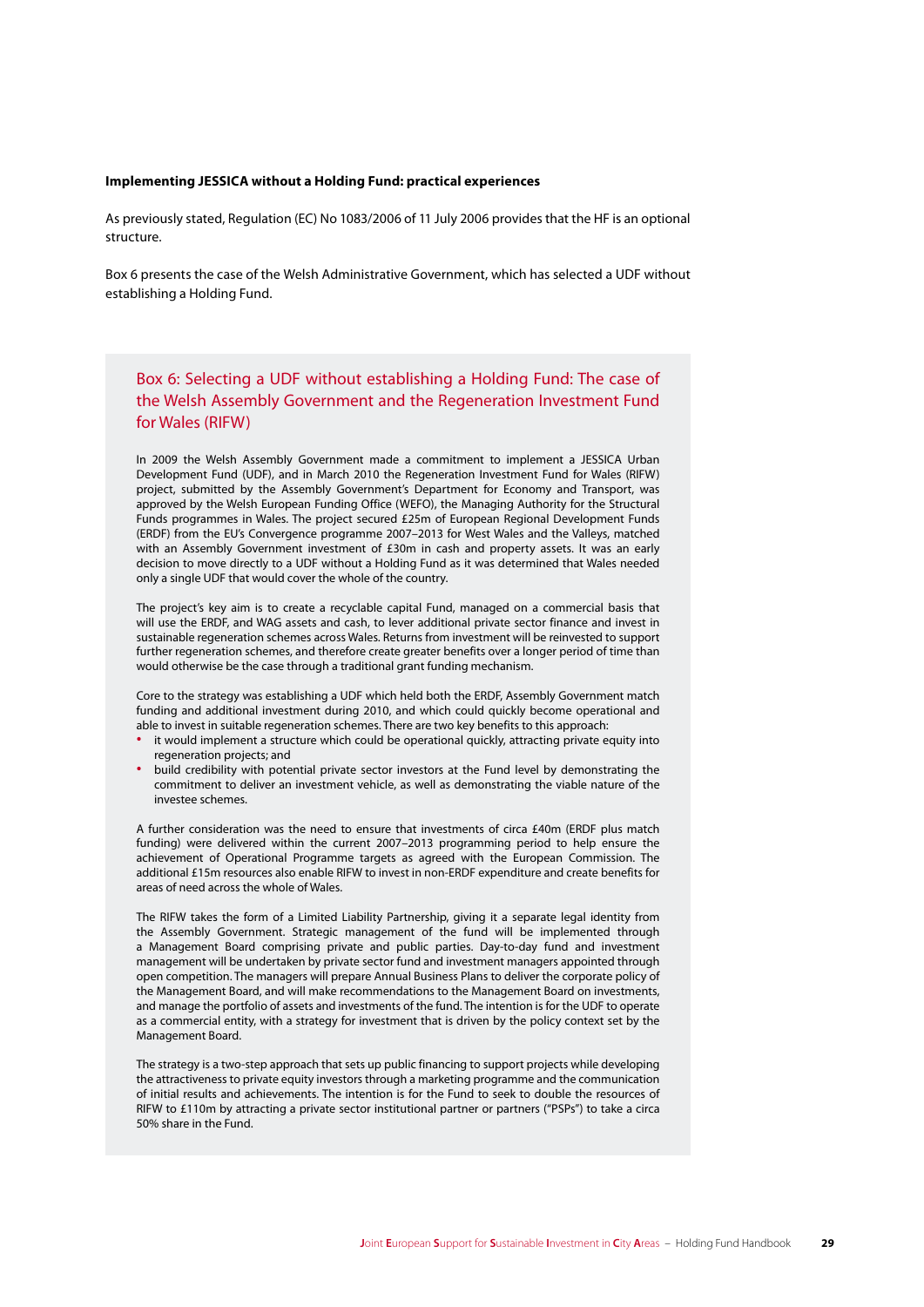**Implementing JESSICA without a Holding Fund: practical experiences**

As previously stated, Regulation (EC) No 1083/2006 of 11 July 2006 provides that the HF is an optional structure.

Box 6 presents the case of the Welsh Administrative Government, which has selected a UDF without establishing a Holding Fund.

### Box 6: Selecting a UDF without establishing a Holding Fund: The case of the Welsh Assembly Government and the Regeneration Investment Fund for Wales (RIFW)

In 2009 the Welsh Assembly Government made a commitment to implement a JESSICA Urban Development Fund (UDF), and in March 2010 the Regeneration Investment Fund for Wales (RIFW) project, submitted by the Assembly Government's Department for Economy and Transport, was approved by the Welsh European Funding Office (WEFO), the Managing Authority for the Structural Funds programmes in Wales. The project secured £25m of European Regional Development Funds (ERDF) from the EU's Convergence programme 2007–2013 for West Wales and the Valleys, matched with an Assembly Government investment of £30m in cash and property assets. It was an early decision to move directly to a UDF without a Holding Fund as it was determined that Wales needed only a single UDF that would cover the whole of the country.

The project's key aim is to create a recyclable capital Fund, managed on a commercial basis that will use the ERDF, and WAG assets and cash, to lever additional private sector finance and invest in sustainable regeneration schemes across Wales. Returns from investment will be reinvested to support further regeneration schemes, and therefore create greater benefits over a longer period of time than would otherwise be the case through a traditional grant funding mechanism.

Core to the strategy was establishing a UDF which held both the ERDF, Assembly Government match funding and additional investment during 2010, and which could quickly become operational and able to invest in suitable regeneration schemes. There are two key benefits to this approach:

- it would implement a structure which could be operational quickly, attracting private equity into regeneration projects; and
- build credibility with potential private sector investors at the Fund level by demonstrating the commitment to deliver an investment vehicle, as well as demonstrating the viable nature of the investee schemes.

A further consideration was the need to ensure that investments of circa £40m (ERDF plus match funding) were delivered within the current 2007–2013 programming period to help ensure the achievement of Operational Programme targets as agreed with the European Commission. The additional £15m resources also enable RIFW to invest in non-ERDF expenditure and create benefits for areas of need across the whole of Wales.

The RIFW takes the form of a Limited Liability Partnership, giving it a separate legal identity from the Assembly Government. Strategic management of the fund will be implemented through a Management Board comprising private and public parties. Day-to-day fund and investment management will be undertaken by private sector fund and investment managers appointed through open competition. The managers will prepare Annual Business Plans to deliver the corporate policy of the Management Board, and will make recommendations to the Management Board on investments, and manage the portfolio of assets and investments of the fund. The intention is for the UDF to operate as a commercial entity, with a strategy for investment that is driven by the policy context set by the Management Board.

The strategy is a two-step approach that sets up public financing to support projects while developing the attractiveness to private equity investors through a marketing programme and the communication of initial results and achievements. The intention is for the Fund to seek to double the resources of RIFW to £110m by attracting a private sector institutional partner or partners ("PSPs") to take a circa 50% share in the Fund.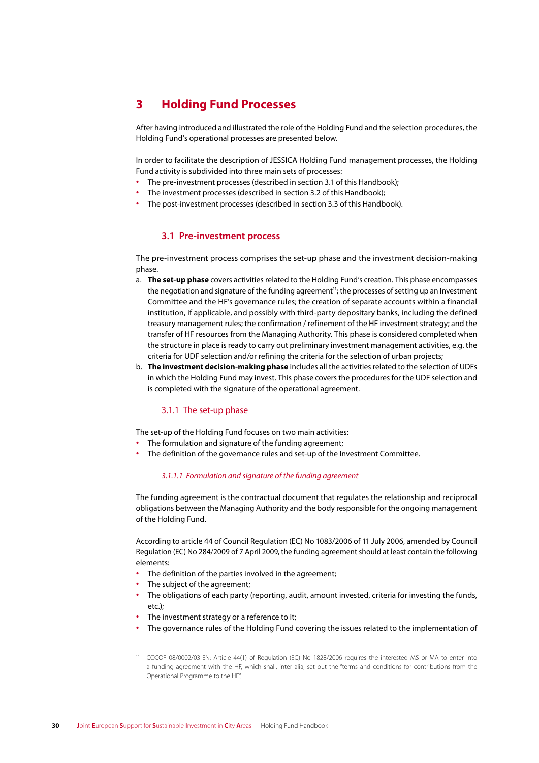# 3 Holding Fund Processes

After having introduced and illustrated the role of the Holding Fund and the selection procedures, the Holding Fund's operational processes are presented below.

In order to facilitate the description of JESSICA Holding Fund management processes, the Holding Fund activity is subdivided into three main sets of processes:

- The pre-investment processes (described in section 3.1 of this Handbook);
- The investment processes (described in section 3.2 of this Handbook);
- The post-investment processes (described in section 3.3 of this Handbook).

## 3.1 Pre-investment process

The pre-investment process comprises the set-up phase and the investment decision-making phase.

a. **The set-up phase** covers activities related to the Holding Fund's creation. This phase encompasses the negotiation and signature of the funding agreement[11]; the processes of setting up an Investment Committee and the HF's governance rules; the creation of separate accounts within a financial institution, if applicable, and possibly with third-party depositary banks, including the defined treasury management rules; the confirmation / refinement of the HF investment strategy; and the transfer of HF resources from the Managing Authority. This phase is considered completed when the structure in place is ready to carry out preliminary investment management activities, e.g. the criteria for UDF selection and/or refining the criteria for the selection of urban projects;

b. **The investment decision-making phase** includes all the activities related to the selection of UDFs in which the Holding Fund may invest. This phase covers the procedures for the UDF selection and is completed with the signature of the operational agreement.

### 3.1.1 The set-up phase

The set-up of the Holding Fund focuses on two main activities:

- The formulation and signature of the funding agreement;
- The definition of the governance rules and set-up of the Investment Committee.

#### *3.1.1.1 Formulation and signature of the funding agreement*

The funding agreement is the contractual document that regulates the relationship and reciprocal obligations between the Managing Authority and the body responsible for the ongoing management of the Holding Fund.

According to article 44 of Council Regulation (EC) No 1083/2006 of 11 July 2006, amended by Council Regulation (EC) No 284/2009 of 7 April 2009, the funding agreement should at least contain the following elements:

- The definition of the parties involved in the agreement;
- The subject of the agreement;
- The obligations of each party (reporting, audit, amount invested, criteria for investing the funds, etc.);
- The investment strategy or a reference to it;
- The governance rules of the Holding Fund covering the issues related to the implementation of

[11] COCOF 08/0002/03-EN: Article 44(1) of Regulation (EC) No 1828/2006 requires the interested MS or MA to enter into a funding agreement with the HF, which shall, inter alia, set out the "terms and conditions for contributions from the Operational Programme to the HF".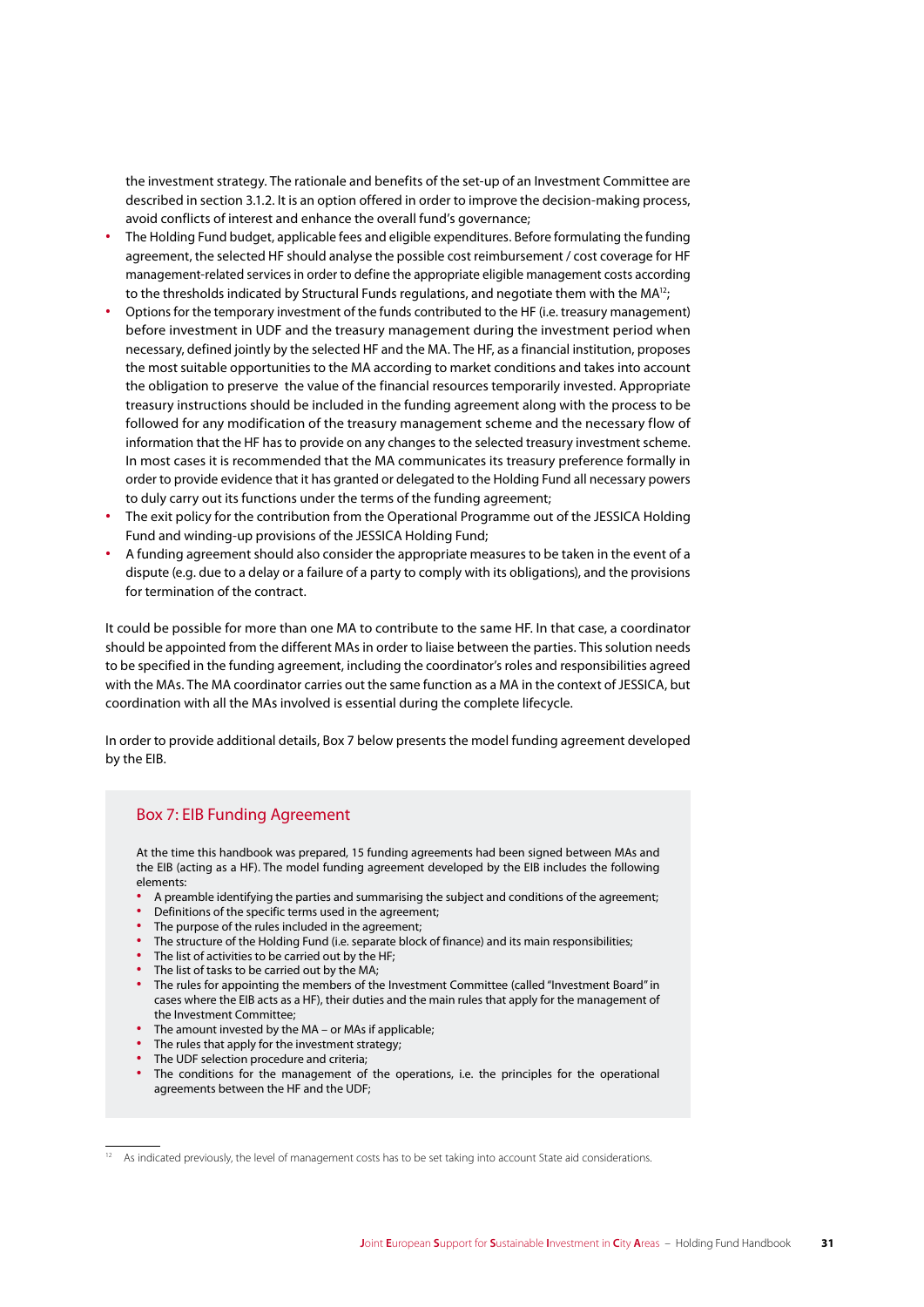the investment strategy. The rationale and benefits of the set-up of an Investment Committee are described in section 3.1.2. It is an option offered in order to improve the decision-making process, avoid conflicts of interest and enhance the overall fund's governance;

- The Holding Fund budget, applicable fees and eligible expenditures. Before formulating the funding agreement, the selected HF should analyse the possible cost reimbursement / cost coverage for HF management-related services in order to define the appropriate eligible management costs according to the thresholds indicated by Structural Funds regulations, and negotiate them with the MA[12];
- Options for the temporary investment of the funds contributed to the HF (i.e. treasury management) before investment in UDF and the treasury management during the investment period when necessary, defined jointly by the selected HF and the MA. The HF, as a financial institution, proposes the most suitable opportunities to the MA according to market conditions and takes into account the obligation to preserve the value of the financial resources temporarily invested. Appropriate treasury instructions should be included in the funding agreement along with the process to be followed for any modification of the treasury management scheme and the necessary flow of information that the HF has to provide on any changes to the selected treasury investment scheme. In most cases it is recommended that the MA communicates its treasury preference formally in order to provide evidence that it has granted or delegated to the Holding Fund all necessary powers to duly carry out its functions under the terms of the funding agreement;
- The exit policy for the contribution from the Operational Programme out of the JESSICA Holding Fund and winding-up provisions of the JESSICA Holding Fund;
- A funding agreement should also consider the appropriate measures to be taken in the event of a dispute (e.g. due to a delay or a failure of a party to comply with its obligations), and the provisions for termination of the contract.

It could be possible for more than one MA to contribute to the same HF. In that case, a coordinator should be appointed from the different MAs in order to liaise between the parties. This solution needs to be specified in the funding agreement, including the coordinator's roles and responsibilities agreed with the MAs. The MA coordinator carries out the same function as a MA in the context of JESSICA, but coordination with all the MAs involved is essential during the complete lifecycle.

In order to provide additional details, Box 7 below presents the model funding agreement developed by the EIB.

### Box 7: EIB Funding Agreement

At the time this handbook was prepared, 15 funding agreements had been signed between MAs and the EIB (acting as a HF). The model funding agreement developed by the EIB includes the following elements:

- A preamble identifying the parties and summarising the subject and conditions of the agreement;
- Definitions of the specific terms used in the agreement;
- The purpose of the rules included in the agreement;
- The structure of the Holding Fund (i.e. separate block of finance) and its main responsibilities;
- The list of activities to be carried out by the HF;
- The list of tasks to be carried out by the MA;
- The rules for appointing the members of the Investment Committee (called "Investment Board" in cases where the EIB acts as a HF), their duties and the main rules that apply for the management of the Investment Committee;
- The amount invested by the MA – or MAs if applicable;
- The rules that apply for the investment strategy;
- The UDF selection procedure and criteria;
- The conditions for the management of the operations, i.e. the principles for the operational agreements between the HF and the UDF;

[12] As indicated previously, the level of management costs has to be set taking into account State aid considerations.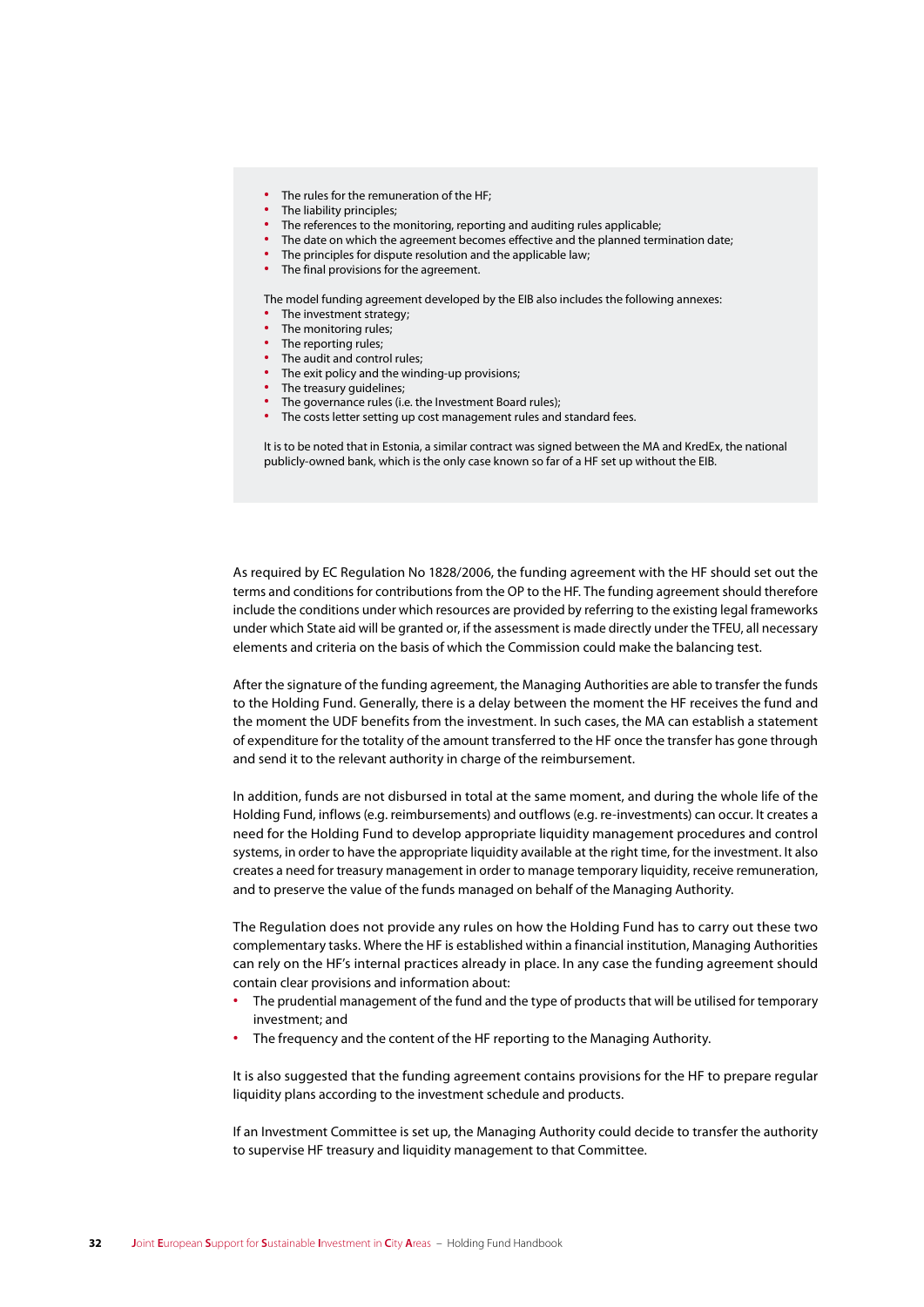- The rules for the remuneration of the HF;
- The liability principles;
- The references to the monitoring, reporting and auditing rules applicable;
- The date on which the agreement becomes effective and the planned termination date;
- The principles for dispute resolution and the applicable law;
- The final provisions for the agreement.

The model funding agreement developed by the EIB also includes the following annexes:

- The investment strategy;
- The monitoring rules;
- The reporting rules;
- The audit and control rules;
- The exit policy and the winding-up provisions;
- The treasury guidelines;
- The governance rules (i.e. the Investment Board rules);
- The costs letter setting up cost management rules and standard fees.

It is to be noted that in Estonia, a similar contract was signed between the MA and KredEx, the national publicly-owned bank, which is the only case known so far of a HF set up without the EIB.

As required by EC Regulation No 1828/2006, the funding agreement with the HF should set out the terms and conditions for contributions from the OP to the HF. The funding agreement should therefore include the conditions under which resources are provided by referring to the existing legal frameworks under which State aid will be granted or, if the assessment is made directly under the TFEU, all necessary elements and criteria on the basis of which the Commission could make the balancing test.

After the signature of the funding agreement, the Managing Authorities are able to transfer the funds to the Holding Fund. Generally, there is a delay between the moment the HF receives the fund and the moment the UDF benefits from the investment. In such cases, the MA can establish a statement of expenditure for the totality of the amount transferred to the HF once the transfer has gone through and send it to the relevant authority in charge of the reimbursement.

In addition, funds are not disbursed in total at the same moment, and during the whole life of the Holding Fund, inflows (e.g. reimbursements) and outflows (e.g. re-investments) can occur. It creates a need for the Holding Fund to develop appropriate liquidity management procedures and control systems, in order to have the appropriate liquidity available at the right time, for the investment. It also creates a need for treasury management in order to manage temporary liquidity, receive remuneration, and to preserve the value of the funds managed on behalf of the Managing Authority.

The Regulation does not provide any rules on how the Holding Fund has to carry out these two complementary tasks. Where the HF is established within a financial institution, Managing Authorities can rely on the HF's internal practices already in place. In any case the funding agreement should contain clear provisions and information about:

- The prudential management of the fund and the type of products that will be utilised for temporary investment; and
- The frequency and the content of the HF reporting to the Managing Authority.

It is also suggested that the funding agreement contains provisions for the HF to prepare regular liquidity plans according to the investment schedule and products.

If an Investment Committee is set up, the Managing Authority could decide to transfer the authority to supervise HF treasury and liquidity management to that Committee.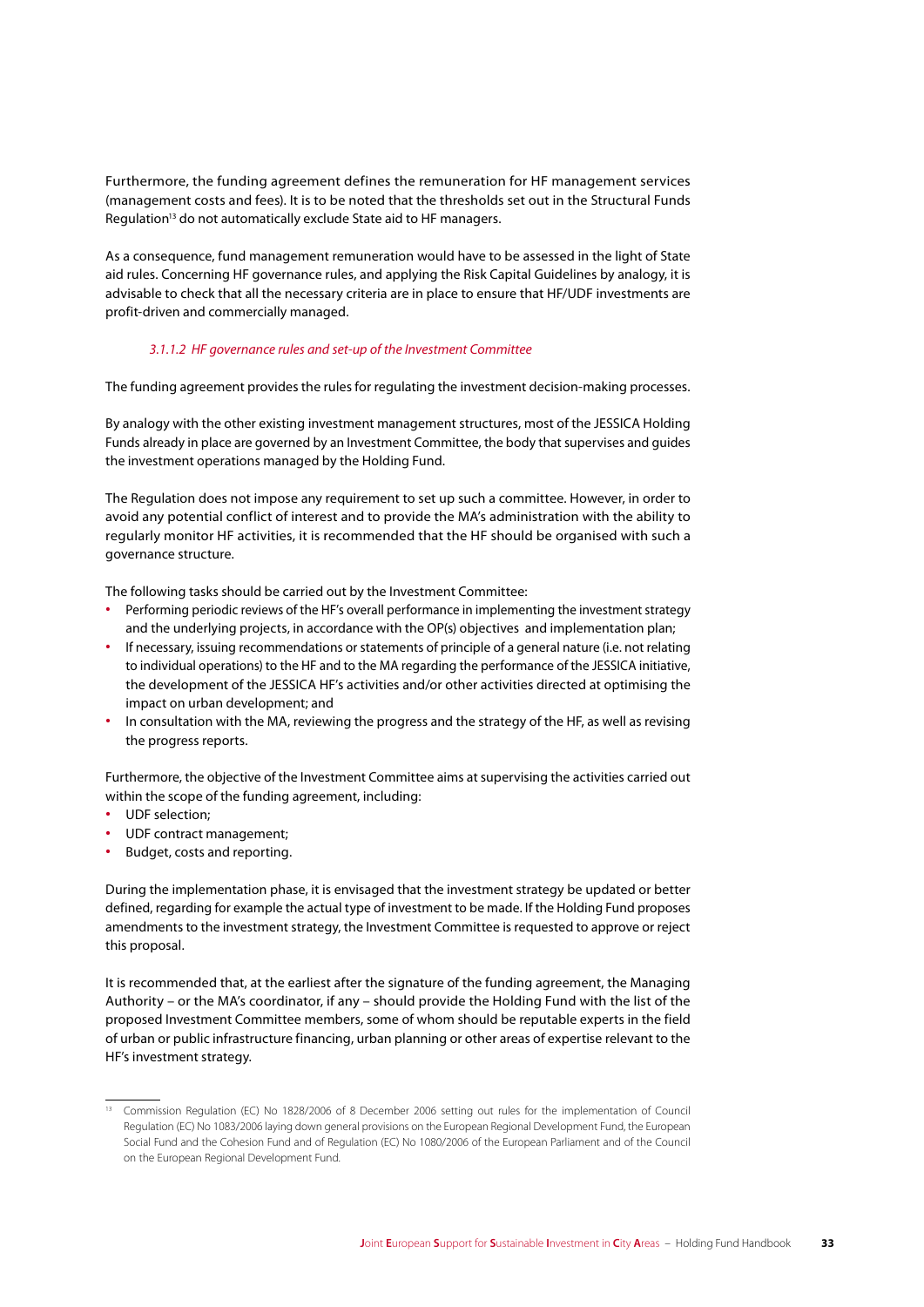Furthermore, the funding agreement defines the remuneration for HF management services (management costs and fees). It is to be noted that the thresholds set out in the Structural Funds Regulation[13] do not automatically exclude State aid to HF managers.

As a consequence, fund management remuneration would have to be assessed in the light of State aid rules. Concerning HF governance rules, and applying the Risk Capital Guidelines by analogy, it is advisable to check that all the necessary criteria are in place to ensure that HF/UDF investments are profit-driven and commercially managed.

#### *3.1.1.2 HF governance rules and set-up of the Investment Committee*

The funding agreement provides the rules for regulating the investment decision-making processes.

By analogy with the other existing investment management structures, most of the JESSICA Holding Funds already in place are governed by an Investment Committee, the body that supervises and guides the investment operations managed by the Holding Fund.

The Regulation does not impose any requirement to set up such a committee. However, in order to avoid any potential conflict of interest and to provide the MA's administration with the ability to regularly monitor HF activities, it is recommended that the HF should be organised with such a governance structure.

The following tasks should be carried out by the Investment Committee:

- Performing periodic reviews of the HF's overall performance in implementing the investment strategy and the underlying projects, in accordance with the OP(s) objectives and implementation plan;
- If necessary, issuing recommendations or statements of principle of a general nature (i.e. not relating to individual operations) to the HF and to the MA regarding the performance of the JESSICA initiative, the development of the JESSICA HF's activities and/or other activities directed at optimising the impact on urban development; and
- In consultation with the MA, reviewing the progress and the strategy of the HF, as well as revising the progress reports.

Furthermore, the objective of the Investment Committee aims at supervising the activities carried out within the scope of the funding agreement, including:

- UDF selection;
- UDF contract management;
- Budget, costs and reporting.

During the implementation phase, it is envisaged that the investment strategy be updated or better defined, regarding for example the actual type of investment to be made. If the Holding Fund proposes amendments to the investment strategy, the Investment Committee is requested to approve or reject this proposal.

It is recommended that, at the earliest after the signature of the funding agreement, the Managing Authority – or the MA's coordinator, if any – should provide the Holding Fund with the list of the proposed Investment Committee members, some of whom should be reputable experts in the field of urban or public infrastructure financing, urban planning or other areas of expertise relevant to the HF's investment strategy.

---

[13] Commission Regulation (EC) No 1828/2006 of 8 December 2006 setting out rules for the implementation of Council Regulation (EC) No 1083/2006 laying down general provisions on the European Regional Development Fund, the European Social Fund and the Cohesion Fund and of Regulation (EC) No 1080/2006 of the European Parliament and of the Council on the European Regional Development Fund.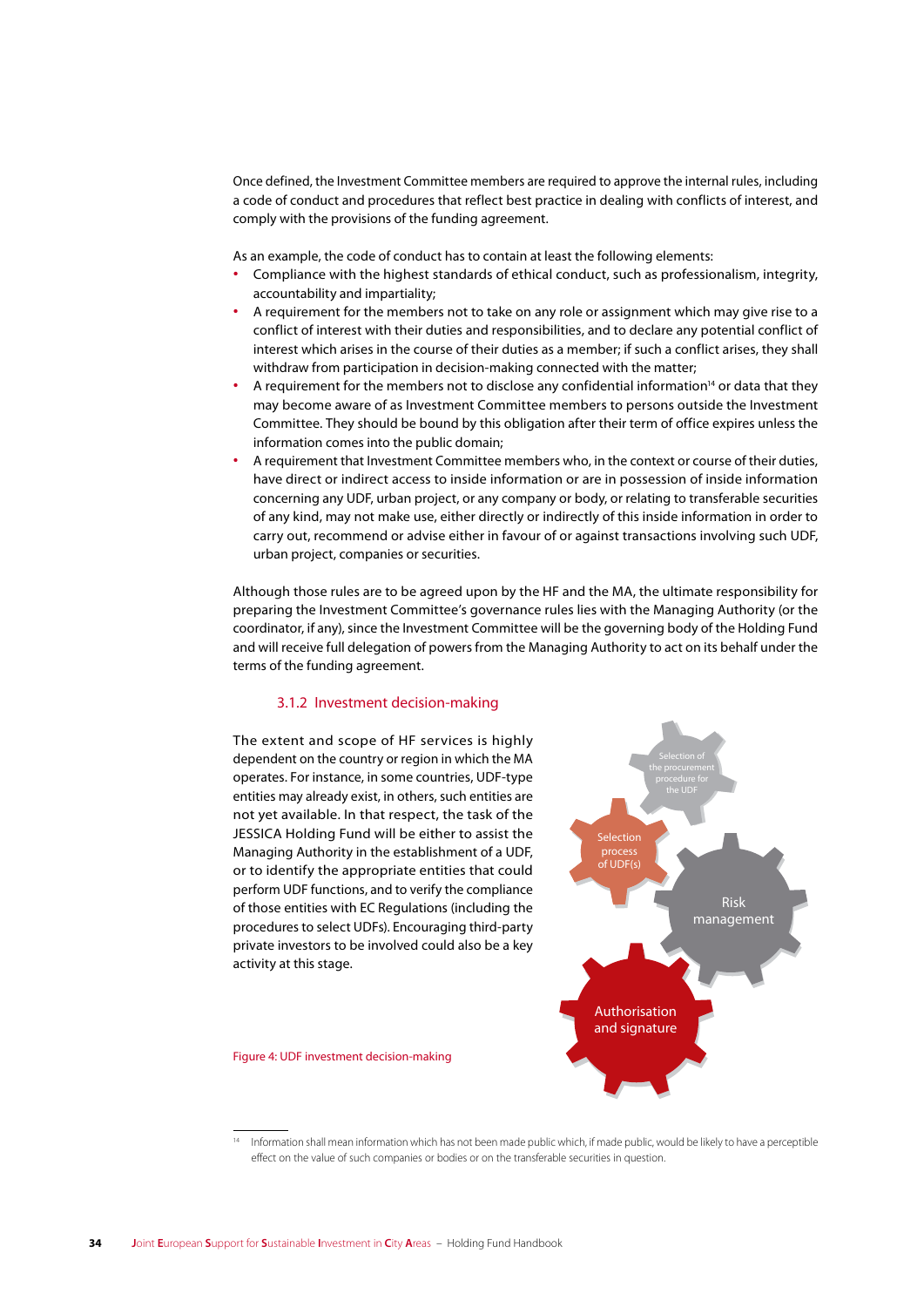Once defined, the Investment Committee members are required to approve the internal rules, including a code of conduct and procedures that reflect best practice in dealing with conflicts of interest, and comply with the provisions of the funding agreement.

As an example, the code of conduct has to contain at least the following elements:

- Compliance with the highest standards of ethical conduct, such as professionalism, integrity, accountability and impartiality;
- A requirement for the members not to take on any role or assignment which may give rise to a conflict of interest with their duties and responsibilities, and to declare any potential conflict of interest which arises in the course of their duties as a member; if such a conflict arises, they shall withdraw from participation in decision-making connected with the matter;
- A requirement for the members not to disclose any confidential information[14] or data that they may become aware of as Investment Committee members to persons outside the Investment Committee. They should be bound by this obligation after their term of office expires unless the information comes into the public domain;
- A requirement that Investment Committee members who, in the context or course of their duties, have direct or indirect access to inside information or are in possession of inside information concerning any UDF, urban project, or any company or body, or relating to transferable securities of any kind, may not make use, either directly or indirectly of this inside information in order to carry out, recommend or advise either in favour of or against transactions involving such UDF, urban project, companies or securities.

Although those rules are to be agreed upon by the HF and the MA, the ultimate responsibility for preparing the Investment Committee's governance rules lies with the Managing Authority (or the coordinator, if any), since the Investment Committee will be the governing body of the Holding Fund and will receive full delegation of powers from the Managing Authority to act on its behalf under the terms of the funding agreement.

### 3.1.2 Investment decision-making

The extent and scope of HF services is highly dependent on the country or region in which the MA operates. For instance, in some countries, UDF-type entities may already exist, in others, such entities are not yet available. In that respect, the task of the JESSICA Holding Fund will be either to assist the Managing Authority in the establishment of a UDF, or to identify the appropriate entities that could perform UDF functions, and to verify the compliance of those entities with EC Regulations (including the procedures to select UDFs). Encouraging third-party private investors to be involved could also be a key activity at this stage.

Selection of the procurement procedure for the UDF

Selection process of UDF(s)

Risk management

Authorisation and signature

Figure 4: UDF investment decision-making

[14] Information shall mean information which has not been made public which, if made public, would be likely to have a perceptible effect on the value of such companies or bodies or on the transferable securities in question.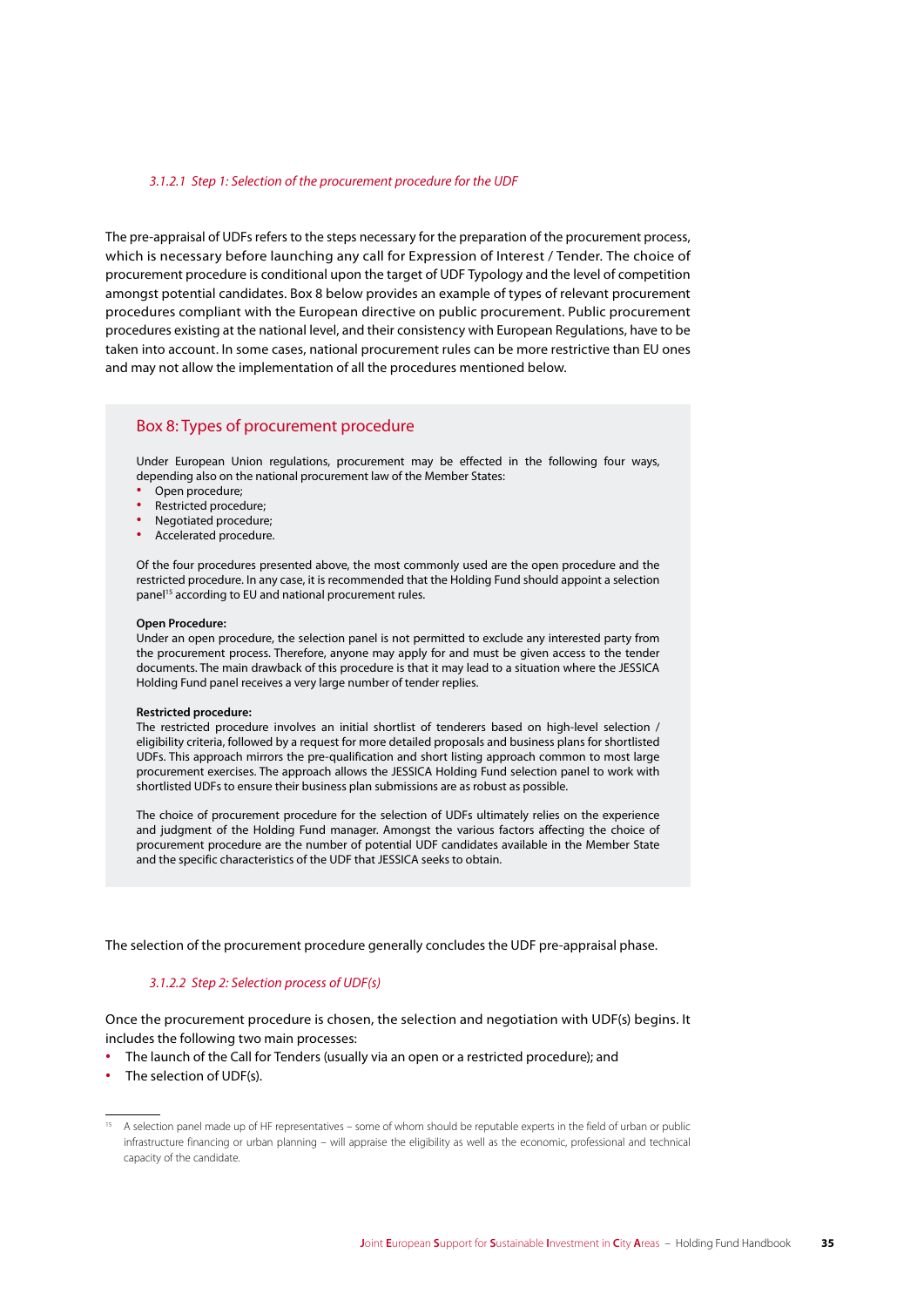#### *3.1.2.1 Step 1: Selection of the procurement procedure for the UDF*

The pre-appraisal of UDFs refers to the steps necessary for the preparation of the procurement process, which is necessary before launching any call for Expression of Interest / Tender. The choice of procurement procedure is conditional upon the target of UDF Typology and the level of competition amongst potential candidates. Box 8 below provides an example of types of relevant procurement procedures compliant with the European directive on public procurement. Public procurement procedures existing at the national level, and their consistency with European Regulations, have to be taken into account. In some cases, national procurement rules can be more restrictive than EU ones and may not allow the implementation of all the procedures mentioned below.

### Box 8: Types of procurement procedure

Under European Union regulations, procurement may be effected in the following four ways, depending also on the national procurement law of the Member States:

- Open procedure;
- Restricted procedure;
- Negotiated procedure;
- Accelerated procedure.

Of the four procedures presented above, the most commonly used are the open procedure and the restricted procedure. In any case, it is recommended that the Holding Fund should appoint a selection panel[15] according to EU and national procurement rules.

**Open Procedure:**
Under an open procedure, the selection panel is not permitted to exclude any interested party from the procurement process. Therefore, anyone may apply for and must be given access to the tender documents. The main drawback of this procedure is that it may lead to a situation where the JESSICA Holding Fund panel receives a very large number of tender replies.

**Restricted procedure:**
The restricted procedure involves an initial shortlist of tenderers based on high-level selection / eligibility criteria, followed by a request for more detailed proposals and business plans for shortlisted UDFs. This approach mirrors the pre-qualification and short listing approach common to most large procurement exercises. The approach allows the JESSICA Holding Fund selection panel to work with shortlisted UDFs to ensure their business plan submissions are as robust as possible.

The choice of procurement procedure for the selection of UDFs ultimately relies on the experience and judgment of the Holding Fund manager. Amongst the various factors affecting the choice of procurement procedure are the number of potential UDF candidates available in the Member State and the specific characteristics of the UDF that JESSICA seeks to obtain.

The selection of the procurement procedure generally concludes the UDF pre-appraisal phase.

#### *3.1.2.2 Step 2: Selection process of UDF(s)*

Once the procurement procedure is chosen, the selection and negotiation with UDF(s) begins. It includes the following two main processes:

- The launch of the Call for Tenders (usually via an open or a restricted procedure); and
- The selection of UDF(s).

[15] A selection panel made up of HF representatives – some of whom should be reputable experts in the field of urban or public infrastructure financing or urban planning – will appraise the eligibility as well as the economic, professional and technical capacity of the candidate.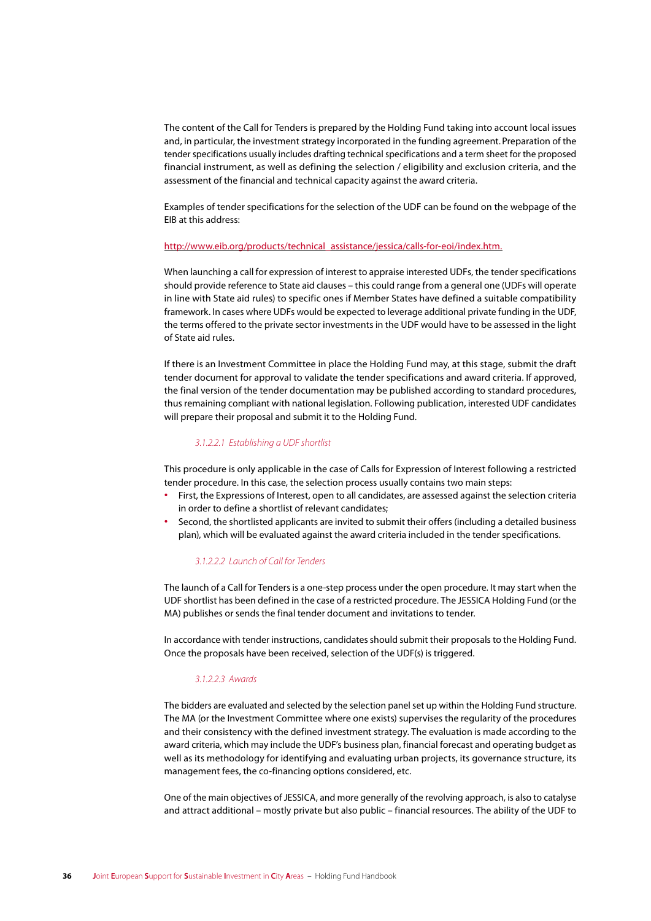The content of the Call for Tenders is prepared by the Holding Fund taking into account local issues and, in particular, the investment strategy incorporated in the funding agreement. Preparation of the tender specifications usually includes drafting technical specifications and a term sheet for the proposed financial instrument, as well as defining the selection / eligibility and exclusion criteria, and the assessment of the financial and technical capacity against the award criteria.

Examples of tender specifications for the selection of the UDF can be found on the webpage of the EIB at this address:

http://www.eib.org/products/technical_assistance/jessica/calls-for-eoi/index.htm.

When launching a call for expression of interest to appraise interested UDFs, the tender specifications should provide reference to State aid clauses – this could range from a general one (UDFs will operate in line with State aid rules) to specific ones if Member States have defined a suitable compatibility framework. In cases where UDFs would be expected to leverage additional private funding in the UDF, the terms offered to the private sector investments in the UDF would have to be assessed in the light of State aid rules.

If there is an Investment Committee in place the Holding Fund may, at this stage, submit the draft tender document for approval to validate the tender specifications and award criteria. If approved, the final version of the tender documentation may be published according to standard procedures, thus remaining compliant with national legislation. Following publication, interested UDF candidates will prepare their proposal and submit it to the Holding Fund.

##### *3.1.2.2.1 Establishing a UDF shortlist*

This procedure is only applicable in the case of Calls for Expression of Interest following a restricted tender procedure. In this case, the selection process usually contains two main steps:

- First, the Expressions of Interest, open to all candidates, are assessed against the selection criteria in order to define a shortlist of relevant candidates;
- Second, the shortlisted applicants are invited to submit their offers (including a detailed business plan), which will be evaluated against the award criteria included in the tender specifications.

##### *3.1.2.2.2 Launch of Call for Tenders*

The launch of a Call for Tenders is a one-step process under the open procedure. It may start when the UDF shortlist has been defined in the case of a restricted procedure. The JESSICA Holding Fund (or the MA) publishes or sends the final tender document and invitations to tender.

In accordance with tender instructions, candidates should submit their proposals to the Holding Fund. Once the proposals have been received, selection of the UDF(s) is triggered.

##### *3.1.2.2.3 Awards*

The bidders are evaluated and selected by the selection panel set up within the Holding Fund structure. The MA (or the Investment Committee where one exists) supervises the regularity of the procedures and their consistency with the defined investment strategy. The evaluation is made according to the award criteria, which may include the UDF's business plan, financial forecast and operating budget as well as its methodology for identifying and evaluating urban projects, its governance structure, its management fees, the co-financing options considered, etc.

One of the main objectives of JESSICA, and more generally of the revolving approach, is also to catalyse and attract additional – mostly private but also public – financial resources. The ability of the UDF to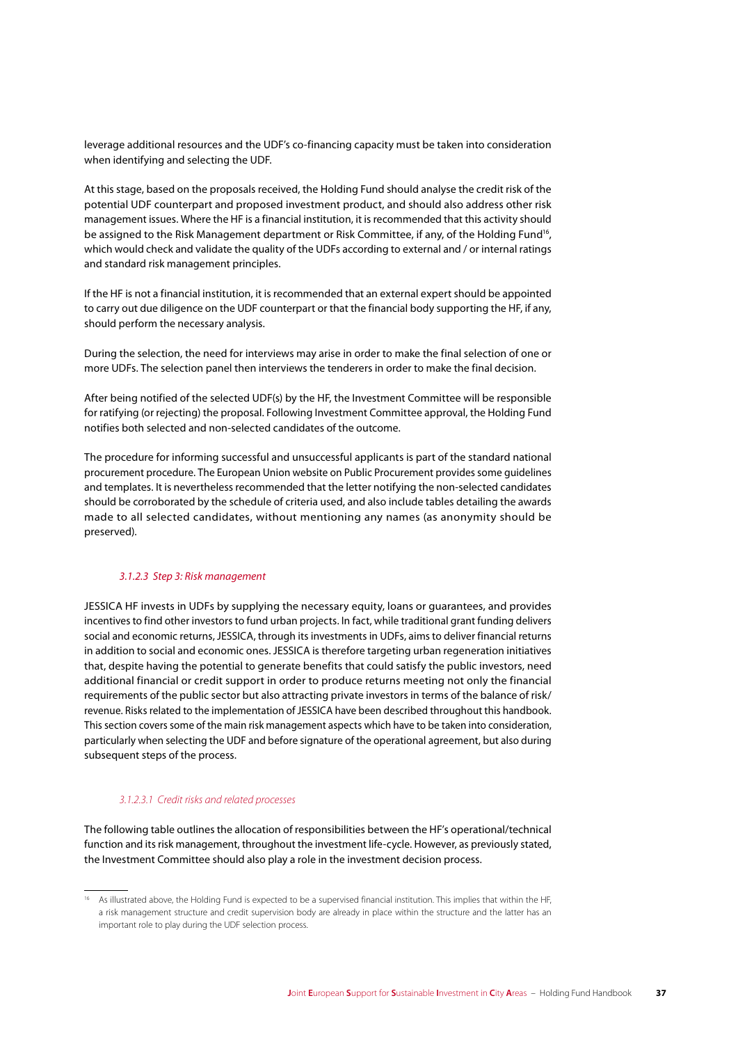leverage additional resources and the UDF's co-financing capacity must be taken into consideration when identifying and selecting the UDF.

At this stage, based on the proposals received, the Holding Fund should analyse the credit risk of the potential UDF counterpart and proposed investment product, and should also address other risk management issues. Where the HF is a financial institution, it is recommended that this activity should be assigned to the Risk Management department or Risk Committee, if any, of the Holding Fund[16], which would check and validate the quality of the UDFs according to external and / or internal ratings and standard risk management principles.

If the HF is not a financial institution, it is recommended that an external expert should be appointed to carry out due diligence on the UDF counterpart or that the financial body supporting the HF, if any, should perform the necessary analysis.

During the selection, the need for interviews may arise in order to make the final selection of one or more UDFs. The selection panel then interviews the tenderers in order to make the final decision.

After being notified of the selected UDF(s) by the HF, the Investment Committee will be responsible for ratifying (or rejecting) the proposal. Following Investment Committee approval, the Holding Fund notifies both selected and non-selected candidates of the outcome.

The procedure for informing successful and unsuccessful applicants is part of the standard national procurement procedure. The European Union website on Public Procurement provides some guidelines and templates. It is nevertheless recommended that the letter notifying the non-selected candidates should be corroborated by the schedule of criteria used, and also include tables detailing the awards made to all selected candidates, without mentioning any names (as anonymity should be preserved).

#### *3.1.2.3 Step 3: Risk management*

JESSICA HF invests in UDFs by supplying the necessary equity, loans or guarantees, and provides incentives to find other investors to fund urban projects. In fact, while traditional grant funding delivers social and economic returns, JESSICA, through its investments in UDFs, aims to deliver financial returns in addition to social and economic ones. JESSICA is therefore targeting urban regeneration initiatives that, despite having the potential to generate benefits that could satisfy the public investors, need additional financial or credit support in order to produce returns meeting not only the financial requirements of the public sector but also attracting private investors in terms of the balance of risk/revenue. Risks related to the implementation of JESSICA have been described throughout this handbook. This section covers some of the main risk management aspects which have to be taken into consideration, particularly when selecting the UDF and before signature of the operational agreement, but also during subsequent steps of the process.

##### *3.1.2.3.1 Credit risks and related processes*

The following table outlines the allocation of responsibilities between the HF's operational/technical function and its risk management, throughout the investment life-cycle. However, as previously stated, the Investment Committee should also play a role in the investment decision process.

---

[16] As illustrated above, the Holding Fund is expected to be a supervised financial institution. This implies that within the HF, a risk management structure and credit supervision body are already in place within the structure and the latter has an important role to play during the UDF selection process.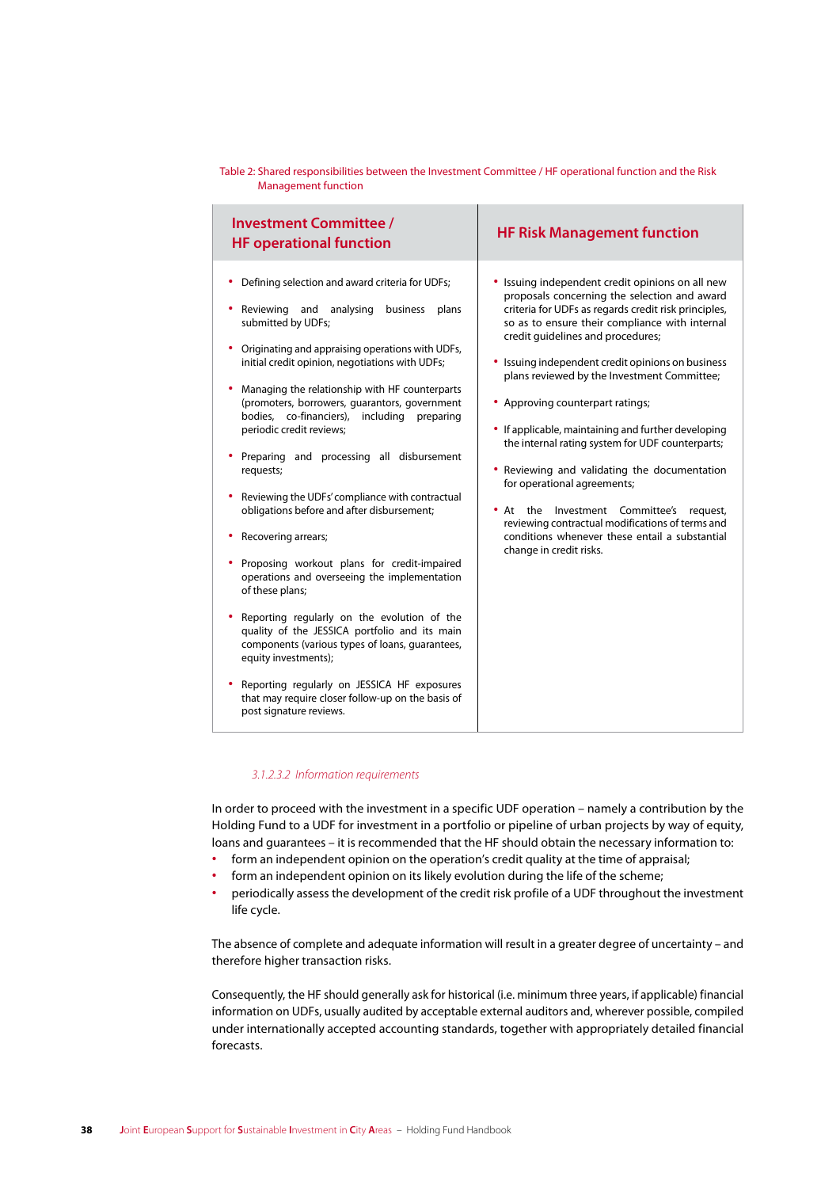Table 2: Shared responsibilities between the Investment Committee / HF operational function and the Risk Management function

| Investment Committee / HF operational function | HF Risk Management function |
|---|---|
| • Defining selection and award criteria for UDFs;<br>• Reviewing and analysing business plans submitted by UDFs;<br>• Originating and appraising operations with UDFs, initial credit opinion, negotiations with UDFs;<br>• Managing the relationship with HF counterparts (promoters, borrowers, guarantors, government bodies, co-financiers), including preparing periodic credit reviews;<br>• Preparing and processing all disbursement requests;<br>• Reviewing the UDFs' compliance with contractual obligations before and after disbursement;<br>• Recovering arrears;<br>• Proposing workout plans for credit-impaired operations and overseeing the implementation of these plans;<br>• Reporting regularly on the evolution of the quality of the JESSICA portfolio and its main components (various types of loans, guarantees, equity investments);<br>• Reporting regularly on JESSICA HF exposures that may require closer follow-up on the basis of post signature reviews. | • Issuing independent credit opinions on all new proposals concerning the selection and award criteria for UDFs as regards credit risk principles, so as to ensure their compliance with internal credit guidelines and procedures;<br>• Issuing independent credit opinions on business plans reviewed by the Investment Committee;<br>• Approving counterpart ratings;<br>• If applicable, maintaining and further developing the internal rating system for UDF counterparts;<br>• Reviewing and validating the documentation for operational agreements;<br>• At the Investment Committee's request, reviewing contractual modifications of terms and conditions whenever these entail a substantial change in credit risks. |

#### *3.1.2.3.2 Information requirements*

In order to proceed with the investment in a specific UDF operation – namely a contribution by the Holding Fund to a UDF for investment in a portfolio or pipeline of urban projects by way of equity, loans and guarantees – it is recommended that the HF should obtain the necessary information to:

- form an independent opinion on the operation's credit quality at the time of appraisal;
- form an independent opinion on its likely evolution during the life of the scheme;
- periodically assess the development of the credit risk profile of a UDF throughout the investment life cycle.

The absence of complete and adequate information will result in a greater degree of uncertainty – and therefore higher transaction risks.

Consequently, the HF should generally ask for historical (i.e. minimum three years, if applicable) financial information on UDFs, usually audited by acceptable external auditors and, wherever possible, compiled under internationally accepted accounting standards, together with appropriately detailed financial forecasts.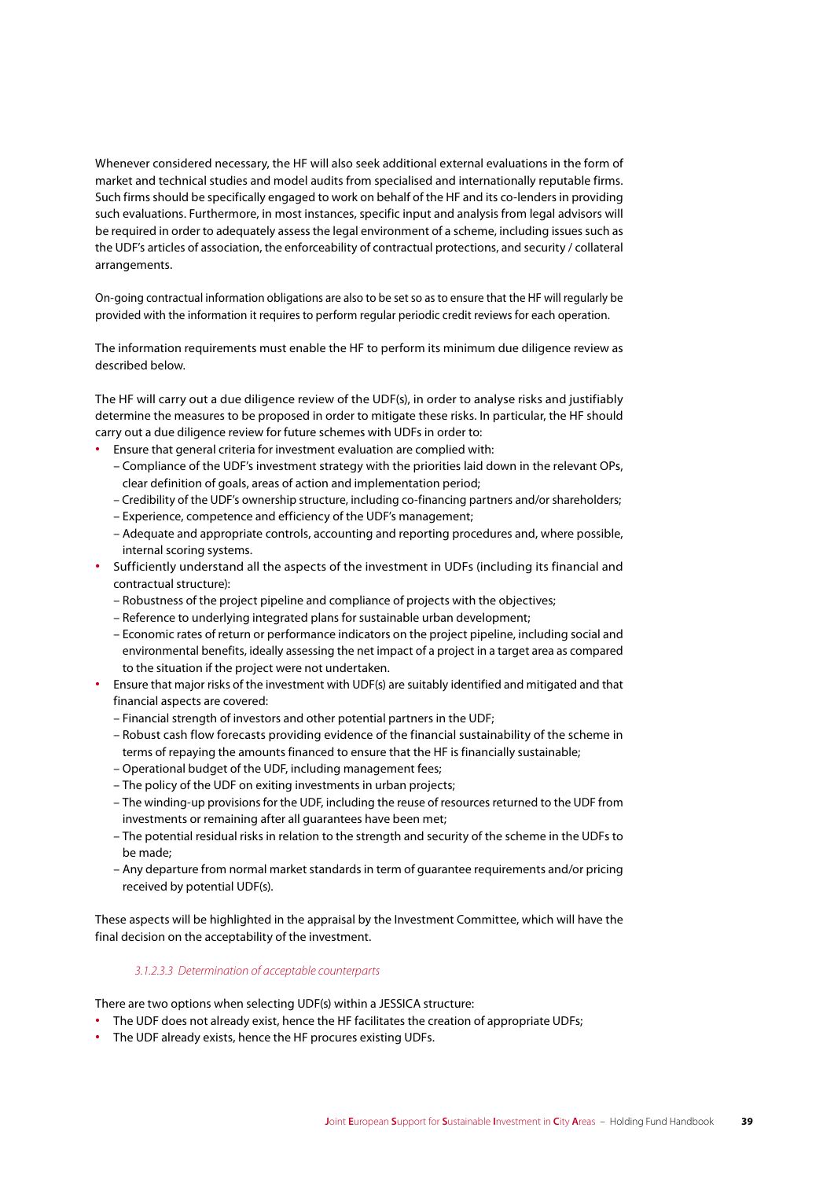Whenever considered necessary, the HF will also seek additional external evaluations in the form of market and technical studies and model audits from specialised and internationally reputable firms. Such firms should be specifically engaged to work on behalf of the HF and its co-lenders in providing such evaluations. Furthermore, in most instances, specific input and analysis from legal advisors will be required in order to adequately assess the legal environment of a scheme, including issues such as the UDF's articles of association, the enforceability of contractual protections, and security / collateral arrangements.

On-going contractual information obligations are also to be set so as to ensure that the HF will regularly be provided with the information it requires to perform regular periodic credit reviews for each operation.

The information requirements must enable the HF to perform its minimum due diligence review as described below.

The HF will carry out a due diligence review of the UDF(s), in order to analyse risks and justifiably determine the measures to be proposed in order to mitigate these risks. In particular, the HF should carry out a due diligence review for future schemes with UDFs in order to:

- Ensure that general criteria for investment evaluation are complied with:
  - Compliance of the UDF's investment strategy with the priorities laid down in the relevant OPs, clear definition of goals, areas of action and implementation period;
  - Credibility of the UDF's ownership structure, including co-financing partners and/or shareholders;
  - Experience, competence and efficiency of the UDF's management;
  - Adequate and appropriate controls, accounting and reporting procedures and, where possible, internal scoring systems.
- Sufficiently understand all the aspects of the investment in UDFs (including its financial and contractual structure):
  - Robustness of the project pipeline and compliance of projects with the objectives;
  - Reference to underlying integrated plans for sustainable urban development;
  - Economic rates of return or performance indicators on the project pipeline, including social and environmental benefits, ideally assessing the net impact of a project in a target area as compared to the situation if the project were not undertaken.
- Ensure that major risks of the investment with UDF(s) are suitably identified and mitigated and that financial aspects are covered:
  - Financial strength of investors and other potential partners in the UDF;
  - Robust cash flow forecasts providing evidence of the financial sustainability of the scheme in terms of repaying the amounts financed to ensure that the HF is financially sustainable;
  - Operational budget of the UDF, including management fees;
  - The policy of the UDF on exiting investments in urban projects;
  - The winding-up provisions for the UDF, including the reuse of resources returned to the UDF from investments or remaining after all guarantees have been met;
  - The potential residual risks in relation to the strength and security of the scheme in the UDFs to be made;
  - Any departure from normal market standards in term of guarantee requirements and/or pricing received by potential UDF(s).

These aspects will be highlighted in the appraisal by the Investment Committee, which will have the final decision on the acceptability of the investment.

##### *3.1.2.3.3 Determination of acceptable counterparts*

There are two options when selecting UDF(s) within a JESSICA structure:

- The UDF does not already exist, hence the HF facilitates the creation of appropriate UDFs;
- The UDF already exists, hence the HF procures existing UDFs.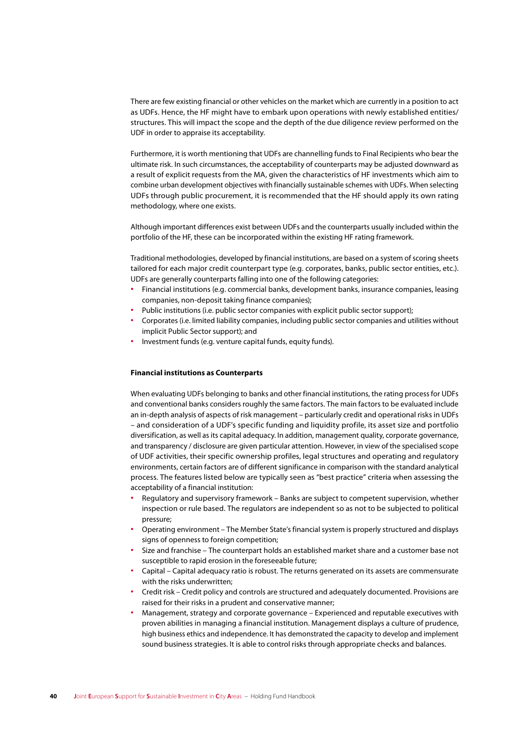There are few existing financial or other vehicles on the market which are currently in a position to act as UDFs. Hence, the HF might have to embark upon operations with newly established entities/ structures. This will impact the scope and the depth of the due diligence review performed on the UDF in order to appraise its acceptability.

Furthermore, it is worth mentioning that UDFs are channelling funds to Final Recipients who bear the ultimate risk. In such circumstances, the acceptability of counterparts may be adjusted downward as a result of explicit requests from the MA, given the characteristics of HF investments which aim to combine urban development objectives with financially sustainable schemes with UDFs. When selecting UDFs through public procurement, it is recommended that the HF should apply its own rating methodology, where one exists.

Although important differences exist between UDFs and the counterparts usually included within the portfolio of the HF, these can be incorporated within the existing HF rating framework.

Traditional methodologies, developed by financial institutions, are based on a system of scoring sheets tailored for each major credit counterpart type (e.g. corporates, banks, public sector entities, etc.). UDFs are generally counterparts falling into one of the following categories:

- Financial institutions (e.g. commercial banks, development banks, insurance companies, leasing companies, non-deposit taking finance companies);
- Public institutions (i.e. public sector companies with explicit public sector support);
- Corporates (i.e. limited liability companies, including public sector companies and utilities without implicit Public Sector support); and
- Investment funds (e.g. venture capital funds, equity funds).

**Financial institutions as Counterparts**

When evaluating UDFs belonging to banks and other financial institutions, the rating process for UDFs and conventional banks considers roughly the same factors. The main factors to be evaluated include an in-depth analysis of aspects of risk management – particularly credit and operational risks in UDFs – and consideration of a UDF's specific funding and liquidity profile, its asset size and portfolio diversification, as well as its capital adequacy. In addition, management quality, corporate governance, and transparency / disclosure are given particular attention. However, in view of the specialised scope of UDF activities, their specific ownership profiles, legal structures and operating and regulatory environments, certain factors are of different significance in comparison with the standard analytical process. The features listed below are typically seen as "best practice" criteria when assessing the acceptability of a financial institution:

- Regulatory and supervisory framework – Banks are subject to competent supervision, whether inspection or rule based. The regulators are independent so as not to be subjected to political pressure;
- Operating environment – The Member State's financial system is properly structured and displays signs of openness to foreign competition;
- Size and franchise – The counterpart holds an established market share and a customer base not susceptible to rapid erosion in the foreseeable future;
- Capital – Capital adequacy ratio is robust. The returns generated on its assets are commensurate with the risks underwritten;
- Credit risk – Credit policy and controls are structured and adequately documented. Provisions are raised for their risks in a prudent and conservative manner;
- Management, strategy and corporate governance – Experienced and reputable executives with proven abilities in managing a financial institution. Management displays a culture of prudence, high business ethics and independence. It has demonstrated the capacity to develop and implement sound business strategies. It is able to control risks through appropriate checks and balances.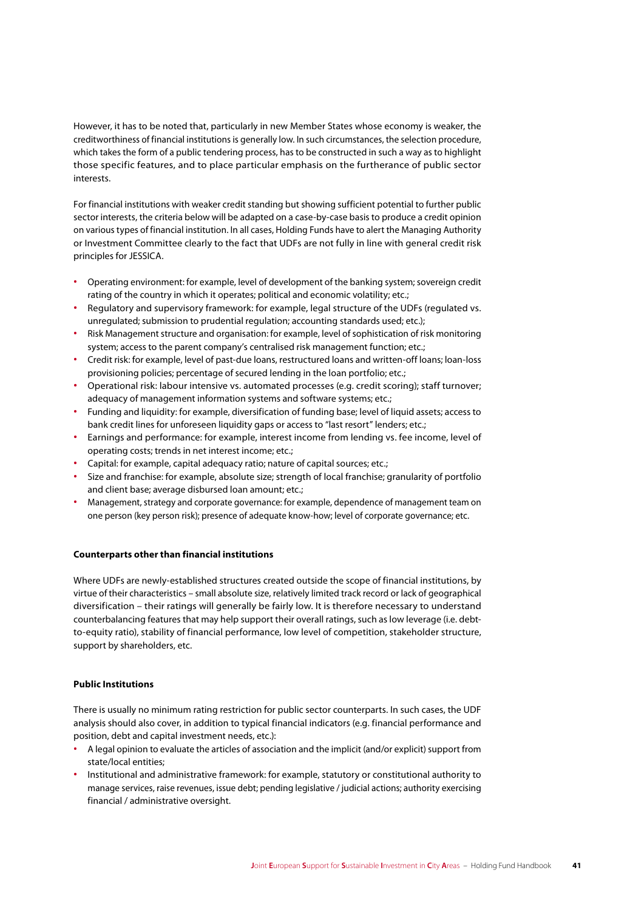However, it has to be noted that, particularly in new Member States whose economy is weaker, the creditworthiness of financial institutions is generally low. In such circumstances, the selection procedure, which takes the form of a public tendering process, has to be constructed in such a way as to highlight those specific features, and to place particular emphasis on the furtherance of public sector interests.

For financial institutions with weaker credit standing but showing sufficient potential to further public sector interests, the criteria below will be adapted on a case-by-case basis to produce a credit opinion on various types of financial institution. In all cases, Holding Funds have to alert the Managing Authority or Investment Committee clearly to the fact that UDFs are not fully in line with general credit risk principles for JESSICA.

- Operating environment: for example, level of development of the banking system; sovereign credit rating of the country in which it operates; political and economic volatility; etc.;
- Regulatory and supervisory framework: for example, legal structure of the UDFs (regulated vs. unregulated; submission to prudential regulation; accounting standards used; etc.);
- Risk Management structure and organisation: for example, level of sophistication of risk monitoring system; access to the parent company's centralised risk management function; etc.;
- Credit risk: for example, level of past-due loans, restructured loans and written-off loans; loan-loss provisioning policies; percentage of secured lending in the loan portfolio; etc.;
- Operational risk: labour intensive vs. automated processes (e.g. credit scoring); staff turnover; adequacy of management information systems and software systems; etc.;
- Funding and liquidity: for example, diversification of funding base; level of liquid assets; access to bank credit lines for unforeseen liquidity gaps or access to "last resort" lenders; etc.;
- Earnings and performance: for example, interest income from lending vs. fee income, level of operating costs; trends in net interest income; etc.;
- Capital: for example, capital adequacy ratio; nature of capital sources; etc.;
- Size and franchise: for example, absolute size; strength of local franchise; granularity of portfolio and client base; average disbursed loan amount; etc.;
- Management, strategy and corporate governance: for example, dependence of management team on one person (key person risk); presence of adequate know-how; level of corporate governance; etc.

**Counterparts other than financial institutions**

Where UDFs are newly-established structures created outside the scope of financial institutions, by virtue of their characteristics – small absolute size, relatively limited track record or lack of geographical diversification – their ratings will generally be fairly low. It is therefore necessary to understand counterbalancing features that may help support their overall ratings, such as low leverage (i.e. debt-to-equity ratio), stability of financial performance, low level of competition, stakeholder structure, support by shareholders, etc.

**Public Institutions**

There is usually no minimum rating restriction for public sector counterparts. In such cases, the UDF analysis should also cover, in addition to typical financial indicators (e.g. financial performance and position, debt and capital investment needs, etc.):

- A legal opinion to evaluate the articles of association and the implicit (and/or explicit) support from state/local entities;
- Institutional and administrative framework: for example, statutory or constitutional authority to manage services, raise revenues, issue debt; pending legislative / judicial actions; authority exercising financial / administrative oversight.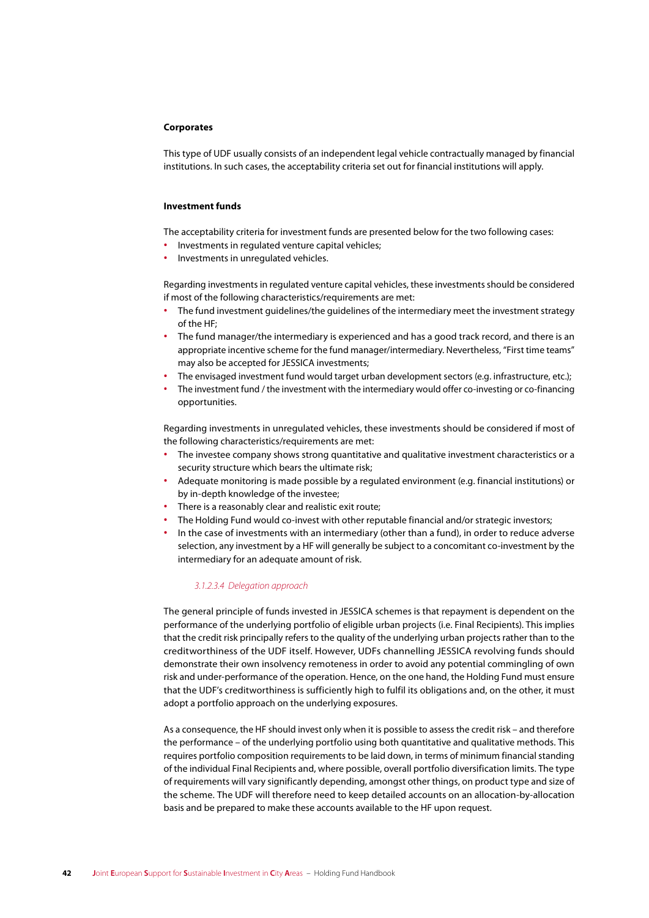**Corporates**

This type of UDF usually consists of an independent legal vehicle contractually managed by financial institutions. In such cases, the acceptability criteria set out for financial institutions will apply.

**Investment funds**

The acceptability criteria for investment funds are presented below for the two following cases:

- Investments in regulated venture capital vehicles;
- Investments in unregulated vehicles.

Regarding investments in regulated venture capital vehicles, these investments should be considered if most of the following characteristics/requirements are met:

- The fund investment guidelines/the guidelines of the intermediary meet the investment strategy of the HF;
- The fund manager/the intermediary is experienced and has a good track record, and there is an appropriate incentive scheme for the fund manager/intermediary. Nevertheless, "First time teams" may also be accepted for JESSICA investments;
- The envisaged investment fund would target urban development sectors (e.g. infrastructure, etc.);
- The investment fund / the investment with the intermediary would offer co-investing or co-financing opportunities.

Regarding investments in unregulated vehicles, these investments should be considered if most of the following characteristics/requirements are met:

- The investee company shows strong quantitative and qualitative investment characteristics or a security structure which bears the ultimate risk;
- Adequate monitoring is made possible by a regulated environment (e.g. financial institutions) or by in-depth knowledge of the investee;
- There is a reasonably clear and realistic exit route;
- The Holding Fund would co-invest with other reputable financial and/or strategic investors;
- In the case of investments with an intermediary (other than a fund), in order to reduce adverse selection, any investment by a HF will generally be subject to a concomitant co-investment by the intermediary for an adequate amount of risk.

#### *3.1.2.3.4 Delegation approach*

The general principle of funds invested in JESSICA schemes is that repayment is dependent on the performance of the underlying portfolio of eligible urban projects (i.e. Final Recipients). This implies that the credit risk principally refers to the quality of the underlying urban projects rather than to the creditworthiness of the UDF itself. However, UDFs channelling JESSICA revolving funds should demonstrate their own insolvency remoteness in order to avoid any potential commingling of own risk and under-performance of the operation. Hence, on the one hand, the Holding Fund must ensure that the UDF's creditworthiness is sufficiently high to fulfil its obligations and, on the other, it must adopt a portfolio approach on the underlying exposures.

As a consequence, the HF should invest only when it is possible to assess the credit risk – and therefore the performance – of the underlying portfolio using both quantitative and qualitative methods. This requires portfolio composition requirements to be laid down, in terms of minimum financial standing of the individual Final Recipients and, where possible, overall portfolio diversification limits. The type of requirements will vary significantly depending, amongst other things, on product type and size of the scheme. The UDF will therefore need to keep detailed accounts on an allocation-by-allocation basis and be prepared to make these accounts available to the HF upon request.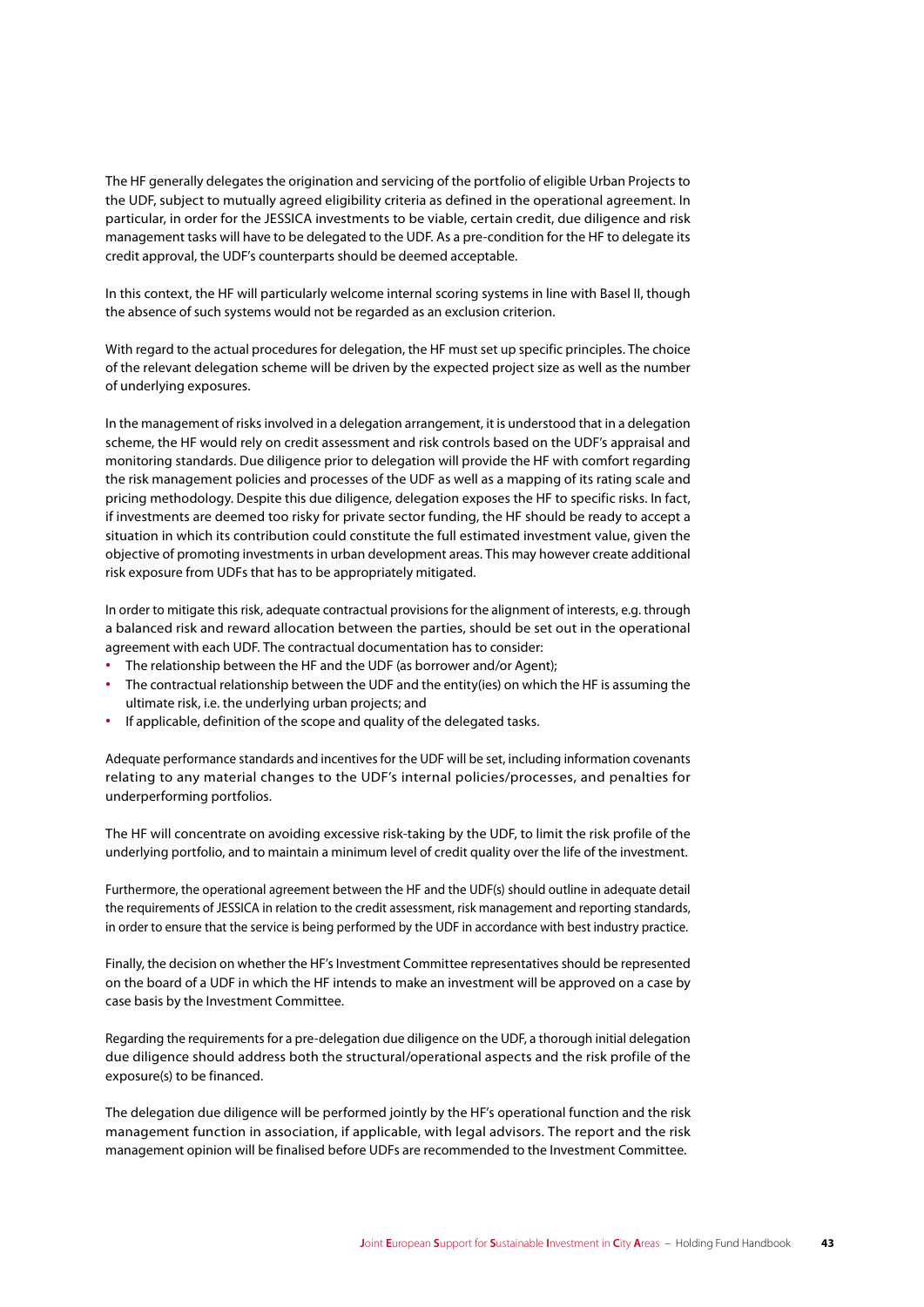The HF generally delegates the origination and servicing of the portfolio of eligible Urban Projects to the UDF, subject to mutually agreed eligibility criteria as defined in the operational agreement. In particular, in order for the JESSICA investments to be viable, certain credit, due diligence and risk management tasks will have to be delegated to the UDF. As a pre-condition for the HF to delegate its credit approval, the UDF's counterparts should be deemed acceptable.

In this context, the HF will particularly welcome internal scoring systems in line with Basel II, though the absence of such systems would not be regarded as an exclusion criterion.

With regard to the actual procedures for delegation, the HF must set up specific principles. The choice of the relevant delegation scheme will be driven by the expected project size as well as the number of underlying exposures.

In the management of risks involved in a delegation arrangement, it is understood that in a delegation scheme, the HF would rely on credit assessment and risk controls based on the UDF's appraisal and monitoring standards. Due diligence prior to delegation will provide the HF with comfort regarding the risk management policies and processes of the UDF as well as a mapping of its rating scale and pricing methodology. Despite this due diligence, delegation exposes the HF to specific risks. In fact, if investments are deemed too risky for private sector funding, the HF should be ready to accept a situation in which its contribution could constitute the full estimated investment value, given the objective of promoting investments in urban development areas. This may however create additional risk exposure from UDFs that has to be appropriately mitigated.

In order to mitigate this risk, adequate contractual provisions for the alignment of interests, e.g. through a balanced risk and reward allocation between the parties, should be set out in the operational agreement with each UDF. The contractual documentation has to consider:

- The relationship between the HF and the UDF (as borrower and/or Agent);
- The contractual relationship between the UDF and the entity(ies) on which the HF is assuming the ultimate risk, i.e. the underlying urban projects; and
- If applicable, definition of the scope and quality of the delegated tasks.

Adequate performance standards and incentives for the UDF will be set, including information covenants relating to any material changes to the UDF's internal policies/processes, and penalties for underperforming portfolios.

The HF will concentrate on avoiding excessive risk-taking by the UDF, to limit the risk profile of the underlying portfolio, and to maintain a minimum level of credit quality over the life of the investment.

Furthermore, the operational agreement between the HF and the UDF(s) should outline in adequate detail the requirements of JESSICA in relation to the credit assessment, risk management and reporting standards, in order to ensure that the service is being performed by the UDF in accordance with best industry practice.

Finally, the decision on whether the HF's Investment Committee representatives should be represented on the board of a UDF in which the HF intends to make an investment will be approved on a case by case basis by the Investment Committee.

Regarding the requirements for a pre-delegation due diligence on the UDF, a thorough initial delegation due diligence should address both the structural/operational aspects and the risk profile of the exposure(s) to be financed.

The delegation due diligence will be performed jointly by the HF's operational function and the risk management function in association, if applicable, with legal advisors. The report and the risk management opinion will be finalised before UDFs are recommended to the Investment Committee.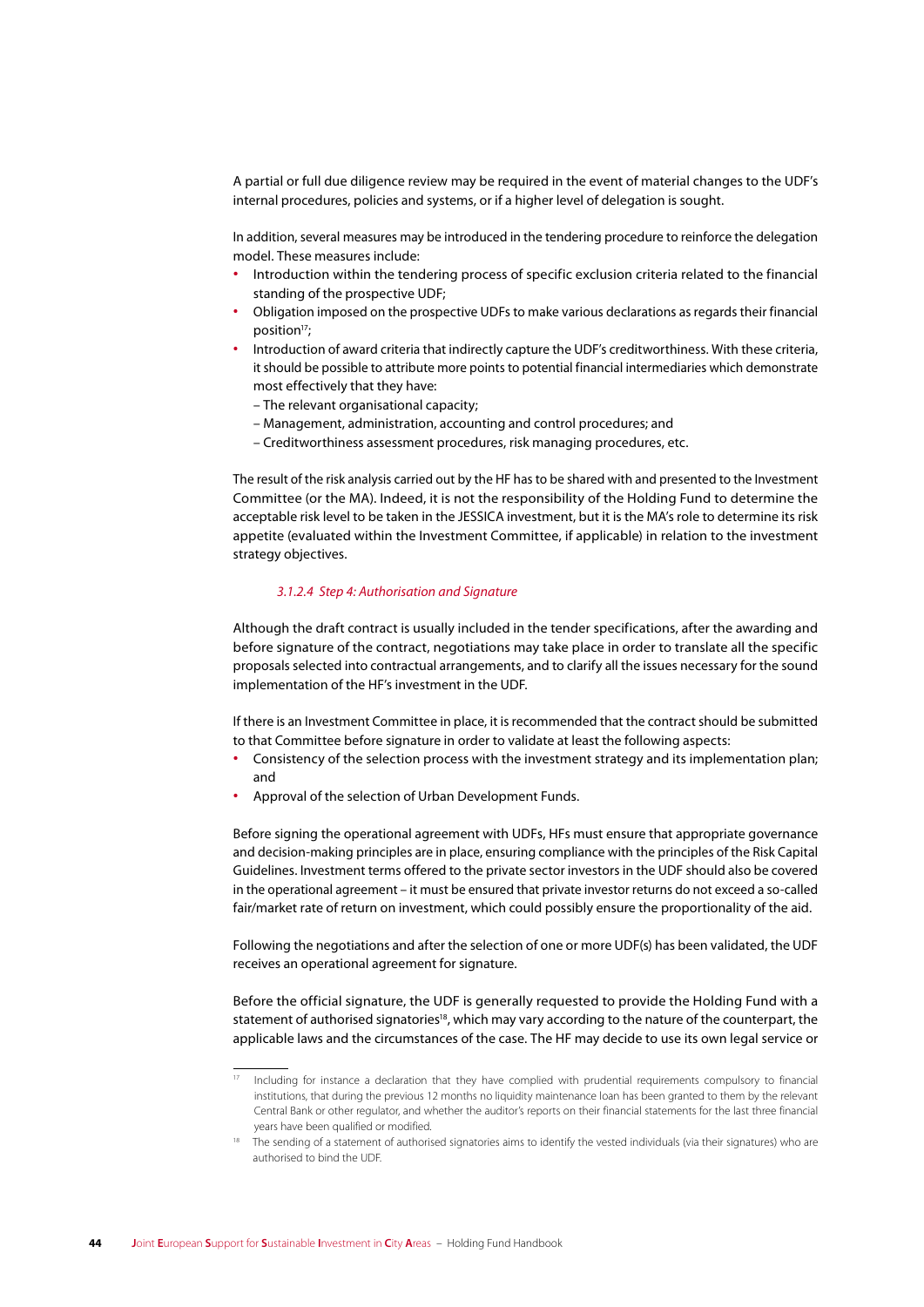A partial or full due diligence review may be required in the event of material changes to the UDF's internal procedures, policies and systems, or if a higher level of delegation is sought.

In addition, several measures may be introduced in the tendering procedure to reinforce the delegation model. These measures include:

- Introduction within the tendering process of specific exclusion criteria related to the financial standing of the prospective UDF;
- Obligation imposed on the prospective UDFs to make various declarations as regards their financial position[17];
- Introduction of award criteria that indirectly capture the UDF's creditworthiness. With these criteria, it should be possible to attribute more points to potential financial intermediaries which demonstrate most effectively that they have:
  - – The relevant organisational capacity;
  - – Management, administration, accounting and control procedures; and
  - – Creditworthiness assessment procedures, risk managing procedures, etc.

The result of the risk analysis carried out by the HF has to be shared with and presented to the Investment Committee (or the MA). Indeed, it is not the responsibility of the Holding Fund to determine the acceptable risk level to be taken in the JESSICA investment, but it is the MA's role to determine its risk appetite (evaluated within the Investment Committee, if applicable) in relation to the investment strategy objectives.

#### *3.1.2.4 Step 4: Authorisation and Signature*

Although the draft contract is usually included in the tender specifications, after the awarding and before signature of the contract, negotiations may take place in order to translate all the specific proposals selected into contractual arrangements, and to clarify all the issues necessary for the sound implementation of the HF's investment in the UDF.

If there is an Investment Committee in place, it is recommended that the contract should be submitted to that Committee before signature in order to validate at least the following aspects:

- Consistency of the selection process with the investment strategy and its implementation plan; and
- Approval of the selection of Urban Development Funds.

Before signing the operational agreement with UDFs, HFs must ensure that appropriate governance and decision-making principles are in place, ensuring compliance with the principles of the Risk Capital Guidelines. Investment terms offered to the private sector investors in the UDF should also be covered in the operational agreement – it must be ensured that private investor returns do not exceed a so-called fair/market rate of return on investment, which could possibly ensure the proportionality of the aid.

Following the negotiations and after the selection of one or more UDF(s) has been validated, the UDF receives an operational agreement for signature.

Before the official signature, the UDF is generally requested to provide the Holding Fund with a statement of authorised signatories[18], which may vary according to the nature of the counterpart, the applicable laws and the circumstances of the case. The HF may decide to use its own legal service or

---

[17] Including for instance a declaration that they have complied with prudential requirements compulsory to financial institutions, that during the previous 12 months no liquidity maintenance loan has been granted to them by the relevant Central Bank or other regulator, and whether the auditor's reports on their financial statements for the last three financial years have been qualified or modified.

[18] The sending of a statement of authorised signatories aims to identify the vested individuals (via their signatures) who are authorised to bind the UDF.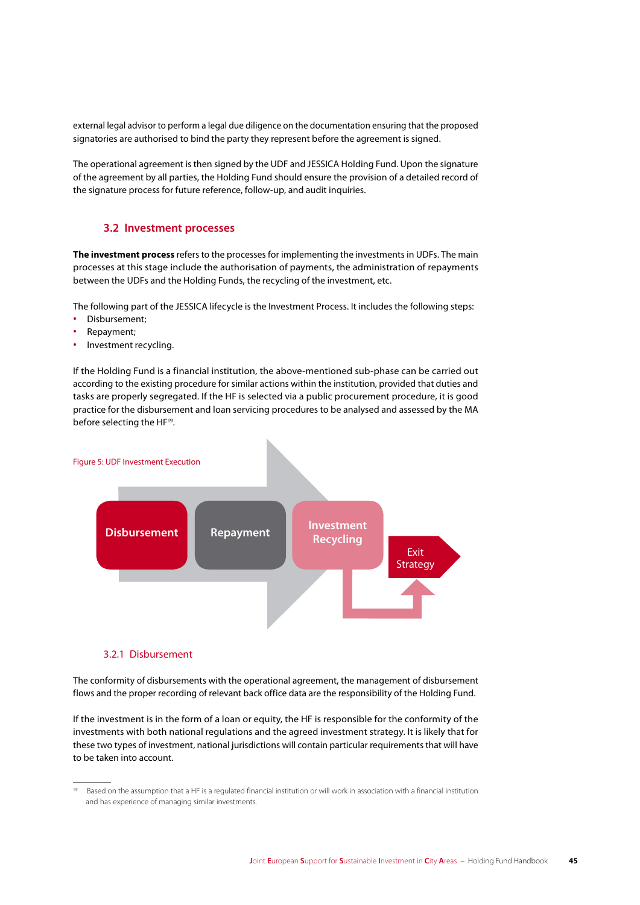external legal advisor to perform a legal due diligence on the documentation ensuring that the proposed signatories are authorised to bind the party they represent before the agreement is signed.

The operational agreement is then signed by the UDF and JESSICA Holding Fund. Upon the signature of the agreement by all parties, the Holding Fund should ensure the provision of a detailed record of the signature process for future reference, follow-up, and audit inquiries.

## 3.2 Investment processes

**The investment process** refers to the processes for implementing the investments in UDFs. The main processes at this stage include the authorisation of payments, the administration of repayments between the UDFs and the Holding Funds, the recycling of the investment, etc.

The following part of the JESSICA lifecycle is the Investment Process. It includes the following steps:

- Disbursement;
- Repayment;
- Investment recycling.

If the Holding Fund is a financial institution, the above-mentioned sub-phase can be carried out according to the existing procedure for similar actions within the institution, provided that duties and tasks are properly segregated. If the HF is selected via a public procurement procedure, it is good practice for the disbursement and loan servicing procedures to be analysed and assessed by the MA before selecting the HF[19].

Figure 5: UDF Investment Execution

Disbursement

Repayment

Investment Recycling

Exit Strategy

### 3.2.1 Disbursement

The conformity of disbursements with the operational agreement, the management of disbursement flows and the proper recording of relevant back office data are the responsibility of the Holding Fund.

If the investment is in the form of a loan or equity, the HF is responsible for the conformity of the investments with both national regulations and the agreed investment strategy. It is likely that for these two types of investment, national jurisdictions will contain particular requirements that will have to be taken into account.

[19] Based on the assumption that a HF is a regulated financial institution or will work in association with a financial institution and has experience of managing similar investments.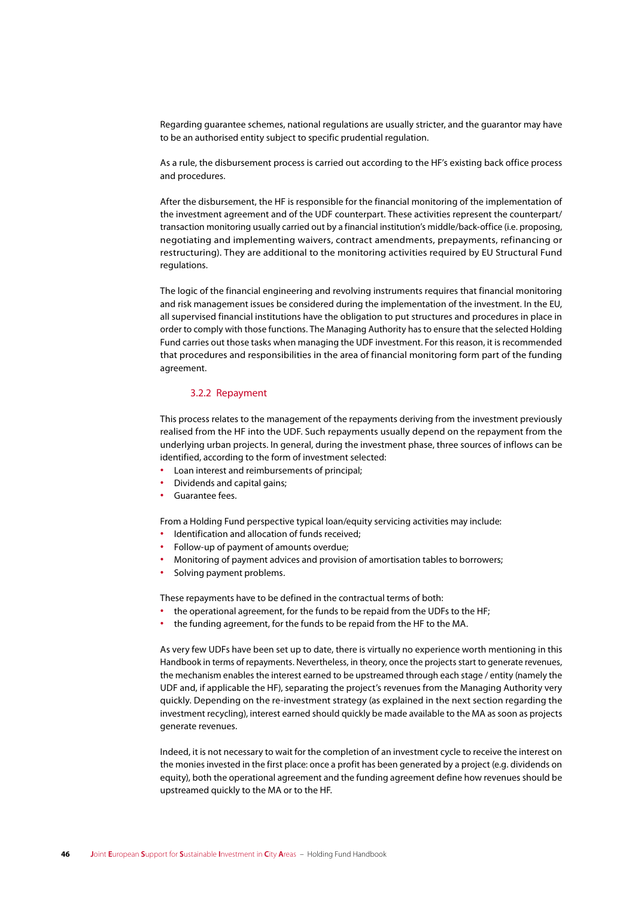Regarding guarantee schemes, national regulations are usually stricter, and the guarantor may have to be an authorised entity subject to specific prudential regulation.

As a rule, the disbursement process is carried out according to the HF's existing back office process and procedures.

After the disbursement, the HF is responsible for the financial monitoring of the implementation of the investment agreement and of the UDF counterpart. These activities represent the counterpart/transaction monitoring usually carried out by a financial institution's middle/back-office (i.e. proposing, negotiating and implementing waivers, contract amendments, prepayments, refinancing or restructuring). They are additional to the monitoring activities required by EU Structural Fund regulations.

The logic of the financial engineering and revolving instruments requires that financial monitoring and risk management issues be considered during the implementation of the investment. In the EU, all supervised financial institutions have the obligation to put structures and procedures in place in order to comply with those functions. The Managing Authority has to ensure that the selected Holding Fund carries out those tasks when managing the UDF investment. For this reason, it is recommended that procedures and responsibilities in the area of financial monitoring form part of the funding agreement.

### 3.2.2 Repayment

This process relates to the management of the repayments deriving from the investment previously realised from the HF into the UDF. Such repayments usually depend on the repayment from the underlying urban projects. In general, during the investment phase, three sources of inflows can be identified, according to the form of investment selected:

- Loan interest and reimbursements of principal;
- Dividends and capital gains;
- Guarantee fees.

From a Holding Fund perspective typical loan/equity servicing activities may include:

- Identification and allocation of funds received;
- Follow-up of payment of amounts overdue;
- Monitoring of payment advices and provision of amortisation tables to borrowers;
- Solving payment problems.

These repayments have to be defined in the contractual terms of both:

- the operational agreement, for the funds to be repaid from the UDFs to the HF;
- the funding agreement, for the funds to be repaid from the HF to the MA.

As very few UDFs have been set up to date, there is virtually no experience worth mentioning in this Handbook in terms of repayments. Nevertheless, in theory, once the projects start to generate revenues, the mechanism enables the interest earned to be upstreamed through each stage / entity (namely the UDF and, if applicable the HF), separating the project's revenues from the Managing Authority very quickly. Depending on the re-investment strategy (as explained in the next section regarding the investment recycling), interest earned should quickly be made available to the MA as soon as projects generate revenues.

Indeed, it is not necessary to wait for the completion of an investment cycle to receive the interest on the monies invested in the first place: once a profit has been generated by a project (e.g. dividends on equity), both the operational agreement and the funding agreement define how revenues should be upstreamed quickly to the MA or to the HF.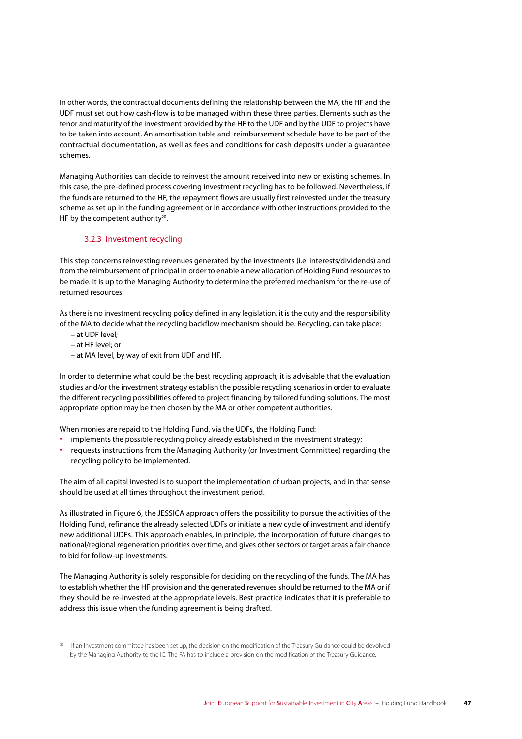In other words, the contractual documents defining the relationship between the MA, the HF and the UDF must set out how cash-flow is to be managed within these three parties. Elements such as the tenor and maturity of the investment provided by the HF to the UDF and by the UDF to projects have to be taken into account. An amortisation table and reimbursement schedule have to be part of the contractual documentation, as well as fees and conditions for cash deposits under a guarantee schemes.

Managing Authorities can decide to reinvest the amount received into new or existing schemes. In this case, the pre-defined process covering investment recycling has to be followed. Nevertheless, if the funds are returned to the HF, the repayment flows are usually first reinvested under the treasury scheme as set up in the funding agreement or in accordance with other instructions provided to the HF by the competent authority[20].

### 3.2.3 Investment recycling

This step concerns reinvesting revenues generated by the investments (i.e. interests/dividends) and from the reimbursement of principal in order to enable a new allocation of Holding Fund resources to be made. It is up to the Managing Authority to determine the preferred mechanism for the re-use of returned resources.

As there is no investment recycling policy defined in any legislation, it is the duty and the responsibility of the MA to decide what the recycling backflow mechanism should be. Recycling, can take place:

- at UDF level;
- at HF level; or
- at MA level, by way of exit from UDF and HF.

In order to determine what could be the best recycling approach, it is advisable that the evaluation studies and/or the investment strategy establish the possible recycling scenarios in order to evaluate the different recycling possibilities offered to project financing by tailored funding solutions. The most appropriate option may be then chosen by the MA or other competent authorities.

When monies are repaid to the Holding Fund, via the UDFs, the Holding Fund:

- implements the possible recycling policy already established in the investment strategy;
- requests instructions from the Managing Authority (or Investment Committee) regarding the recycling policy to be implemented.

The aim of all capital invested is to support the implementation of urban projects, and in that sense should be used at all times throughout the investment period.

As illustrated in Figure 6, the JESSICA approach offers the possibility to pursue the activities of the Holding Fund, refinance the already selected UDFs or initiate a new cycle of investment and identify new additional UDFs. This approach enables, in principle, the incorporation of future changes to national/regional regeneration priorities over time, and gives other sectors or target areas a fair chance to bid for follow-up investments.

The Managing Authority is solely responsible for deciding on the recycling of the funds. The MA has to establish whether the HF provision and the generated revenues should be returned to the MA or if they should be re-invested at the appropriate levels. Best practice indicates that it is preferable to address this issue when the funding agreement is being drafted.

---

[20] If an Investment committee has been set up, the decision on the modification of the Treasury Guidance could be devolved by the Managing Authority to the IC. The FA has to include a provision on the modification of the Treasury Guidance.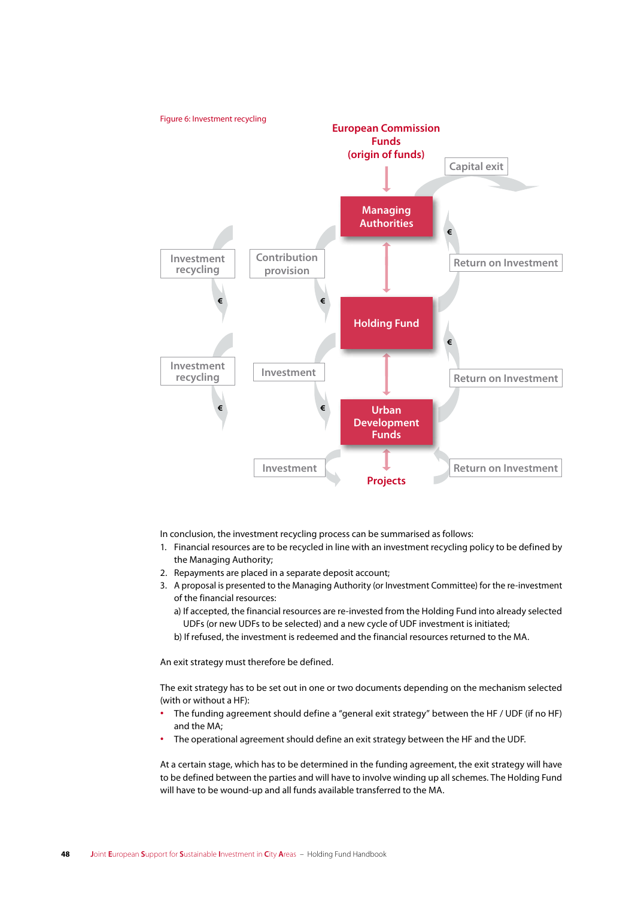Figure 6: Investment recycling

European Commission Funds (origin of funds)

Capital exit

Managing Authorities

Investment recycling

Contribution provision

€

€

€

Return on Investment

Holding Fund

€

Investment recycling

Investment

€

€

Return on Investment

Urban Development Funds

Investment

Projects

Return on Investment

In conclusion, the investment recycling process can be summarised as follows:

1. Financial resources are to be recycled in line with an investment recycling policy to be defined by the Managing Authority;
2. Repayments are placed in a separate deposit account;
3. A proposal is presented to the Managing Authority (or Investment Committee) for the re-investment of the financial resources:
   a) If accepted, the financial resources are re-invested from the Holding Fund into already selected UDFs (or new UDFs to be selected) and a new cycle of UDF investment is initiated;
   b) If refused, the investment is redeemed and the financial resources returned to the MA.

An exit strategy must therefore be defined.

The exit strategy has to be set out in one or two documents depending on the mechanism selected (with or without a HF):

- The funding agreement should define a "general exit strategy" between the HF / UDF (if no HF) and the MA;
- The operational agreement should define an exit strategy between the HF and the UDF.

At a certain stage, which has to be determined in the funding agreement, the exit strategy will have to be defined between the parties and will have to involve winding up all schemes. The Holding Fund will have to be wound-up and all funds available transferred to the MA.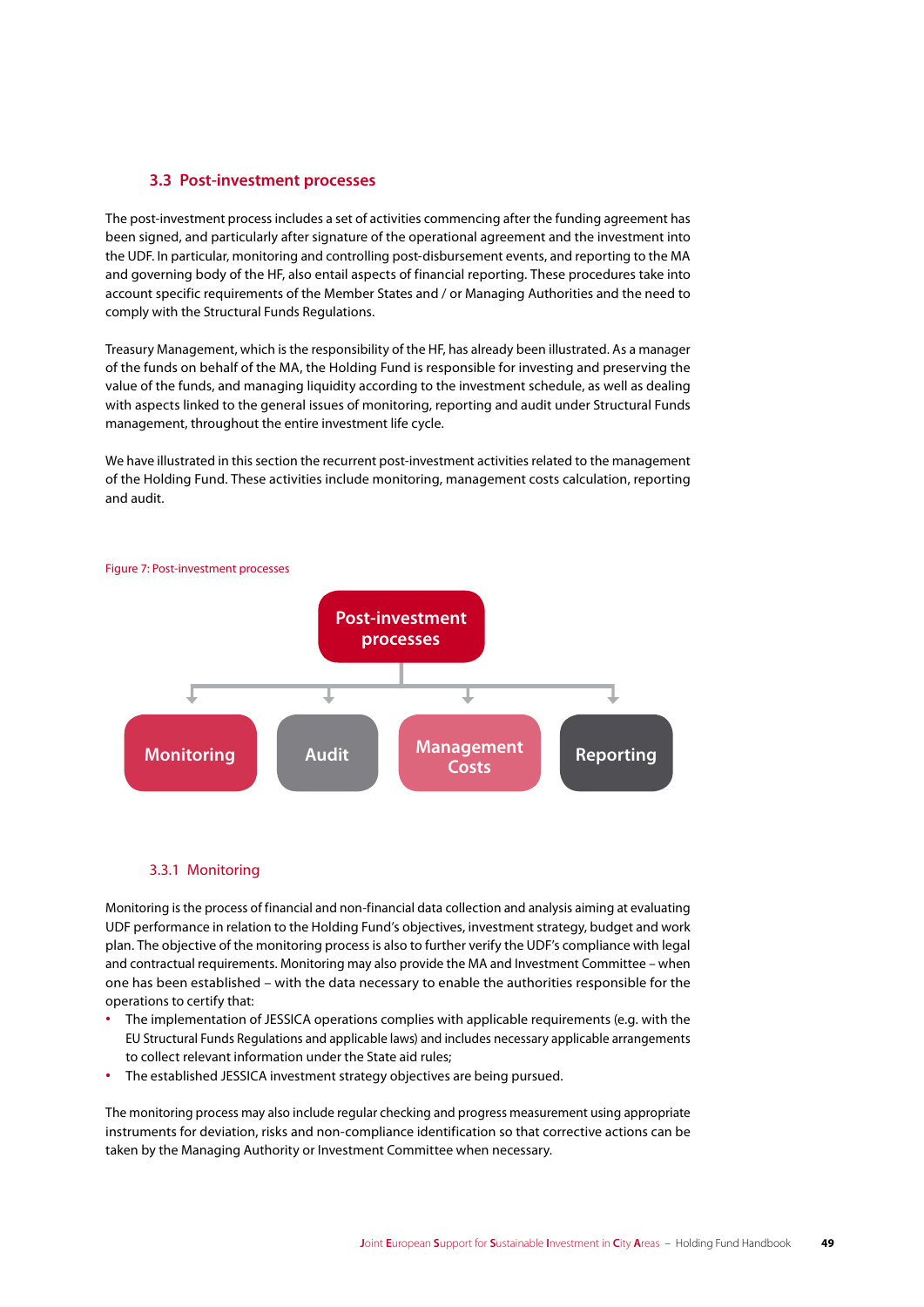### 3.3 Post-investment processes

The post-investment process includes a set of activities commencing after the funding agreement has been signed, and particularly after signature of the operational agreement and the investment into the UDF. In particular, monitoring and controlling post-disbursement events, and reporting to the MA and governing body of the HF, also entail aspects of financial reporting. These procedures take into account specific requirements of the Member States and / or Managing Authorities and the need to comply with the Structural Funds Regulations.

Treasury Management, which is the responsibility of the HF, has already been illustrated. As a manager of the funds on behalf of the MA, the Holding Fund is responsible for investing and preserving the value of the funds, and managing liquidity according to the investment schedule, as well as dealing with aspects linked to the general issues of monitoring, reporting and audit under Structural Funds management, throughout the entire investment life cycle.

We have illustrated in this section the recurrent post-investment activities related to the management of the Holding Fund. These activities include monitoring, management costs calculation, reporting and audit.

Figure 7: Post-investment processes

Post-investment processes

Monitoring

Audit

Management Costs

Reporting

#### 3.3.1 Monitoring

Monitoring is the process of financial and non-financial data collection and analysis aiming at evaluating UDF performance in relation to the Holding Fund's objectives, investment strategy, budget and work plan. The objective of the monitoring process is also to further verify the UDF's compliance with legal and contractual requirements. Monitoring may also provide the MA and Investment Committee – when one has been established – with the data necessary to enable the authorities responsible for the operations to certify that:

- The implementation of JESSICA operations complies with applicable requirements (e.g. with the EU Structural Funds Regulations and applicable laws) and includes necessary applicable arrangements to collect relevant information under the State aid rules;
- The established JESSICA investment strategy objectives are being pursued.

The monitoring process may also include regular checking and progress measurement using appropriate instruments for deviation, risks and non-compliance identification so that corrective actions can be taken by the Managing Authority or Investment Committee when necessary.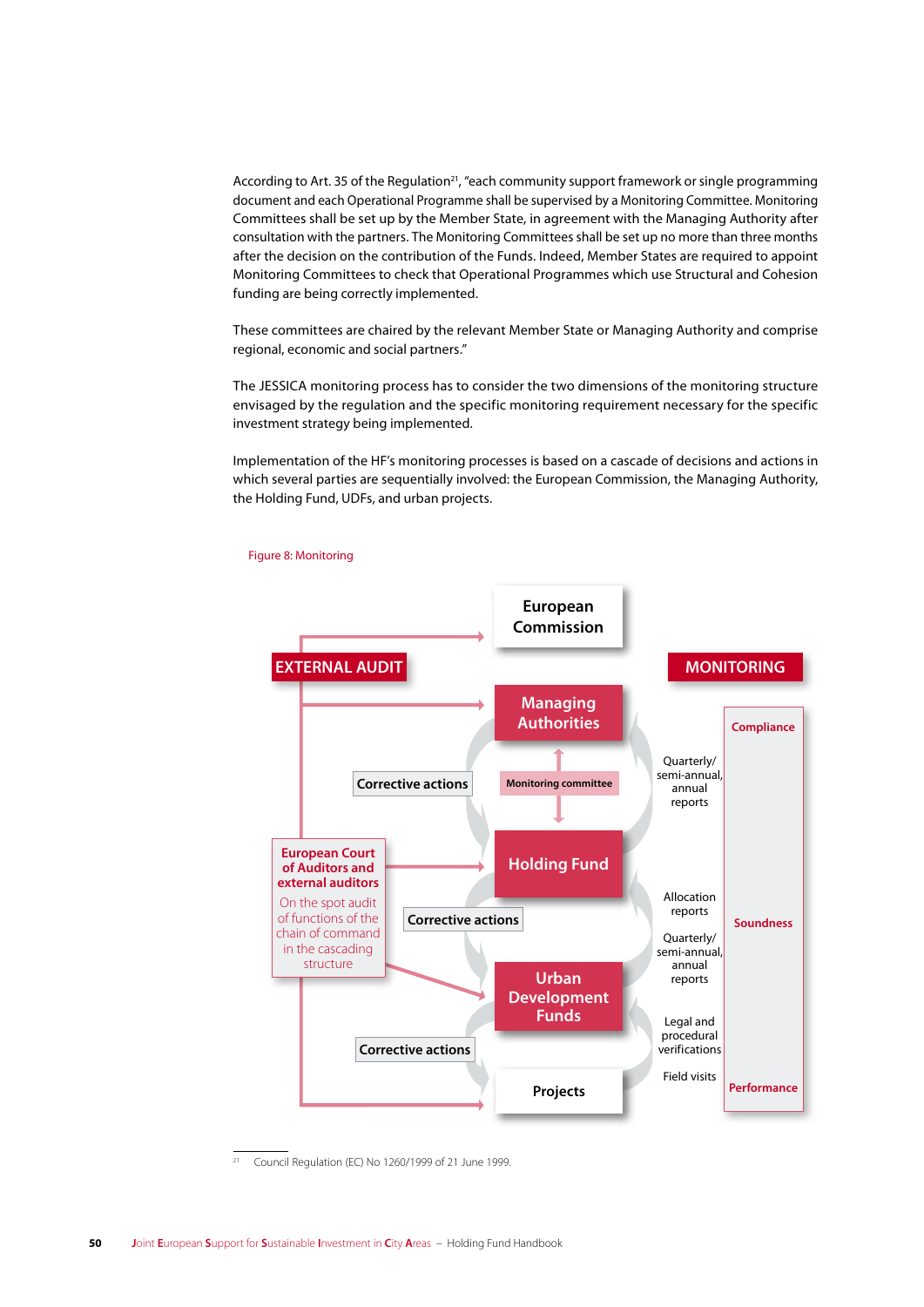According to Art. 35 of the Regulation[21], "each community support framework or single programming document and each Operational Programme shall be supervised by a Monitoring Committee. Monitoring Committees shall be set up by the Member State, in agreement with the Managing Authority after consultation with the partners. The Monitoring Committees shall be set up no more than three months after the decision on the contribution of the Funds. Indeed, Member States are required to appoint Monitoring Committees to check that Operational Programmes which use Structural and Cohesion funding are being correctly implemented.

These committees are chaired by the relevant Member State or Managing Authority and comprise regional, economic and social partners."

The JESSICA monitoring process has to consider the two dimensions of the monitoring structure envisaged by the regulation and the specific monitoring requirement necessary for the specific investment strategy being implemented.

Implementation of the HF's monitoring processes is based on a cascade of decisions and actions in which several parties are sequentially involved: the European Commission, the Managing Authority, the Holding Fund, UDFs, and urban projects.

Figure 8: Monitoring

EXTERNAL AUDIT

European Commission

MONITORING

Managing Authorities

Compliance

Corrective actions

Monitoring committee

Quarterly/ semi-annual, annual reports

European Court of Auditors and external auditors

On the spot audit of functions of the chain of command in the cascading structure

Holding Fund

Allocation reports

Soundness

Corrective actions

Quarterly/ semi-annual, annual reports

Urban Development Funds

Legal and procedural verifications

Corrective actions

Field visits

Projects

Performance

[21] Council Regulation (EC) No 1260/1999 of 21 June 1999.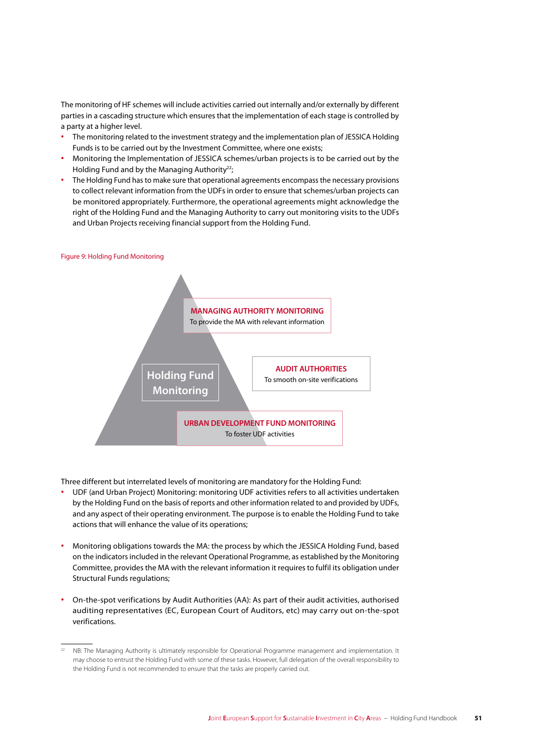The monitoring of HF schemes will include activities carried out internally and/or externally by different parties in a cascading structure which ensures that the implementation of each stage is controlled by a party at a higher level.

- The monitoring related to the investment strategy and the implementation plan of JESSICA Holding Funds is to be carried out by the Investment Committee, where one exists;
- Monitoring the Implementation of JESSICA schemes/urban projects is to be carried out by the Holding Fund and by the Managing Authority[22];
- The Holding Fund has to make sure that operational agreements encompass the necessary provisions to collect relevant information from the UDFs in order to ensure that schemes/urban projects can be monitored appropriately. Furthermore, the operational agreements might acknowledge the right of the Holding Fund and the Managing Authority to carry out monitoring visits to the UDFs and Urban Projects receiving financial support from the Holding Fund.

Figure 9: Holding Fund Monitoring

Holding Fund Monitoring

MANAGING AUTHORITY MONITORING
To provide the MA with relevant information

AUDIT AUTHORITIES
To smooth on-site verifications

URBAN DEVELOPMENT FUND MONITORING
To foster UDF activities

Three different but interrelated levels of monitoring are mandatory for the Holding Fund:

- UDF (and Urban Project) Monitoring: monitoring UDF activities refers to all activities undertaken by the Holding Fund on the basis of reports and other information related to and provided by UDFs, and any aspect of their operating environment. The purpose is to enable the Holding Fund to take actions that will enhance the value of its operations;

- Monitoring obligations towards the MA: the process by which the JESSICA Holding Fund, based on the indicators included in the relevant Operational Programme, as established by the Monitoring Committee, provides the MA with the relevant information it requires to fulfil its obligation under Structural Funds regulations;

- On-the-spot verifications by Audit Authorities (AA): As part of their audit activities, authorised auditing representatives (EC, European Court of Auditors, etc) may carry out on-the-spot verifications.

[22] NB: The Managing Authority is ultimately responsible for Operational Programme management and implementation. It may choose to entrust the Holding Fund with some of these tasks. However, full delegation of the overall responsibility to the Holding Fund is not recommended to ensure that the tasks are properly carried out.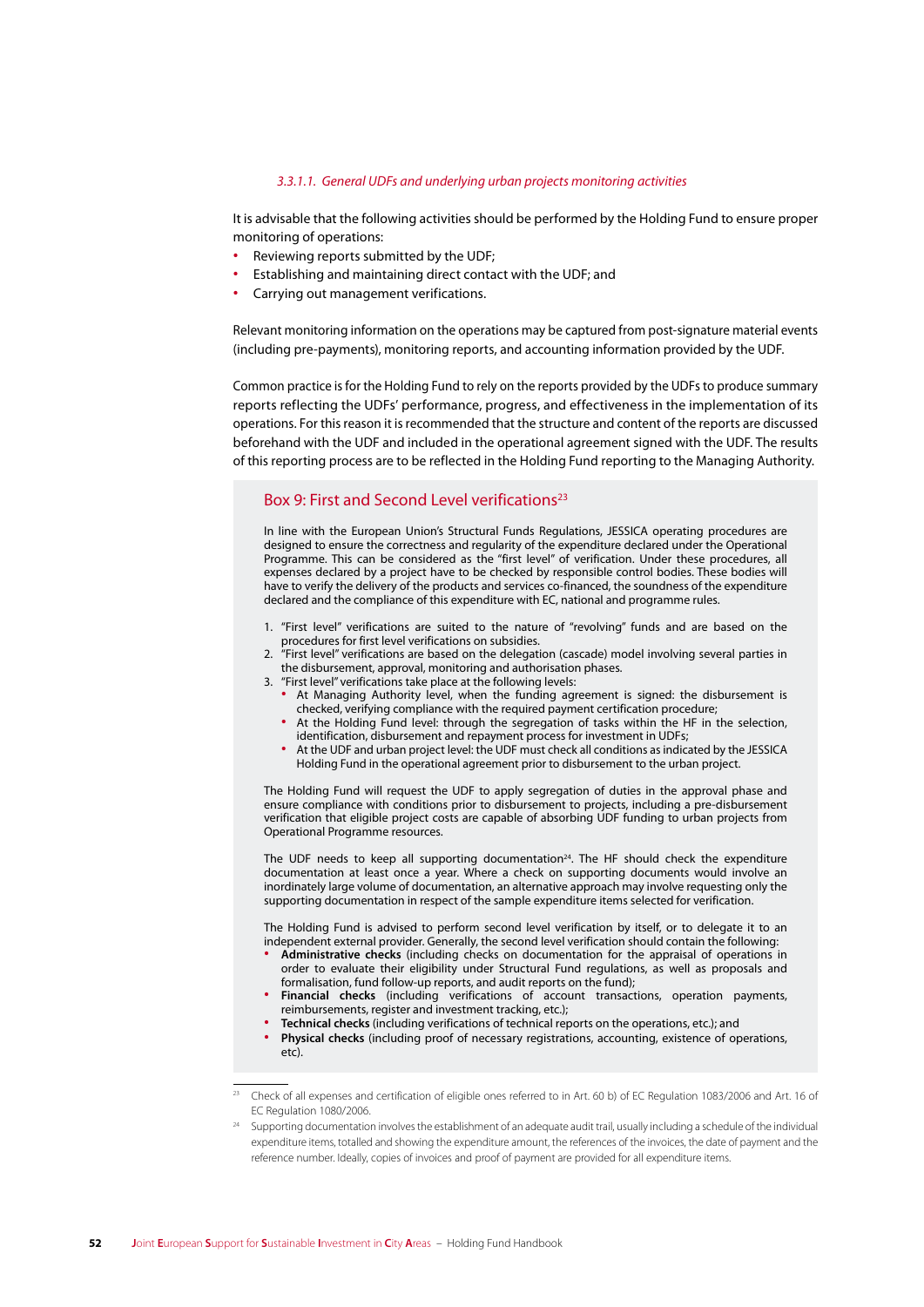#### *3.3.1.1. General UDFs and underlying urban projects monitoring activities*

It is advisable that the following activities should be performed by the Holding Fund to ensure proper monitoring of operations:

- Reviewing reports submitted by the UDF;
- Establishing and maintaining direct contact with the UDF; and
- Carrying out management verifications.

Relevant monitoring information on the operations may be captured from post-signature material events (including pre-payments), monitoring reports, and accounting information provided by the UDF.

Common practice is for the Holding Fund to rely on the reports provided by the UDFs to produce summary reports reflecting the UDFs' performance, progress, and effectiveness in the implementation of its operations. For this reason it is recommended that the structure and content of the reports are discussed beforehand with the UDF and included in the operational agreement signed with the UDF. The results of this reporting process are to be reflected in the Holding Fund reporting to the Managing Authority.

## Box 9: First and Second Level verifications[23]

In line with the European Union's Structural Funds Regulations, JESSICA operating procedures are designed to ensure the correctness and regularity of the expenditure declared under the Operational Programme. This can be considered as the "first level" of verification. Under these procedures, all expenses declared by a project have to be checked by responsible control bodies. These bodies will have to verify the delivery of the products and services co-financed, the soundness of the expenditure declared and the compliance of this expenditure with EC, national and programme rules.

1. "First level" verifications are suited to the nature of "revolving" funds and are based on the procedures for first level verifications on subsidies.
2. "First level" verifications are based on the delegation (cascade) model involving several parties in the disbursement, approval, monitoring and authorisation phases.
3. "First level" verifications take place at the following levels:
   - At Managing Authority level, when the funding agreement is signed: the disbursement is checked, verifying compliance with the required payment certification procedure;
   - At the Holding Fund level: through the segregation of tasks within the HF in the selection, identification, disbursement and repayment process for investment in UDFs;
   - At the UDF and urban project level: the UDF must check all conditions as indicated by the JESSICA Holding Fund in the operational agreement prior to disbursement to the urban project.

The Holding Fund will request the UDF to apply segregation of duties in the approval phase and ensure compliance with conditions prior to disbursement to projects, including a pre-disbursement verification that eligible project costs are capable of absorbing UDF funding to urban projects from Operational Programme resources.

The UDF needs to keep all supporting documentation[24]. The HF should check the expenditure documentation at least once a year. Where a check on supporting documents would involve an inordinately large volume of documentation, an alternative approach may involve requesting only the supporting documentation in respect of the sample expenditure items selected for verification.

The Holding Fund is advised to perform second level verification by itself, or to delegate it to an independent external provider. Generally, the second level verification should contain the following:

- **Administrative checks** (including checks on documentation for the appraisal of operations in order to evaluate their eligibility under Structural Fund regulations, as well as proposals and formalisation, fund follow-up reports, and audit reports on the fund);
- **Financial checks** (including verifications of account transactions, operation payments, reimbursements, register and investment tracking, etc.);
- **Technical checks** (including verifications of technical reports on the operations, etc.); and
- **Physical checks** (including proof of necessary registrations, accounting, existence of operations, etc).

---

[23] Check of all expenses and certification of eligible ones referred to in Art. 60 b) of EC Regulation 1083/2006 and Art. 16 of EC Regulation 1080/2006.

[24] Supporting documentation involves the establishment of an adequate audit trail, usually including a schedule of the individual expenditure items, totalled and showing the expenditure amount, the references of the invoices, the date of payment and the reference number. Ideally, copies of invoices and proof of payment are provided for all expenditure items.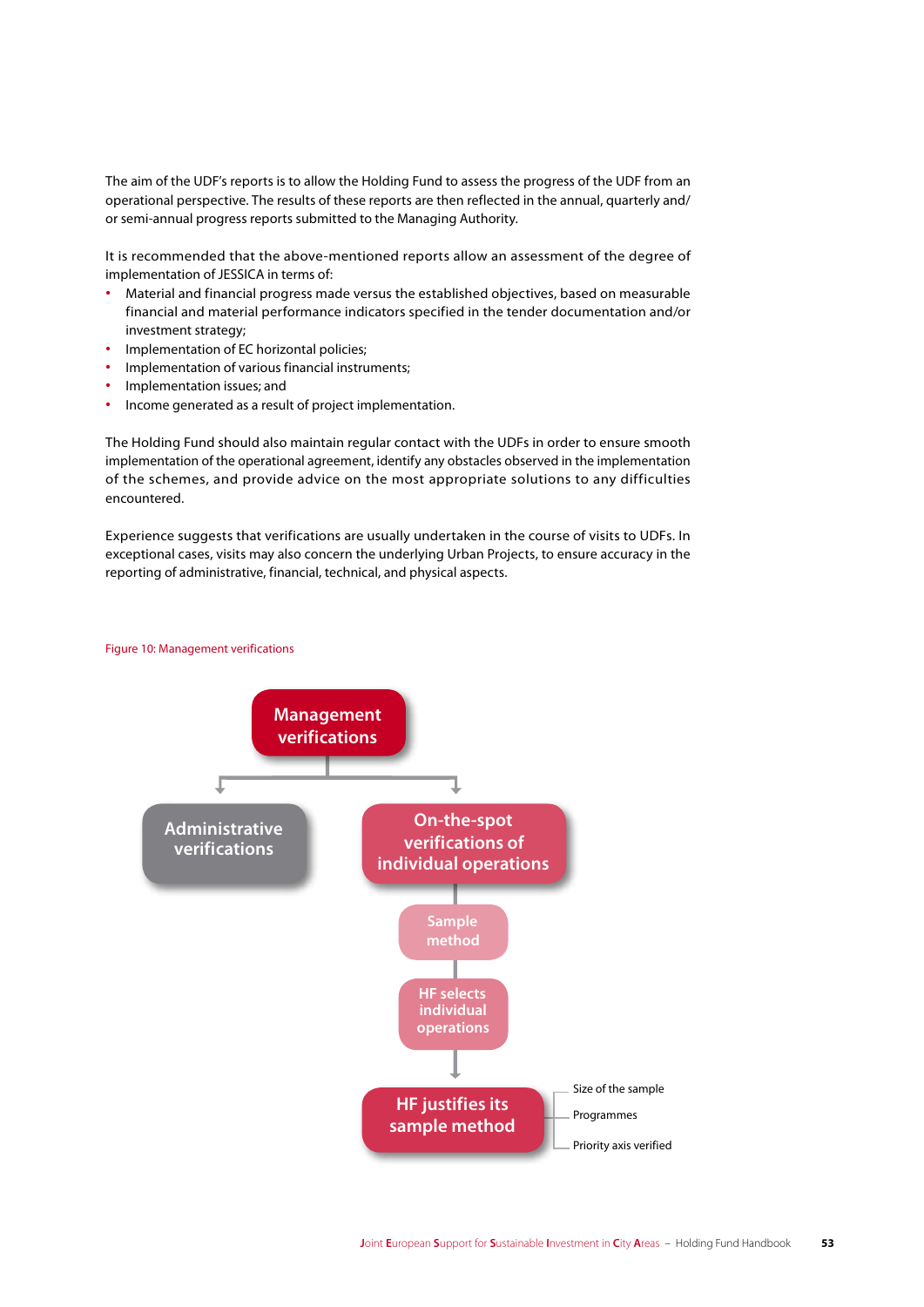The aim of the UDF's reports is to allow the Holding Fund to assess the progress of the UDF from an operational perspective. The results of these reports are then reflected in the annual, quarterly and/or semi-annual progress reports submitted to the Managing Authority.

It is recommended that the above-mentioned reports allow an assessment of the degree of implementation of JESSICA in terms of:

- Material and financial progress made versus the established objectives, based on measurable financial and material performance indicators specified in the tender documentation and/or investment strategy;
- Implementation of EC horizontal policies;
- Implementation of various financial instruments;
- Implementation issues; and
- Income generated as a result of project implementation.

The Holding Fund should also maintain regular contact with the UDFs in order to ensure smooth implementation of the operational agreement, identify any obstacles observed in the implementation of the schemes, and provide advice on the most appropriate solutions to any difficulties encountered.

Experience suggests that verifications are usually undertaken in the course of visits to UDFs. In exceptional cases, visits may also concern the underlying Urban Projects, to ensure accuracy in the reporting of administrative, financial, technical, and physical aspects.

Figure 10: Management verifications

Management verifications

Administrative verifications

On-the-spot verifications of individual operations

Sample method

HF selects individual operations

HF justifies its sample method

Size of the sample

Programmes

Priority axis verified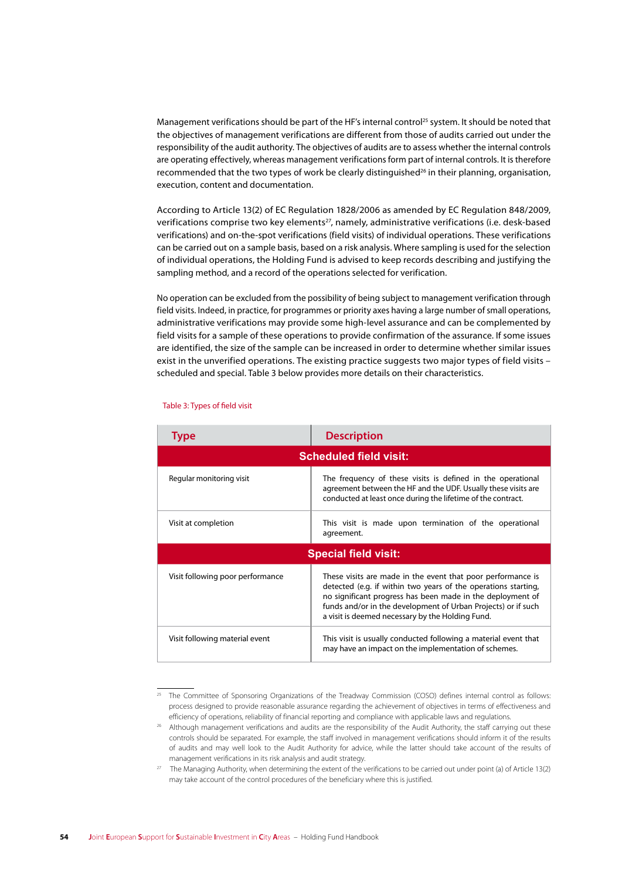Management verifications should be part of the HF's internal control[25] system. It should be noted that the objectives of management verifications are different from those of audits carried out under the responsibility of the audit authority. The objectives of audits are to assess whether the internal controls are operating effectively, whereas management verifications form part of internal controls. It is therefore recommended that the two types of work be clearly distinguished[26] in their planning, organisation, execution, content and documentation.

According to Article 13(2) of EC Regulation 1828/2006 as amended by EC Regulation 848/2009, verifications comprise two key elements[27], namely, administrative verifications (i.e. desk-based verifications) and on-the-spot verifications (field visits) of individual operations. These verifications can be carried out on a sample basis, based on a risk analysis. Where sampling is used for the selection of individual operations, the Holding Fund is advised to keep records describing and justifying the sampling method, and a record of the operations selected for verification.

No operation can be excluded from the possibility of being subject to management verification through field visits. Indeed, in practice, for programmes or priority axes having a large number of small operations, administrative verifications may provide some high-level assurance and can be complemented by field visits for a sample of these operations to provide confirmation of the assurance. If some issues are identified, the size of the sample can be increased in order to determine whether similar issues exist in the unverified operations. The existing practice suggests two major types of field visits – scheduled and special. Table 3 below provides more details on their characteristics.

Table 3: Types of field visit

| Type | Description |
|---|---|
| **Scheduled field visit:** | |
| Regular monitoring visit | The frequency of these visits is defined in the operational agreement between the HF and the UDF. Usually these visits are conducted at least once during the lifetime of the contract. |
| Visit at completion | This visit is made upon termination of the operational agreement. |
| **Special field visit:** | |
| Visit following poor performance | These visits are made in the event that poor performance is detected (e.g. if within two years of the operations starting, no significant progress has been made in the deployment of funds and/or in the development of Urban Projects) or if such a visit is deemed necessary by the Holding Fund. |
| Visit following material event | This visit is usually conducted following a material event that may have an impact on the implementation of schemes. |

[25] The Committee of Sponsoring Organizations of the Treadway Commission (COSO) defines internal control as follows: process designed to provide reasonable assurance regarding the achievement of objectives in terms of effectiveness and efficiency of operations, reliability of financial reporting and compliance with applicable laws and regulations.

[26] Although management verifications and audits are the responsibility of the Audit Authority, the staff carrying out these controls should be separated. For example, the staff involved in management verifications should inform it of the results of audits and may well look to the Audit Authority for advice, while the latter should take account of the results of management verifications in its risk analysis and audit strategy.

[27] The Managing Authority, when determining the extent of the verifications to be carried out under point (a) of Article 13(2) may take account of the control procedures of the beneficiary where this is justified.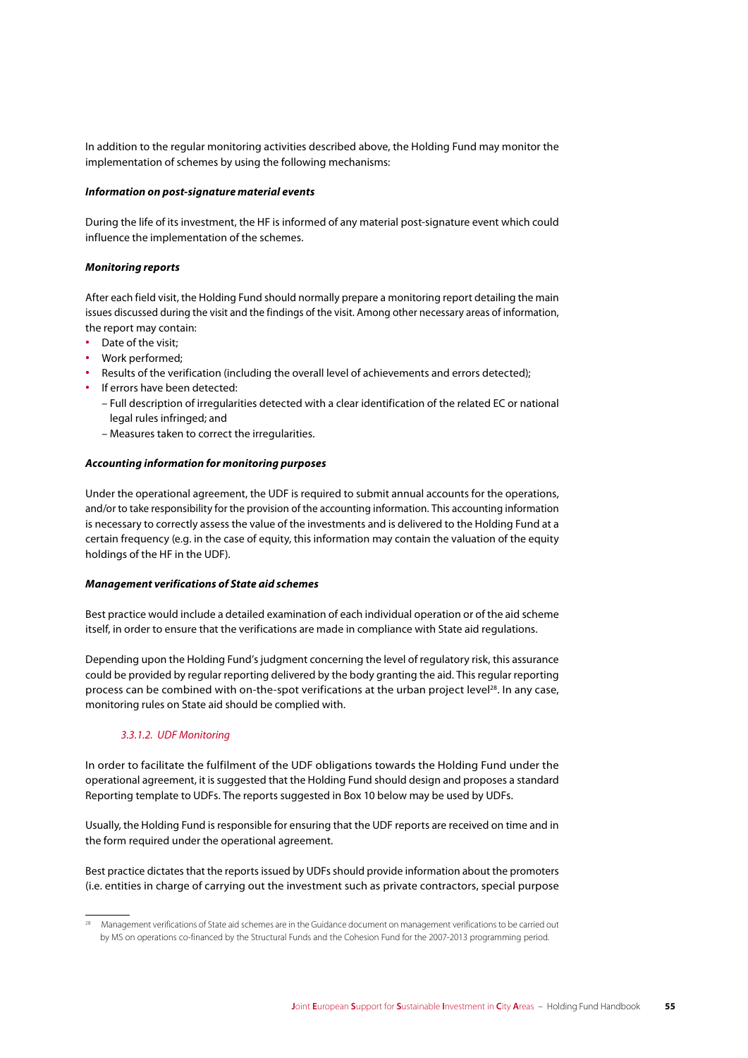In addition to the regular monitoring activities described above, the Holding Fund may monitor the implementation of schemes by using the following mechanisms:

***Information on post-signature material events***

During the life of its investment, the HF is informed of any material post-signature event which could influence the implementation of the schemes.

***Monitoring reports***

After each field visit, the Holding Fund should normally prepare a monitoring report detailing the main issues discussed during the visit and the findings of the visit. Among other necessary areas of information, the report may contain:

- Date of the visit;
- Work performed;
- Results of the verification (including the overall level of achievements and errors detected);
- If errors have been detected:
  - Full description of irregularities detected with a clear identification of the related EC or national legal rules infringed; and
  - Measures taken to correct the irregularities.

***Accounting information for monitoring purposes***

Under the operational agreement, the UDF is required to submit annual accounts for the operations, and/or to take responsibility for the provision of the accounting information. This accounting information is necessary to correctly assess the value of the investments and is delivered to the Holding Fund at a certain frequency (e.g. in the case of equity, this information may contain the valuation of the equity holdings of the HF in the UDF).

***Management verifications of State aid schemes***

Best practice would include a detailed examination of each individual operation or of the aid scheme itself, in order to ensure that the verifications are made in compliance with State aid regulations.

Depending upon the Holding Fund's judgment concerning the level of regulatory risk, this assurance could be provided by regular reporting delivered by the body granting the aid. This regular reporting process can be combined with on-the-spot verifications at the urban project level[28]. In any case, monitoring rules on State aid should be complied with.

*3.3.1.2. UDF Monitoring*

In order to facilitate the fulfilment of the UDF obligations towards the Holding Fund under the operational agreement, it is suggested that the Holding Fund should design and proposes a standard Reporting template to UDFs. The reports suggested in Box 10 below may be used by UDFs.

Usually, the Holding Fund is responsible for ensuring that the UDF reports are received on time and in the form required under the operational agreement.

Best practice dictates that the reports issued by UDFs should provide information about the promoters (i.e. entities in charge of carrying out the investment such as private contractors, special purpose

---

[28] Management verifications of State aid schemes are in the Guidance document on management verifications to be carried out by MS on operations co-financed by the Structural Funds and the Cohesion Fund for the 2007-2013 programming period.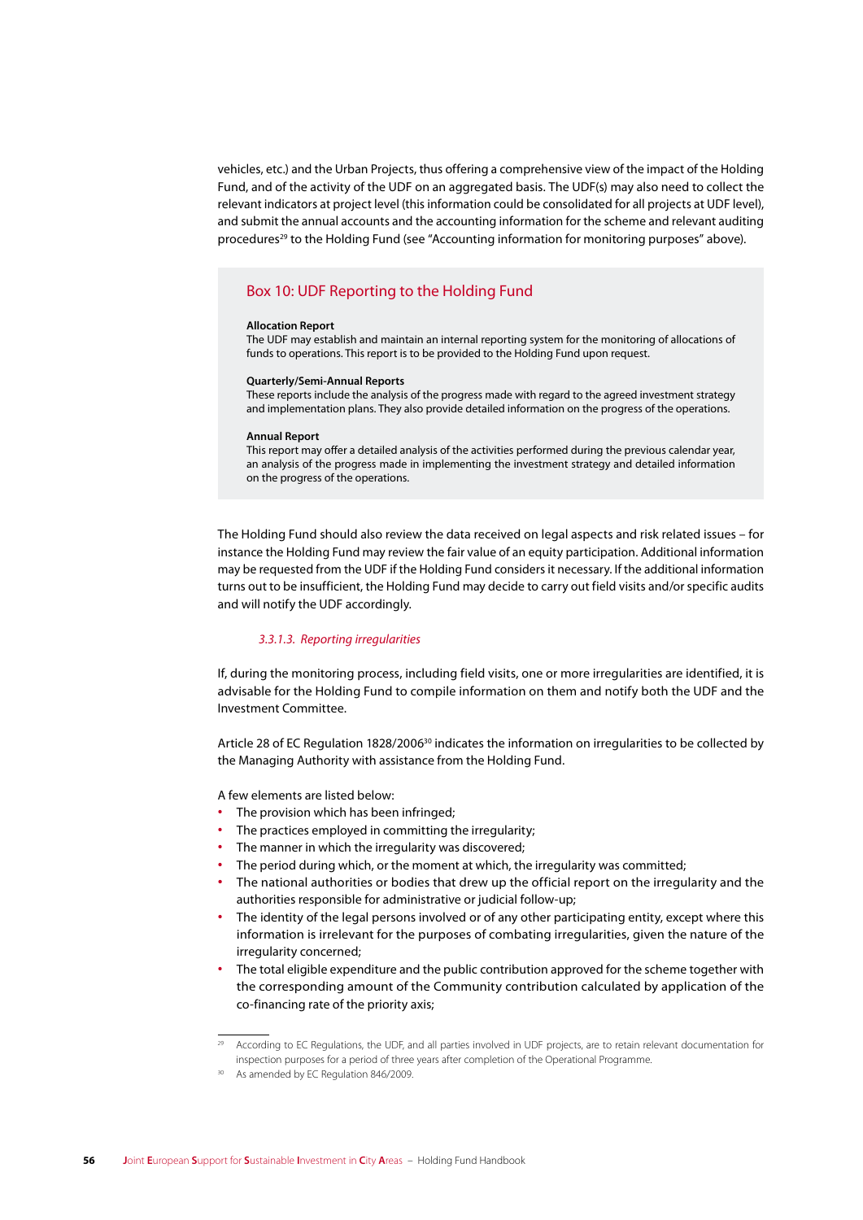vehicles, etc.) and the Urban Projects, thus offering a comprehensive view of the impact of the Holding Fund, and of the activity of the UDF on an aggregated basis. The UDF(s) may also need to collect the relevant indicators at project level (this information could be consolidated for all projects at UDF level), and submit the annual accounts and the accounting information for the scheme and relevant auditing procedures[29] to the Holding Fund (see "Accounting information for monitoring purposes" above).

### Box 10: UDF Reporting to the Holding Fund

**Allocation Report**
The UDF may establish and maintain an internal reporting system for the monitoring of allocations of funds to operations. This report is to be provided to the Holding Fund upon request.

**Quarterly/Semi-Annual Reports**
These reports include the analysis of the progress made with regard to the agreed investment strategy and implementation plans. They also provide detailed information on the progress of the operations.

**Annual Report**
This report may offer a detailed analysis of the activities performed during the previous calendar year, an analysis of the progress made in implementing the investment strategy and detailed information on the progress of the operations.

The Holding Fund should also review the data received on legal aspects and risk related issues – for instance the Holding Fund may review the fair value of an equity participation. Additional information may be requested from the UDF if the Holding Fund considers it necessary. If the additional information turns out to be insufficient, the Holding Fund may decide to carry out field visits and/or specific audits and will notify the UDF accordingly.

#### *3.3.1.3. Reporting irregularities*

If, during the monitoring process, including field visits, one or more irregularities are identified, it is advisable for the Holding Fund to compile information on them and notify both the UDF and the Investment Committee.

Article 28 of EC Regulation 1828/2006[30] indicates the information on irregularities to be collected by the Managing Authority with assistance from the Holding Fund.

A few elements are listed below:

- The provision which has been infringed;
- The practices employed in committing the irregularity;
- The manner in which the irregularity was discovered;
- The period during which, or the moment at which, the irregularity was committed;
- The national authorities or bodies that drew up the official report on the irregularity and the authorities responsible for administrative or judicial follow-up;
- The identity of the legal persons involved or of any other participating entity, except where this information is irrelevant for the purposes of combating irregularities, given the nature of the irregularity concerned;
- The total eligible expenditure and the public contribution approved for the scheme together with the corresponding amount of the Community contribution calculated by application of the co-financing rate of the priority axis;

[29] According to EC Regulations, the UDF, and all parties involved in UDF projects, are to retain relevant documentation for inspection purposes for a period of three years after completion of the Operational Programme.

[30] As amended by EC Regulation 846/2009.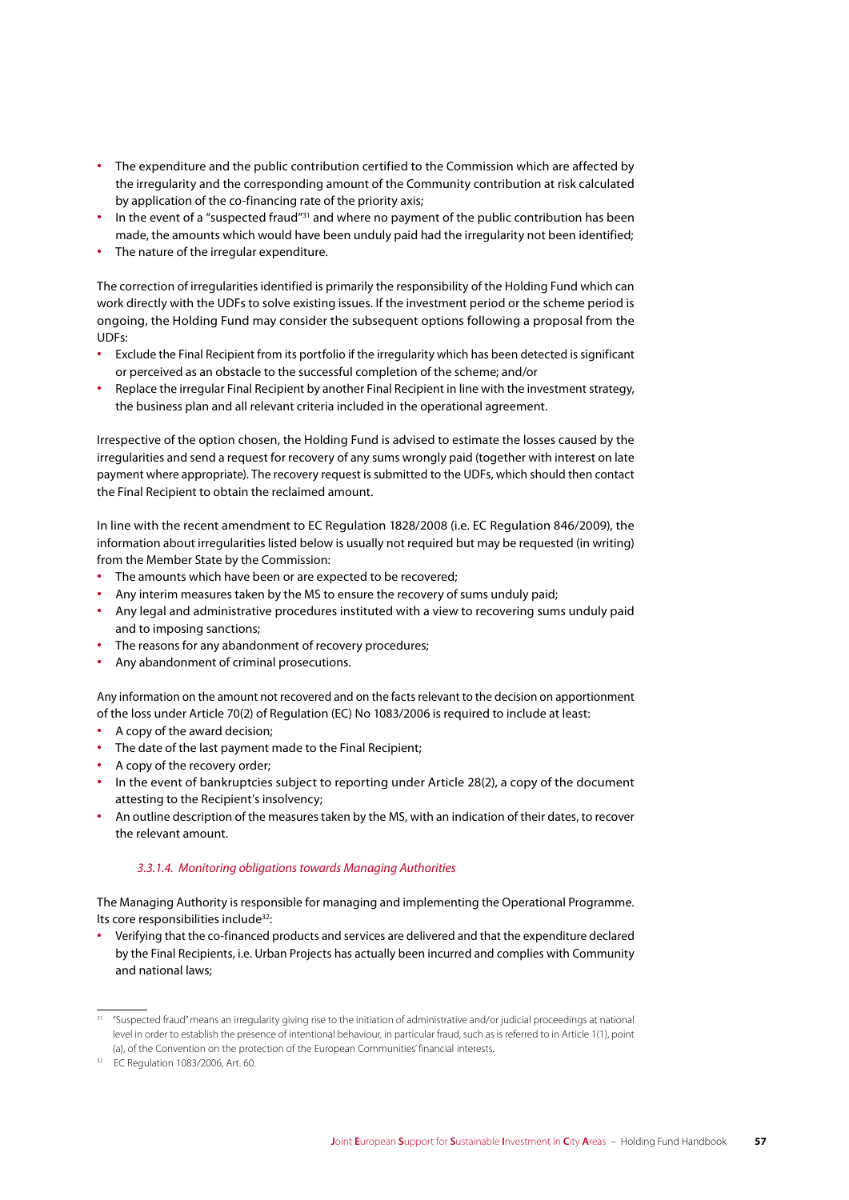- The expenditure and the public contribution certified to the Commission which are affected by the irregularity and the corresponding amount of the Community contribution at risk calculated by application of the co-financing rate of the priority axis;
- In the event of a "suspected fraud"[31] and where no payment of the public contribution has been made, the amounts which would have been unduly paid had the irregularity not been identified;
- The nature of the irregular expenditure.

The correction of irregularities identified is primarily the responsibility of the Holding Fund which can work directly with the UDFs to solve existing issues. If the investment period or the scheme period is ongoing, the Holding Fund may consider the subsequent options following a proposal from the UDFs:

- Exclude the Final Recipient from its portfolio if the irregularity which has been detected is significant or perceived as an obstacle to the successful completion of the scheme; and/or
- Replace the irregular Final Recipient by another Final Recipient in line with the investment strategy, the business plan and all relevant criteria included in the operational agreement.

Irrespective of the option chosen, the Holding Fund is advised to estimate the losses caused by the irregularities and send a request for recovery of any sums wrongly paid (together with interest on late payment where appropriate). The recovery request is submitted to the UDFs, which should then contact the Final Recipient to obtain the reclaimed amount.

In line with the recent amendment to EC Regulation 1828/2008 (i.e. EC Regulation 846/2009), the information about irregularities listed below is usually not required but may be requested (in writing) from the Member State by the Commission:

- The amounts which have been or are expected to be recovered;
- Any interim measures taken by the MS to ensure the recovery of sums unduly paid;
- Any legal and administrative procedures instituted with a view to recovering sums unduly paid and to imposing sanctions;
- The reasons for any abandonment of recovery procedures;
- Any abandonment of criminal prosecutions.

Any information on the amount not recovered and on the facts relevant to the decision on apportionment of the loss under Article 70(2) of Regulation (EC) No 1083/2006 is required to include at least:

- A copy of the award decision;
- The date of the last payment made to the Final Recipient;
- A copy of the recovery order;
- In the event of bankruptcies subject to reporting under Article 28(2), a copy of the document attesting to the Recipient's insolvency;
- An outline description of the measures taken by the MS, with an indication of their dates, to recover the relevant amount.

#### *3.3.1.4. Monitoring obligations towards Managing Authorities*

The Managing Authority is responsible for managing and implementing the Operational Programme. Its core responsibilities include[32]:

- Verifying that the co-financed products and services are delivered and that the expenditure declared by the Final Recipients, i.e. Urban Projects has actually been incurred and complies with Community and national laws;

---

[31] "Suspected fraud" means an irregularity giving rise to the initiation of administrative and/or judicial proceedings at national level in order to establish the presence of intentional behaviour, in particular fraud, such as is referred to in Article 1(1), point (a), of the Convention on the protection of the European Communities' financial interests.

[32] EC Regulation 1083/2006, Art. 60.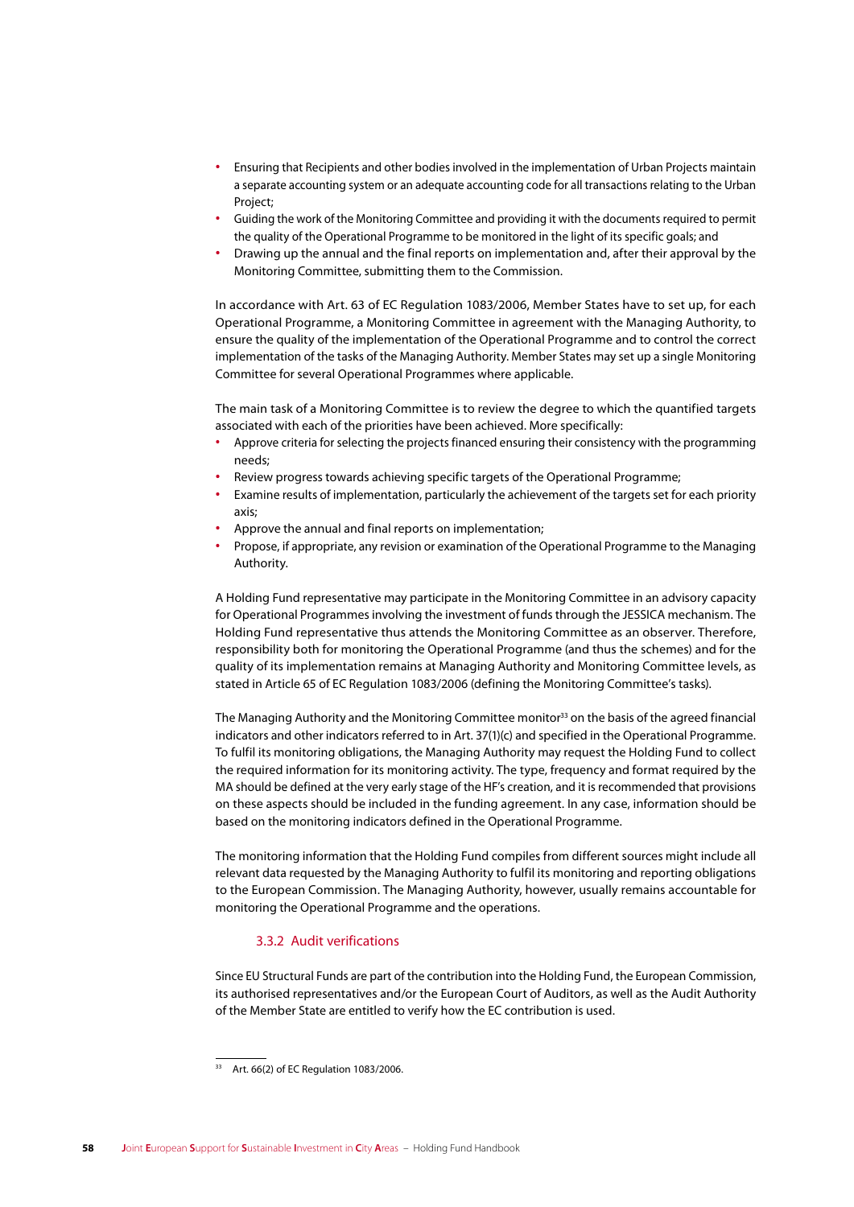- Ensuring that Recipients and other bodies involved in the implementation of Urban Projects maintain a separate accounting system or an adequate accounting code for all transactions relating to the Urban Project;
- Guiding the work of the Monitoring Committee and providing it with the documents required to permit the quality of the Operational Programme to be monitored in the light of its specific goals; and
- Drawing up the annual and the final reports on implementation and, after their approval by the Monitoring Committee, submitting them to the Commission.

In accordance with Art. 63 of EC Regulation 1083/2006, Member States have to set up, for each Operational Programme, a Monitoring Committee in agreement with the Managing Authority, to ensure the quality of the implementation of the Operational Programme and to control the correct implementation of the tasks of the Managing Authority. Member States may set up a single Monitoring Committee for several Operational Programmes where applicable.

The main task of a Monitoring Committee is to review the degree to which the quantified targets associated with each of the priorities have been achieved. More specifically:

- Approve criteria for selecting the projects financed ensuring their consistency with the programming needs;
- Review progress towards achieving specific targets of the Operational Programme;
- Examine results of implementation, particularly the achievement of the targets set for each priority axis;
- Approve the annual and final reports on implementation;
- Propose, if appropriate, any revision or examination of the Operational Programme to the Managing Authority.

A Holding Fund representative may participate in the Monitoring Committee in an advisory capacity for Operational Programmes involving the investment of funds through the JESSICA mechanism. The Holding Fund representative thus attends the Monitoring Committee as an observer. Therefore, responsibility both for monitoring the Operational Programme (and thus the schemes) and for the quality of its implementation remains at Managing Authority and Monitoring Committee levels, as stated in Article 65 of EC Regulation 1083/2006 (defining the Monitoring Committee's tasks).

The Managing Authority and the Monitoring Committee monitor[33] on the basis of the agreed financial indicators and other indicators referred to in Art. 37(1)(c) and specified in the Operational Programme. To fulfil its monitoring obligations, the Managing Authority may request the Holding Fund to collect the required information for its monitoring activity. The type, frequency and format required by the MA should be defined at the very early stage of the HF's creation, and it is recommended that provisions on these aspects should be included in the funding agreement. In any case, information should be based on the monitoring indicators defined in the Operational Programme.

The monitoring information that the Holding Fund compiles from different sources might include all relevant data requested by the Managing Authority to fulfil its monitoring and reporting obligations to the European Commission. The Managing Authority, however, usually remains accountable for monitoring the Operational Programme and the operations.

### 3.3.2 Audit verifications

Since EU Structural Funds are part of the contribution into the Holding Fund, the European Commission, its authorised representatives and/or the European Court of Auditors, as well as the Audit Authority of the Member State are entitled to verify how the EC contribution is used.

[33] Art. 66(2) of EC Regulation 1083/2006.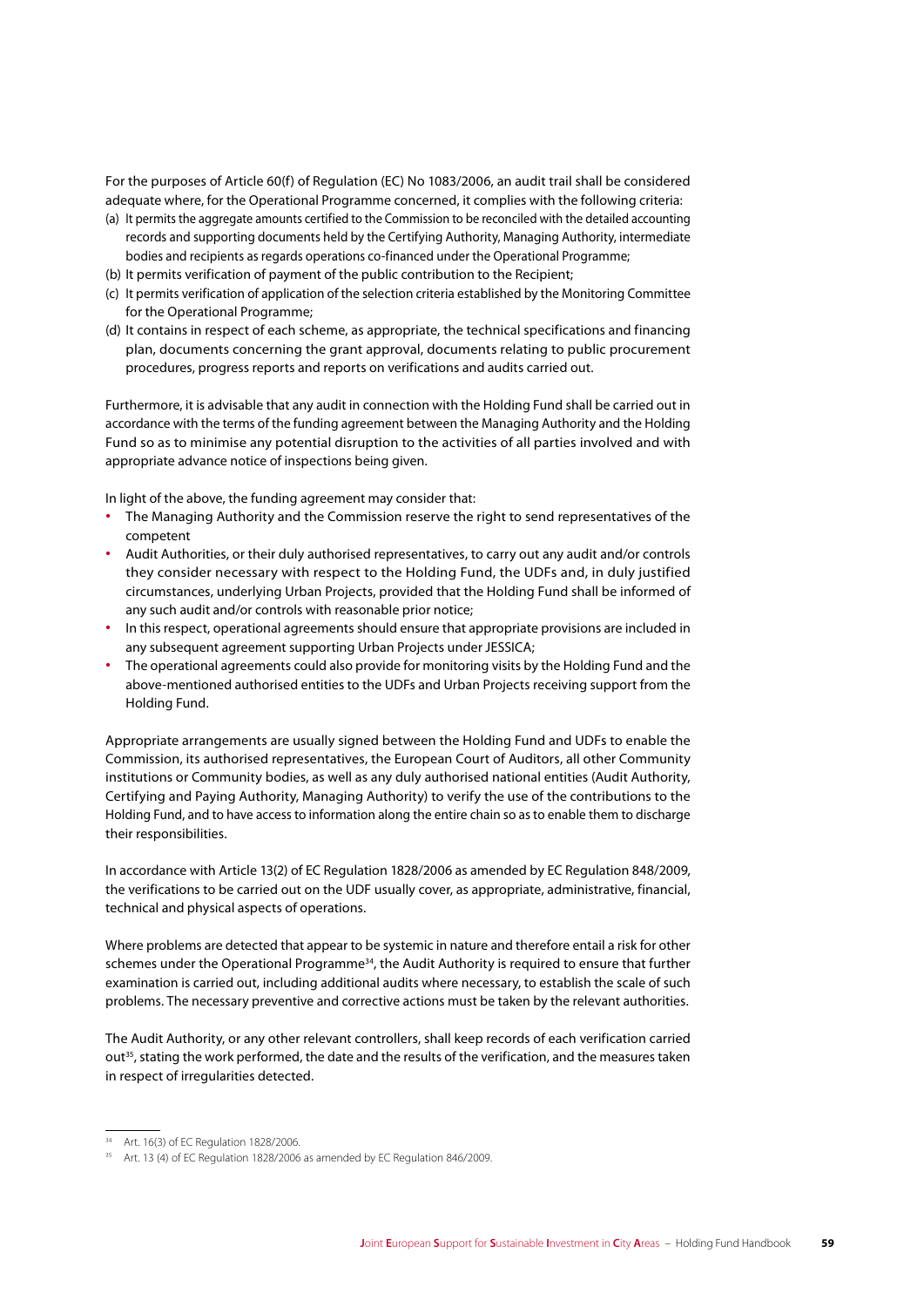For the purposes of Article 60(f) of Regulation (EC) No 1083/2006, an audit trail shall be considered adequate where, for the Operational Programme concerned, it complies with the following criteria:

(a) It permits the aggregate amounts certified to the Commission to be reconciled with the detailed accounting records and supporting documents held by the Certifying Authority, Managing Authority, intermediate bodies and recipients as regards operations co-financed under the Operational Programme;
(b) It permits verification of payment of the public contribution to the Recipient;
(c) It permits verification of application of the selection criteria established by the Monitoring Committee for the Operational Programme;
(d) It contains in respect of each scheme, as appropriate, the technical specifications and financing plan, documents concerning the grant approval, documents relating to public procurement procedures, progress reports and reports on verifications and audits carried out.

Furthermore, it is advisable that any audit in connection with the Holding Fund shall be carried out in accordance with the terms of the funding agreement between the Managing Authority and the Holding Fund so as to minimise any potential disruption to the activities of all parties involved and with appropriate advance notice of inspections being given.

In light of the above, the funding agreement may consider that:

- The Managing Authority and the Commission reserve the right to send representatives of the competent
- Audit Authorities, or their duly authorised representatives, to carry out any audit and/or controls they consider necessary with respect to the Holding Fund, the UDFs and, in duly justified circumstances, underlying Urban Projects, provided that the Holding Fund shall be informed of any such audit and/or controls with reasonable prior notice;
- In this respect, operational agreements should ensure that appropriate provisions are included in any subsequent agreement supporting Urban Projects under JESSICA;
- The operational agreements could also provide for monitoring visits by the Holding Fund and the above-mentioned authorised entities to the UDFs and Urban Projects receiving support from the Holding Fund.

Appropriate arrangements are usually signed between the Holding Fund and UDFs to enable the Commission, its authorised representatives, the European Court of Auditors, all other Community institutions or Community bodies, as well as any duly authorised national entities (Audit Authority, Certifying and Paying Authority, Managing Authority) to verify the use of the contributions to the Holding Fund, and to have access to information along the entire chain so as to enable them to discharge their responsibilities.

In accordance with Article 13(2) of EC Regulation 1828/2006 as amended by EC Regulation 848/2009, the verifications to be carried out on the UDF usually cover, as appropriate, administrative, financial, technical and physical aspects of operations.

Where problems are detected that appear to be systemic in nature and therefore entail a risk for other schemes under the Operational Programme[34], the Audit Authority is required to ensure that further examination is carried out, including additional audits where necessary, to establish the scale of such problems. The necessary preventive and corrective actions must be taken by the relevant authorities.

The Audit Authority, or any other relevant controllers, shall keep records of each verification carried out[35], stating the work performed, the date and the results of the verification, and the measures taken in respect of irregularities detected.

---

[34] Art. 16(3) of EC Regulation 1828/2006.

[35] Art. 13 (4) of EC Regulation 1828/2006 as amended by EC Regulation 846/2009.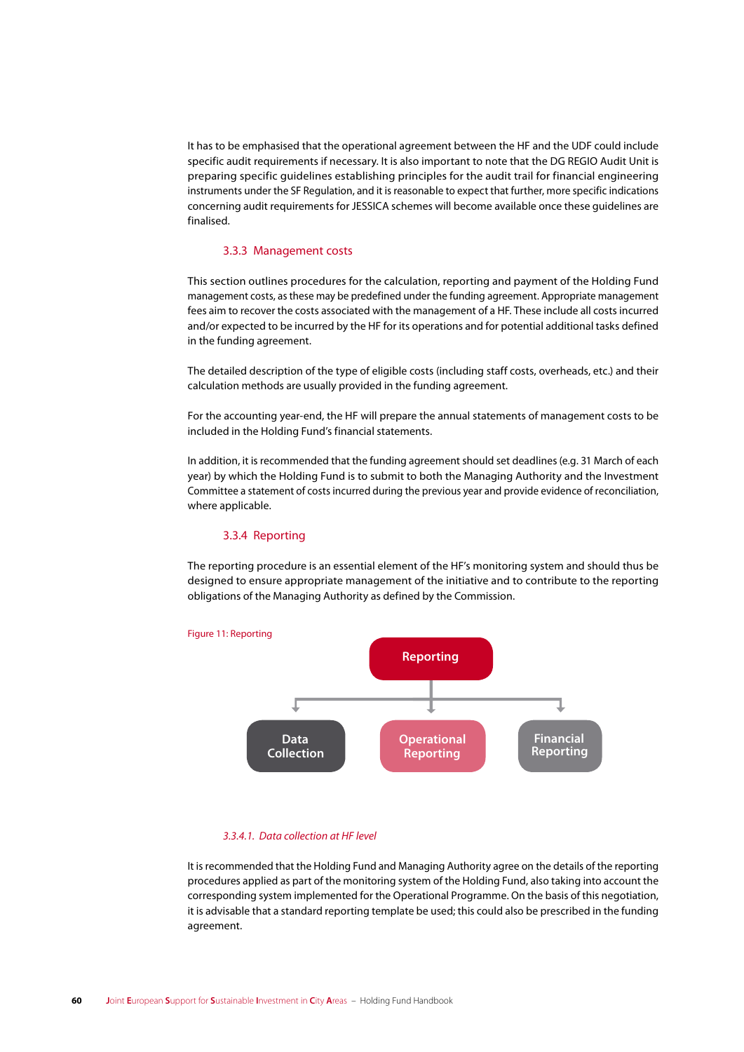It has to be emphasised that the operational agreement between the HF and the UDF could include specific audit requirements if necessary. It is also important to note that the DG REGIO Audit Unit is preparing specific guidelines establishing principles for the audit trail for financial engineering instruments under the SF Regulation, and it is reasonable to expect that further, more specific indications concerning audit requirements for JESSICA schemes will become available once these guidelines are finalised.

### 3.3.3 Management costs

This section outlines procedures for the calculation, reporting and payment of the Holding Fund management costs, as these may be predefined under the funding agreement. Appropriate management fees aim to recover the costs associated with the management of a HF. These include all costs incurred and/or expected to be incurred by the HF for its operations and for potential additional tasks defined in the funding agreement.

The detailed description of the type of eligible costs (including staff costs, overheads, etc.) and their calculation methods are usually provided in the funding agreement.

For the accounting year-end, the HF will prepare the annual statements of management costs to be included in the Holding Fund's financial statements.

In addition, it is recommended that the funding agreement should set deadlines (e.g. 31 March of each year) by which the Holding Fund is to submit to both the Managing Authority and the Investment Committee a statement of costs incurred during the previous year and provide evidence of reconciliation, where applicable.

### 3.3.4 Reporting

The reporting procedure is an essential element of the HF's monitoring system and should thus be designed to ensure appropriate management of the initiative and to contribute to the reporting obligations of the Managing Authority as defined by the Commission.

Figure 11: Reporting

Reporting

Data Collection

Operational Reporting

Financial Reporting

#### *3.3.4.1. Data collection at HF level*

It is recommended that the Holding Fund and Managing Authority agree on the details of the reporting procedures applied as part of the monitoring system of the Holding Fund, also taking into account the corresponding system implemented for the Operational Programme. On the basis of this negotiation, it is advisable that a standard reporting template be used; this could also be prescribed in the funding agreement.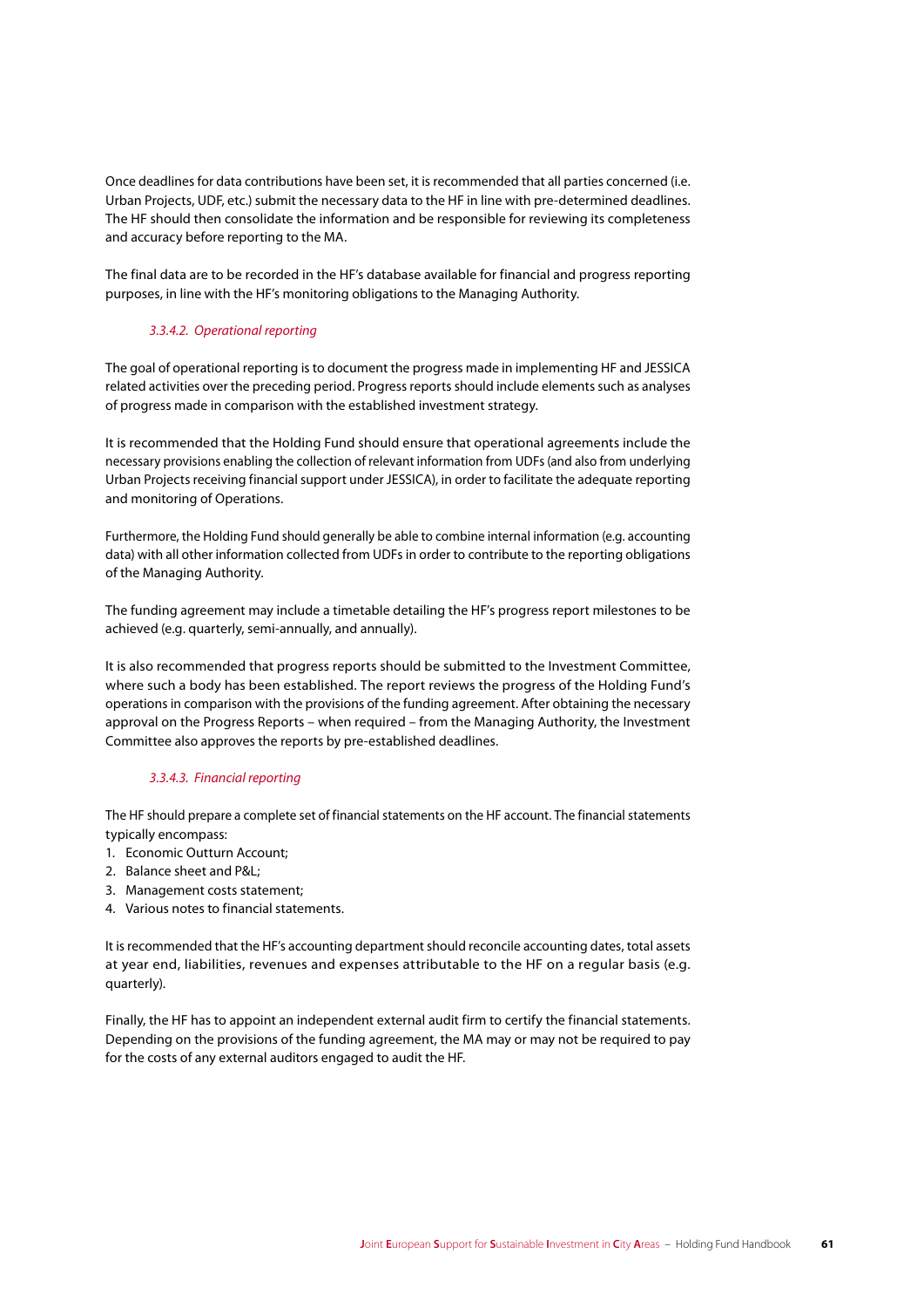Once deadlines for data contributions have been set, it is recommended that all parties concerned (i.e. Urban Projects, UDF, etc.) submit the necessary data to the HF in line with pre-determined deadlines. The HF should then consolidate the information and be responsible for reviewing its completeness and accuracy before reporting to the MA.

The final data are to be recorded in the HF's database available for financial and progress reporting purposes, in line with the HF's monitoring obligations to the Managing Authority.

#### *3.3.4.2. Operational reporting*

The goal of operational reporting is to document the progress made in implementing HF and JESSICA related activities over the preceding period. Progress reports should include elements such as analyses of progress made in comparison with the established investment strategy.

It is recommended that the Holding Fund should ensure that operational agreements include the necessary provisions enabling the collection of relevant information from UDFs (and also from underlying Urban Projects receiving financial support under JESSICA), in order to facilitate the adequate reporting and monitoring of Operations.

Furthermore, the Holding Fund should generally be able to combine internal information (e.g. accounting data) with all other information collected from UDFs in order to contribute to the reporting obligations of the Managing Authority.

The funding agreement may include a timetable detailing the HF's progress report milestones to be achieved (e.g. quarterly, semi-annually, and annually).

It is also recommended that progress reports should be submitted to the Investment Committee, where such a body has been established. The report reviews the progress of the Holding Fund's operations in comparison with the provisions of the funding agreement. After obtaining the necessary approval on the Progress Reports – when required – from the Managing Authority, the Investment Committee also approves the reports by pre-established deadlines.

#### *3.3.4.3. Financial reporting*

The HF should prepare a complete set of financial statements on the HF account. The financial statements typically encompass:

1. Economic Outturn Account;
2. Balance sheet and P&L;
3. Management costs statement;
4. Various notes to financial statements.

It is recommended that the HF's accounting department should reconcile accounting dates, total assets at year end, liabilities, revenues and expenses attributable to the HF on a regular basis (e.g. quarterly).

Finally, the HF has to appoint an independent external audit firm to certify the financial statements. Depending on the provisions of the funding agreement, the MA may or may not be required to pay for the costs of any external auditors engaged to audit the HF.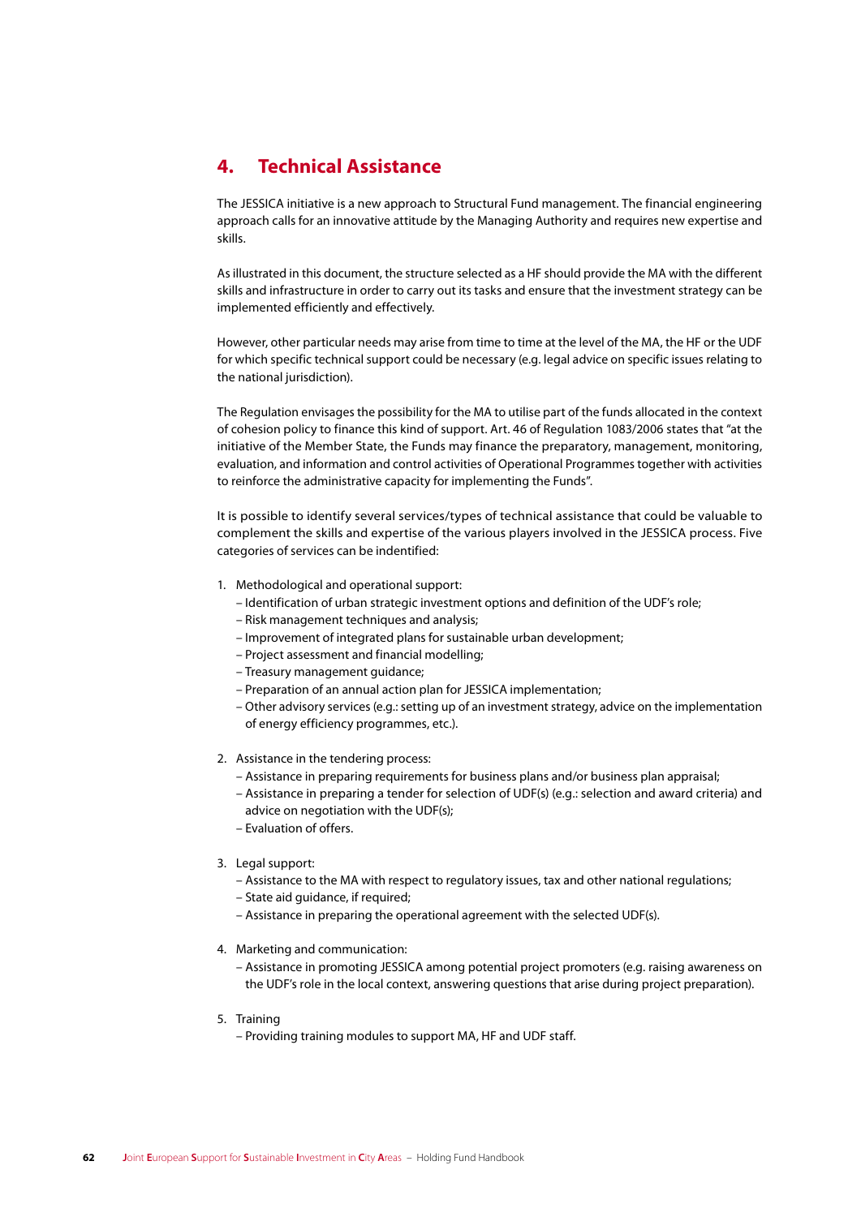## 4. Technical Assistance

The JESSICA initiative is a new approach to Structural Fund management. The financial engineering approach calls for an innovative attitude by the Managing Authority and requires new expertise and skills.

As illustrated in this document, the structure selected as a HF should provide the MA with the different skills and infrastructure in order to carry out its tasks and ensure that the investment strategy can be implemented efficiently and effectively.

However, other particular needs may arise from time to time at the level of the MA, the HF or the UDF for which specific technical support could be necessary (e.g. legal advice on specific issues relating to the national jurisdiction).

The Regulation envisages the possibility for the MA to utilise part of the funds allocated in the context of cohesion policy to finance this kind of support. Art. 46 of Regulation 1083/2006 states that "at the initiative of the Member State, the Funds may finance the preparatory, management, monitoring, evaluation, and information and control activities of Operational Programmes together with activities to reinforce the administrative capacity for implementing the Funds".

It is possible to identify several services/types of technical assistance that could be valuable to complement the skills and expertise of the various players involved in the JESSICA process. Five categories of services can be indentified:

1. Methodological and operational support:
   - Identification of urban strategic investment options and definition of the UDF's role;
   - Risk management techniques and analysis;
   - Improvement of integrated plans for sustainable urban development;
   - Project assessment and financial modelling;
   - Treasury management guidance;
   - Preparation of an annual action plan for JESSICA implementation;
   - Other advisory services (e.g.: setting up of an investment strategy, advice on the implementation of energy efficiency programmes, etc.).

2. Assistance in the tendering process:
   - Assistance in preparing requirements for business plans and/or business plan appraisal;
   - Assistance in preparing a tender for selection of UDF(s) (e.g.: selection and award criteria) and advice on negotiation with the UDF(s);
   - Evaluation of offers.

3. Legal support:
   - Assistance to the MA with respect to regulatory issues, tax and other national regulations;
   - State aid guidance, if required;
   - Assistance in preparing the operational agreement with the selected UDF(s).

4. Marketing and communication:
   - Assistance in promoting JESSICA among potential project promoters (e.g. raising awareness on the UDF's role in the local context, answering questions that arise during project preparation).

5. Training
   - Providing training modules to support MA, HF and UDF staff.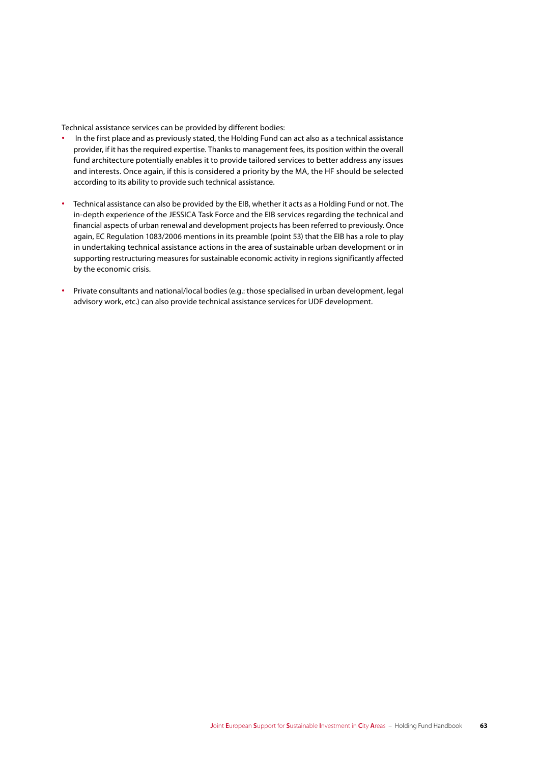Technical assistance services can be provided by different bodies:

- In the first place and as previously stated, the Holding Fund can act also as a technical assistance provider, if it has the required expertise. Thanks to management fees, its position within the overall fund architecture potentially enables it to provide tailored services to better address any issues and interests. Once again, if this is considered a priority by the MA, the HF should be selected according to its ability to provide such technical assistance.

- Technical assistance can also be provided by the EIB, whether it acts as a Holding Fund or not. The in-depth experience of the JESSICA Task Force and the EIB services regarding the technical and financial aspects of urban renewal and development projects has been referred to previously. Once again, EC Regulation 1083/2006 mentions in its preamble (point 53) that the EIB has a role to play in undertaking technical assistance actions in the area of sustainable urban development or in supporting restructuring measures for sustainable economic activity in regions significantly affected by the economic crisis.

- Private consultants and national/local bodies (e.g.: those specialised in urban development, legal advisory work, etc.) can also provide technical assistance services for UDF development.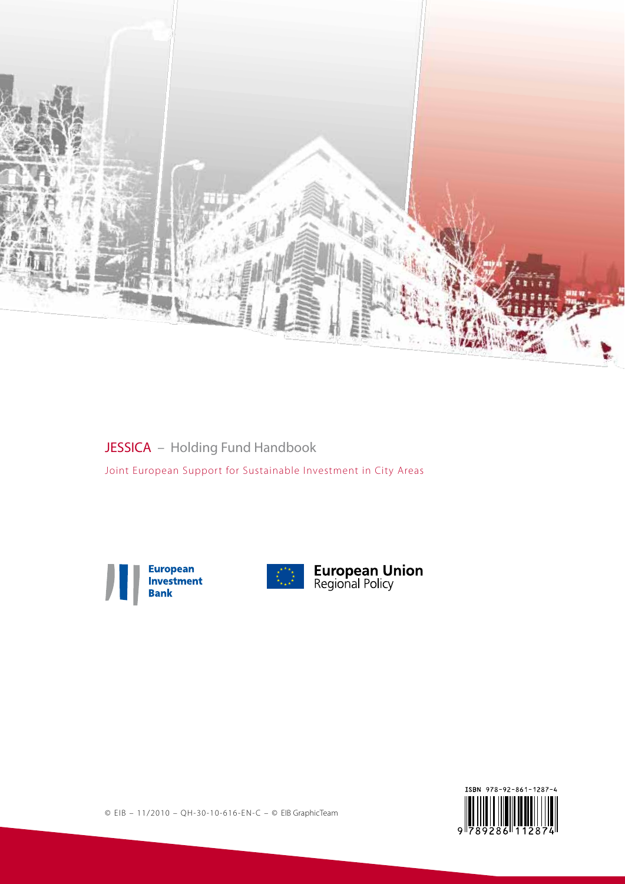JESSICA – Holding Fund Handbook

Joint European Support for Sustainable Investment in City Areas

European Investment Bank

European Union
Regional Policy

© EIB – 11/2010 – QH-30-10-616-EN-C – © EIB GraphicTeam

ISBN 978-92-861-1287-4